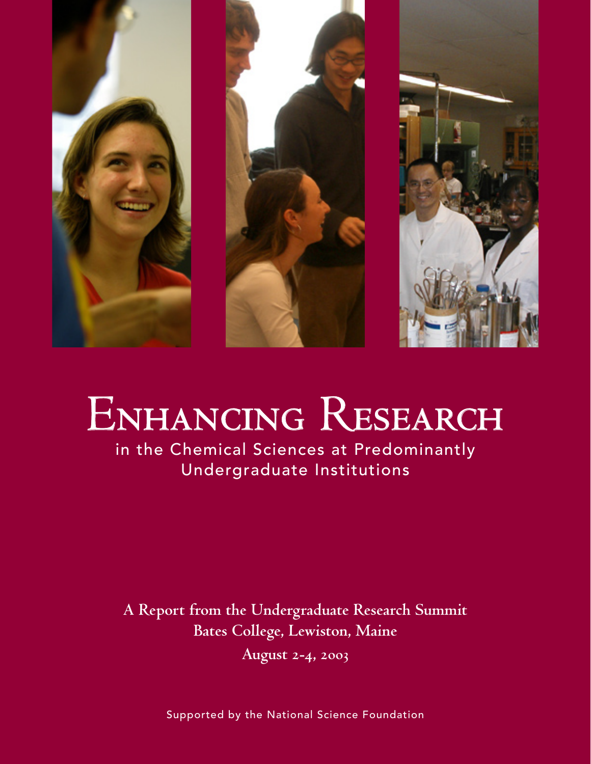# Enhancing Research

in the Chemical Sciences at Predominantly Undergraduate Institutions

**A Report from the Undergraduate Research Summit**
**Bates College, Lewiston, Maine**
**August 2-4, 2003**

Supported by the National Science Foundation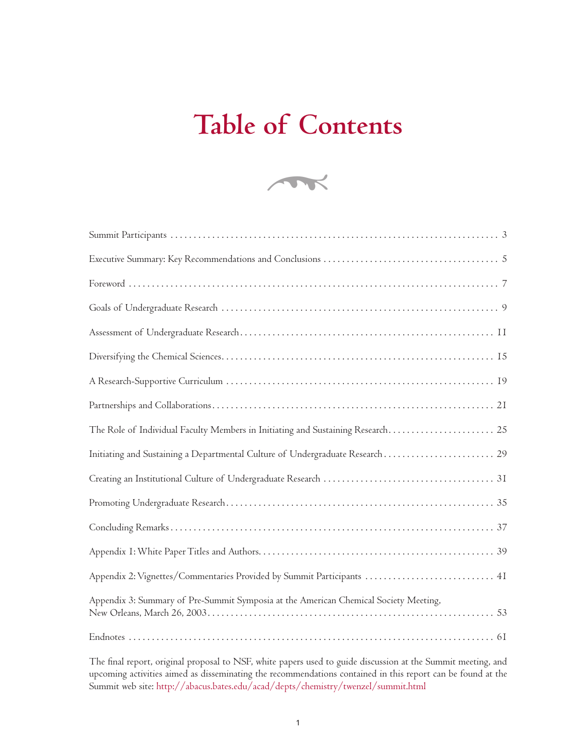# Table of Contents

Summit Participants . . . . . . . . . . . . . . . . . . . . . . . . . . . . . . . . . . . . . . . . . . . . . . . . . . . . . . . . . . . . . . . . . . . . . 3

Executive Summary: Key Recommendations and Conclusions . . . . . . . . . . . . . . . . . . . . . . . . . . . . . . . . . . . . . 5

Foreword . . . . . . . . . . . . . . . . . . . . . . . . . . . . . . . . . . . . . . . . . . . . . . . . . . . . . . . . . . . . . . . . . . . . . . . . . . . . 7

Goals of Undergraduate Research . . . . . . . . . . . . . . . . . . . . . . . . . . . . . . . . . . . . . . . . . . . . . . . . . . . . . . . . . 9

Assessment of Undergraduate Research. . . . . . . . . . . . . . . . . . . . . . . . . . . . . . . . . . . . . . . . . . . . . . . . . . . . . 11

Diversifying the Chemical Sciences. . . . . . . . . . . . . . . . . . . . . . . . . . . . . . . . . . . . . . . . . . . . . . . . . . . . . . . . . 15

A Research-Supportive Curriculum . . . . . . . . . . . . . . . . . . . . . . . . . . . . . . . . . . . . . . . . . . . . . . . . . . . . . . . . 19

Partnerships and Collaborations. . . . . . . . . . . . . . . . . . . . . . . . . . . . . . . . . . . . . . . . . . . . . . . . . . . . . . . . . . . 21

The Role of Individual Faculty Members in Initiating and Sustaining Research. . . . . . . . . . . . . . . . . . . . . . . 25

Initiating and Sustaining a Departmental Culture of Undergraduate Research . . . . . . . . . . . . . . . . . . . . . . . 29

Creating an Institutional Culture of Undergraduate Research . . . . . . . . . . . . . . . . . . . . . . . . . . . . . . . . . . . . 31

Promoting Undergraduate Research. . . . . . . . . . . . . . . . . . . . . . . . . . . . . . . . . . . . . . . . . . . . . . . . . . . . . . . . . 35

Concluding Remarks . . . . . . . . . . . . . . . . . . . . . . . . . . . . . . . . . . . . . . . . . . . . . . . . . . . . . . . . . . . . . . . . . . . . 37

Appendix 1: White Paper Titles and Authors. . . . . . . . . . . . . . . . . . . . . . . . . . . . . . . . . . . . . . . . . . . . . . . . . . 39

Appendix 2: Vignettes/Commentaries Provided by Summit Participants . . . . . . . . . . . . . . . . . . . . . . . . . . . 41

Appendix 3: Summary of Pre-Summit Symposia at the American Chemical Society Meeting, New Orleans, March 26, 2003. . . . . . . . . . . . . . . . . . . . . . . . . . . . . . . . . . . . . . . . . . . . . . . . . . . . . . . . . . . . . . . 53

Endnotes . . . . . . . . . . . . . . . . . . . . . . . . . . . . . . . . . . . . . . . . . . . . . . . . . . . . . . . . . . . . . . . . . . . . . . . . . . . . . 61

The final report, original proposal to NSF, white papers used to guide discussion at the Summit meeting, and upcoming activities aimed as disseminating the recommendations contained in this report can be found at the Summit web site: http://abacus.bates.edu/acad/depts/chemistry/twenzel/summit.html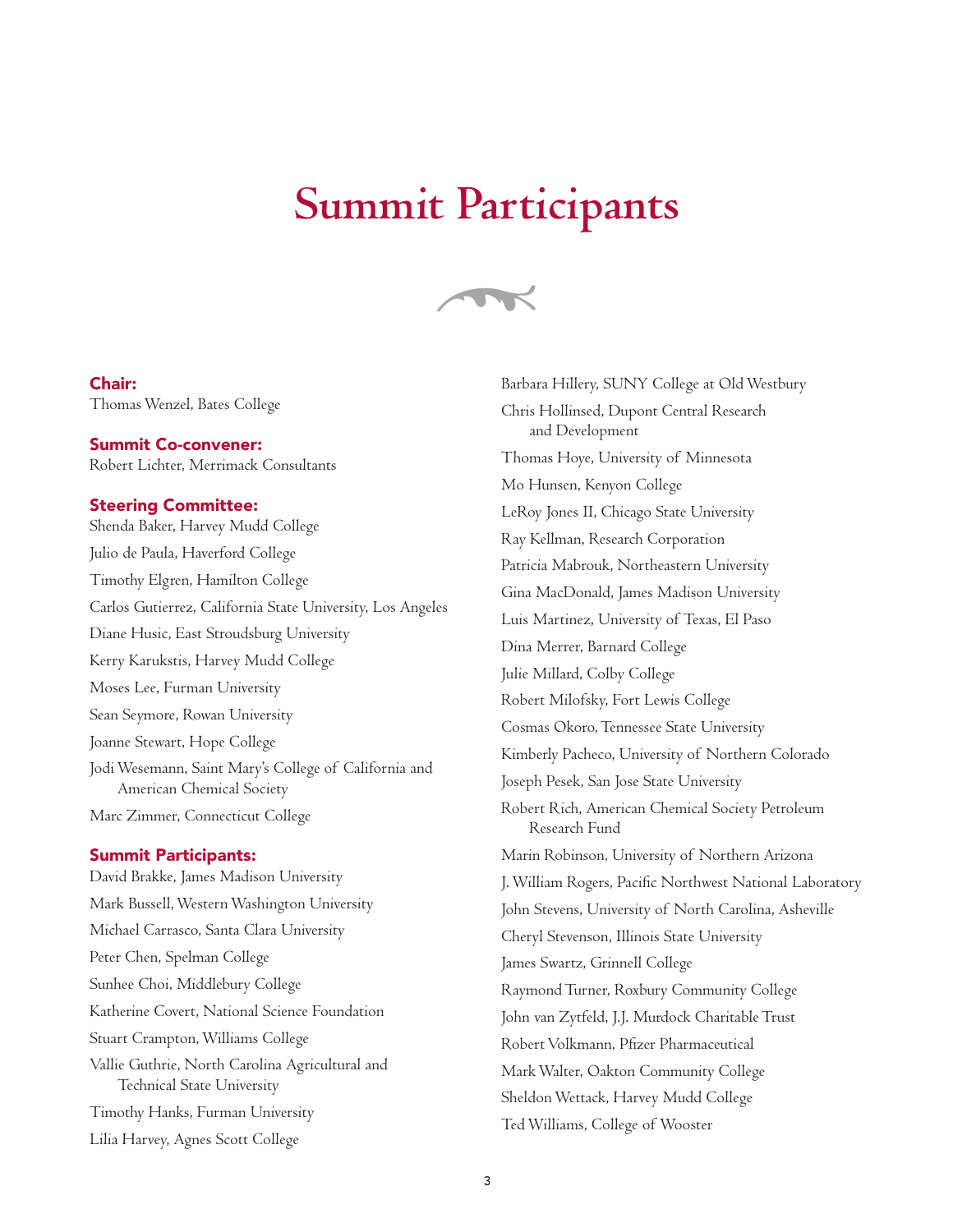# Summit Participants

**Chair:**

Thomas Wenzel, Bates College

**Summit Co-convener:**

Robert Lichter, Merrimack Consultants

**Steering Committee:**

Shenda Baker, Harvey Mudd College

Julio de Paula, Haverford College

Timothy Elgren, Hamilton College

Carlos Gutierrez, California State University, Los Angeles

Diane Husic, East Stroudsburg University

Kerry Karukstis, Harvey Mudd College

Moses Lee, Furman University

Sean Seymore, Rowan University

Joanne Stewart, Hope College

Jodi Wesemann, Saint Mary's College of California and American Chemical Society

Marc Zimmer, Connecticut College

**Summit Participants:**

David Brakke, James Madison University

Mark Bussell, Western Washington University

Michael Carrasco, Santa Clara University

Peter Chen, Spelman College

Sunhee Choi, Middlebury College

Katherine Covert, National Science Foundation

Stuart Crampton, Williams College

Vallie Guthrie, North Carolina Agricultural and Technical State University

Timothy Hanks, Furman University

Lilia Harvey, Agnes Scott College

Barbara Hillery, SUNY College at Old Westbury

Chris Hollinsed, Dupont Central Research and Development

Thomas Hoye, University of Minnesota

Mo Hunsen, Kenyon College

LeRoy Jones II, Chicago State University

Ray Kellman, Research Corporation

Patricia Mabrouk, Northeastern University

Gina MacDonald, James Madison University

Luis Martinez, University of Texas, El Paso

Dina Merrer, Barnard College

Julie Millard, Colby College

Robert Milofsky, Fort Lewis College

Cosmas Okoro, Tennessee State University

Kimberly Pacheco, University of Northern Colorado

Joseph Pesek, San Jose State University

Robert Rich, American Chemical Society Petroleum Research Fund

Marin Robinson, University of Northern Arizona

J. William Rogers, Pacific Northwest National Laboratory

John Stevens, University of North Carolina, Asheville

Cheryl Stevenson, Illinois State University

James Swartz, Grinnell College

Raymond Turner, Roxbury Community College

John van Zytfeld, J.J. Murdock Charitable Trust

Robert Volkmann, Pfizer Pharmaceutical

Mark Walter, Oakton Community College

Sheldon Wettack, Harvey Mudd College

Ted Williams, College of Wooster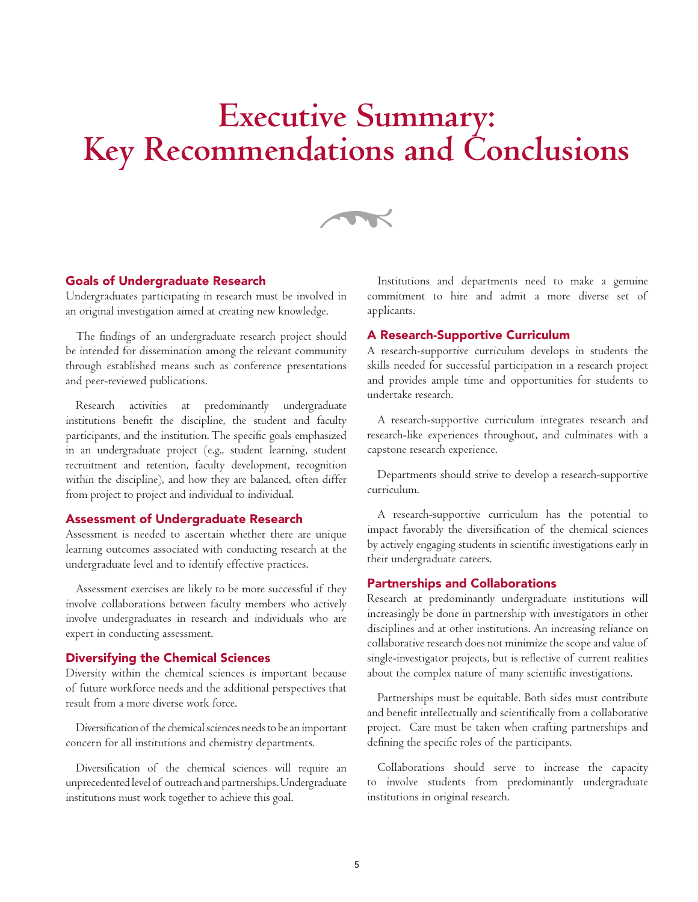# Executive Summary: Key Recommendations and Conclusions

## Goals of Undergraduate Research

Undergraduates participating in research must be involved in an original investigation aimed at creating new knowledge.

The findings of an undergraduate research project should be intended for dissemination among the relevant community through established means such as conference presentations and peer-reviewed publications.

Research activities at predominantly undergraduate institutions benefit the discipline, the student and faculty participants, and the institution. The specific goals emphasized in an undergraduate project (e.g., student learning, student recruitment and retention, faculty development, recognition within the discipline), and how they are balanced, often differ from project to project and individual to individual.

## Assessment of Undergraduate Research

Assessment is needed to ascertain whether there are unique learning outcomes associated with conducting research at the undergraduate level and to identify effective practices.

Assessment exercises are likely to be more successful if they involve collaborations between faculty members who actively involve undergraduates in research and individuals who are expert in conducting assessment.

## Diversifying the Chemical Sciences

Diversity within the chemical sciences is important because of future workforce needs and the additional perspectives that result from a more diverse work force.

Diversification of the chemical sciences needs to be an important concern for all institutions and chemistry departments.

Diversification of the chemical sciences will require an unprecedented level of outreach and partnerships. Undergraduate institutions must work together to achieve this goal.

Institutions and departments need to make a genuine commitment to hire and admit a more diverse set of applicants.

## A Research-Supportive Curriculum

A research-supportive curriculum develops in students the skills needed for successful participation in a research project and provides ample time and opportunities for students to undertake research.

A research-supportive curriculum integrates research and research-like experiences throughout, and culminates with a capstone research experience.

Departments should strive to develop a research-supportive curriculum.

A research-supportive curriculum has the potential to impact favorably the diversification of the chemical sciences by actively engaging students in scientific investigations early in their undergraduate careers.

## Partnerships and Collaborations

Research at predominantly undergraduate institutions will increasingly be done in partnership with investigators in other disciplines and at other institutions. An increasing reliance on collaborative research does not minimize the scope and value of single-investigator projects, but is reflective of current realities about the complex nature of many scientific investigations.

Partnerships must be equitable. Both sides must contribute and benefit intellectually and scientifically from a collaborative project. Care must be taken when crafting partnerships and defining the specific roles of the participants.

Collaborations should serve to increase the capacity to involve students from predominantly undergraduate institutions in original research.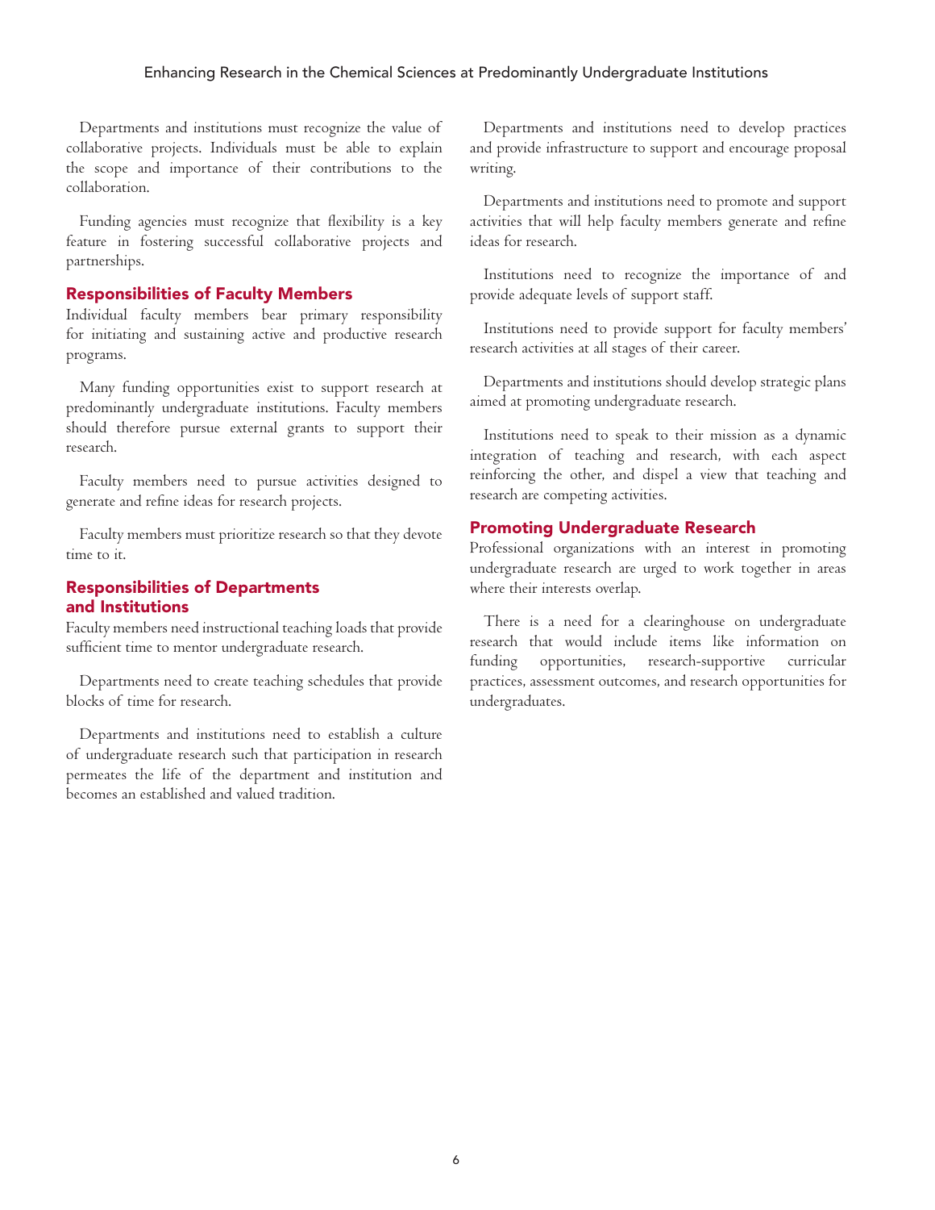Departments and institutions must recognize the value of collaborative projects. Individuals must be able to explain the scope and importance of their contributions to the collaboration.

Funding agencies must recognize that flexibility is a key feature in fostering successful collaborative projects and partnerships.

## Responsibilities of Faculty Members

Individual faculty members bear primary responsibility for initiating and sustaining active and productive research programs.

Many funding opportunities exist to support research at predominantly undergraduate institutions. Faculty members should therefore pursue external grants to support their research.

Faculty members need to pursue activities designed to generate and refine ideas for research projects.

Faculty members must prioritize research so that they devote time to it.

## Responsibilities of Departments and Institutions

Faculty members need instructional teaching loads that provide sufficient time to mentor undergraduate research.

Departments need to create teaching schedules that provide blocks of time for research.

Departments and institutions need to establish a culture of undergraduate research such that participation in research permeates the life of the department and institution and becomes an established and valued tradition.

Departments and institutions need to develop practices and provide infrastructure to support and encourage proposal writing.

Departments and institutions need to promote and support activities that will help faculty members generate and refine ideas for research.

Institutions need to recognize the importance of and provide adequate levels of support staff.

Institutions need to provide support for faculty members' research activities at all stages of their career.

Departments and institutions should develop strategic plans aimed at promoting undergraduate research.

Institutions need to speak to their mission as a dynamic integration of teaching and research, with each aspect reinforcing the other, and dispel a view that teaching and research are competing activities.

## Promoting Undergraduate Research

Professional organizations with an interest in promoting undergraduate research are urged to work together in areas where their interests overlap.

There is a need for a clearinghouse on undergraduate research that would include items like information on funding opportunities, research-supportive curricular practices, assessment outcomes, and research opportunities for undergraduates.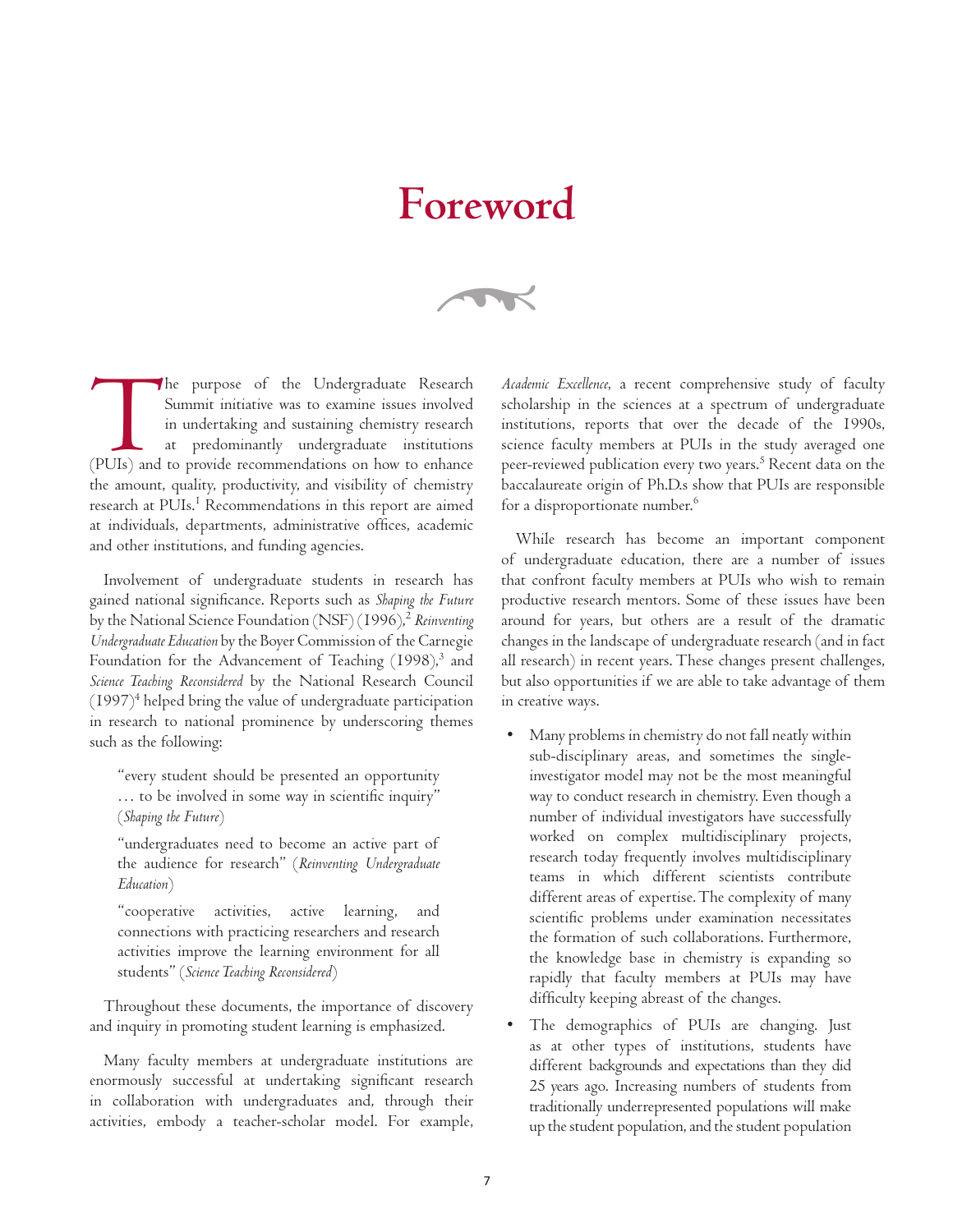# Foreword

The purpose of the Undergraduate Research Summit initiative was to examine issues involved in undertaking and sustaining chemistry research at predominantly undergraduate institutions (PUIs) and to provide recommendations on how to enhance the amount, quality, productivity, and visibility of chemistry research at PUIs.[1] Recommendations in this report are aimed at individuals, departments, administrative offices, academic and other institutions, and funding agencies.

Involvement of undergraduate students in research has gained national significance. Reports such as *Shaping the Future* by the National Science Foundation (NSF) (1996),[2] *Reinventing Undergraduate Education* by the Boyer Commission of the Carnegie Foundation for the Advancement of Teaching (1998),[3] and *Science Teaching Reconsidered* by the National Research Council (1997)[4] helped bring the value of undergraduate participation in research to national prominence by underscoring themes such as the following:

> "every student should be presented an opportunity … to be involved in some way in scientific inquiry" (*Shaping the Future*)
>
> "undergraduates need to become an active part of the audience for research" (*Reinventing Undergraduate Education*)
>
> "cooperative activities, active learning, and connections with practicing researchers and research activities improve the learning environment for all students" (*Science Teaching Reconsidered*)

Throughout these documents, the importance of discovery and inquiry in promoting student learning is emphasized.

Many faculty members at undergraduate institutions are enormously successful at undertaking significant research in collaboration with undergraduates and, through their activities, embody a teacher-scholar model. For example, *Academic Excellence*, a recent comprehensive study of faculty scholarship in the sciences at a spectrum of undergraduate institutions, reports that over the decade of the 1990s, science faculty members at PUIs in the study averaged one peer-reviewed publication every two years.[5] Recent data on the baccalaureate origin of Ph.D.s show that PUIs are responsible for a disproportionate number.[6]

While research has become an important component of undergraduate education, there are a number of issues that confront faculty members at PUIs who wish to remain productive research mentors. Some of these issues have been around for years, but others are a result of the dramatic changes in the landscape of undergraduate research (and in fact all research) in recent years. These changes present challenges, but also opportunities if we are able to take advantage of them in creative ways.

- Many problems in chemistry do not fall neatly within sub-disciplinary areas, and sometimes the single-investigator model may not be the most meaningful way to conduct research in chemistry. Even though a number of individual investigators have successfully worked on complex multidisciplinary projects, research today frequently involves multidisciplinary teams in which different scientists contribute different areas of expertise. The complexity of many scientific problems under examination necessitates the formation of such collaborations. Furthermore, the knowledge base in chemistry is expanding so rapidly that faculty members at PUIs may have difficulty keeping abreast of the changes.
- The demographics of PUIs are changing. Just as at other types of institutions, students have different backgrounds and expectations than they did 25 years ago. Increasing numbers of students from traditionally underrepresented populations will make up the student population, and the student population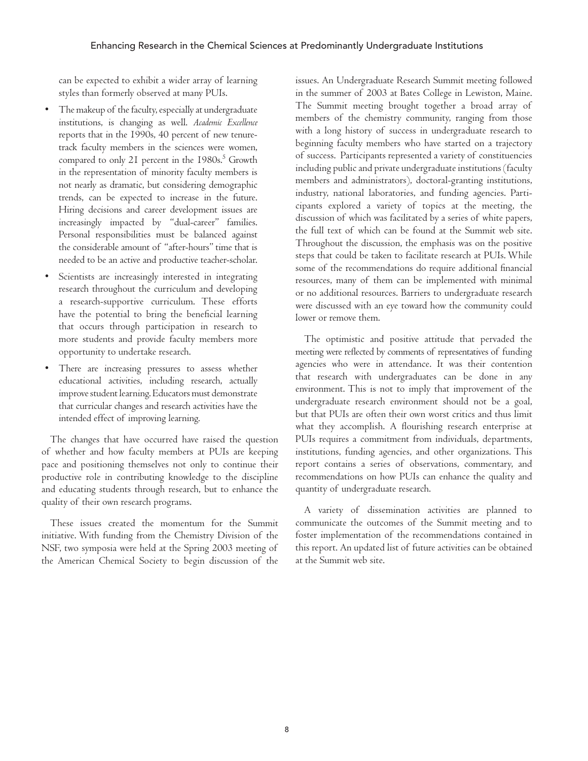can be expected to exhibit a wider array of learning styles than formerly observed at many PUIs.

- The makeup of the faculty, especially at undergraduate institutions, is changing as well. *Academic Excellence* reports that in the 1990s, 40 percent of new tenure-track faculty members in the sciences were women, compared to only 21 percent in the 1980s.[5] Growth in the representation of minority faculty members is not nearly as dramatic, but considering demographic trends, can be expected to increase in the future. Hiring decisions and career development issues are increasingly impacted by "dual-career" families. Personal responsibilities must be balanced against the considerable amount of "after-hours" time that is needed to be an active and productive teacher-scholar.
- Scientists are increasingly interested in integrating research throughout the curriculum and developing a research-supportive curriculum. These efforts have the potential to bring the beneficial learning that occurs through participation in research to more students and provide faculty members more opportunity to undertake research.
- There are increasing pressures to assess whether educational activities, including research, actually improve student learning. Educators must demonstrate that curricular changes and research activities have the intended effect of improving learning.

The changes that have occurred have raised the question of whether and how faculty members at PUIs are keeping pace and positioning themselves not only to continue their productive role in contributing knowledge to the discipline and educating students through research, but to enhance the quality of their own research programs.

These issues created the momentum for the Summit initiative. With funding from the Chemistry Division of the NSF, two symposia were held at the Spring 2003 meeting of the American Chemical Society to begin discussion of the issues. An Undergraduate Research Summit meeting followed in the summer of 2003 at Bates College in Lewiston, Maine. The Summit meeting brought together a broad array of members of the chemistry community, ranging from those with a long history of success in undergraduate research to beginning faculty members who have started on a trajectory of success. Participants represented a variety of constituencies including public and private undergraduate institutions (faculty members and administrators), doctoral-granting institutions, industry, national laboratories, and funding agencies. Participants explored a variety of topics at the meeting, the discussion of which was facilitated by a series of white papers, the full text of which can be found at the Summit web site. Throughout the discussion, the emphasis was on the positive steps that could be taken to facilitate research at PUIs. While some of the recommendations do require additional financial resources, many of them can be implemented with minimal or no additional resources. Barriers to undergraduate research were discussed with an eye toward how the community could lower or remove them.

The optimistic and positive attitude that pervaded the meeting were reflected by comments of representatives of funding agencies who were in attendance. It was their contention that research with undergraduates can be done in any environment. This is not to imply that improvement of the undergraduate research environment should not be a goal, but that PUIs are often their own worst critics and thus limit what they accomplish. A flourishing research enterprise at PUIs requires a commitment from individuals, departments, institutions, funding agencies, and other organizations. This report contains a series of observations, commentary, and recommendations on how PUIs can enhance the quality and quantity of undergraduate research.

A variety of dissemination activities are planned to communicate the outcomes of the Summit meeting and to foster implementation of the recommendations contained in this report. An updated list of future activities can be obtained at the Summit web site.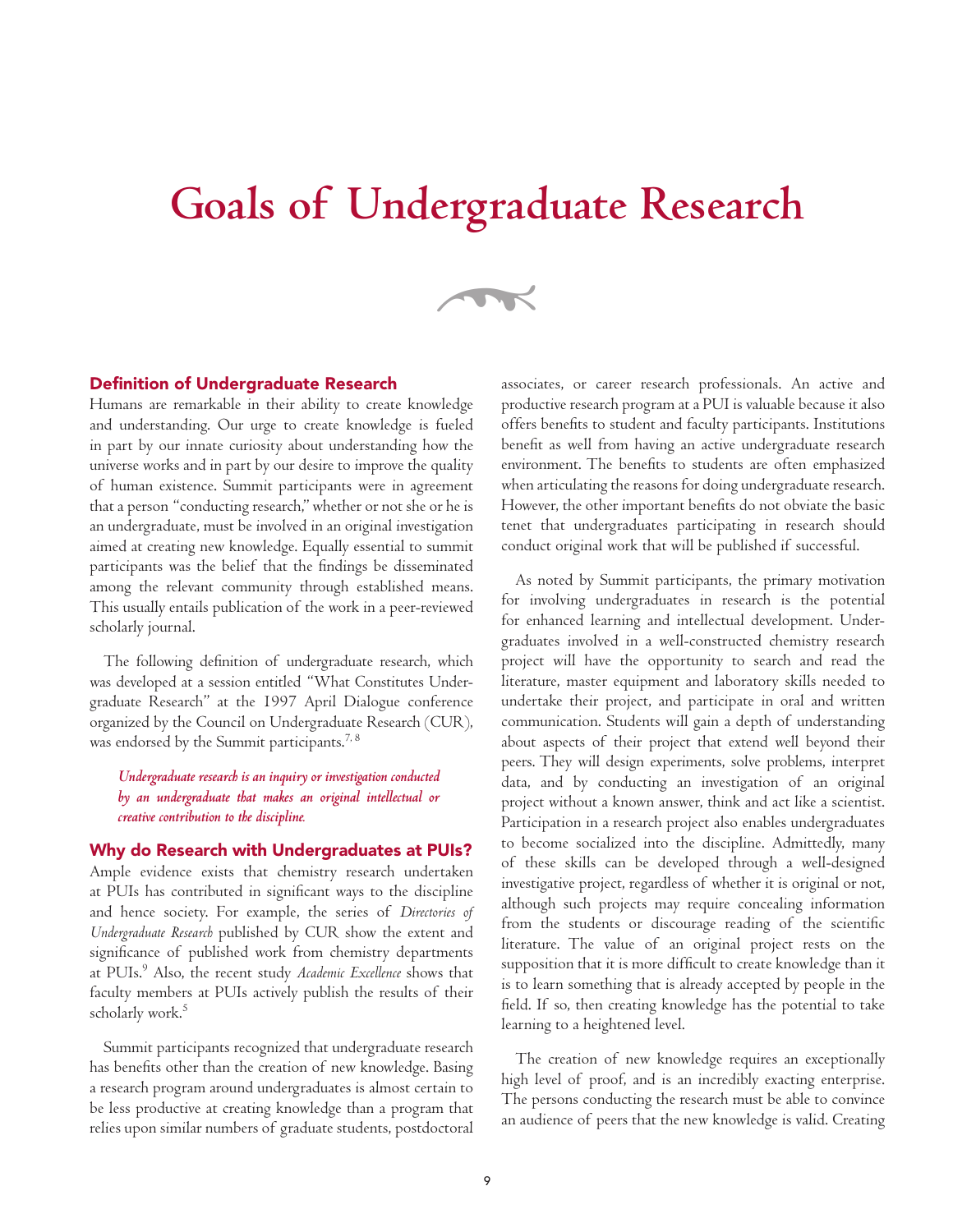# Goals of Undergraduate Research

## Definition of Undergraduate Research

Humans are remarkable in their ability to create knowledge and understanding. Our urge to create knowledge is fueled in part by our innate curiosity about understanding how the universe works and in part by our desire to improve the quality of human existence. Summit participants were in agreement that a person "conducting research," whether or not she or he is an undergraduate, must be involved in an original investigation aimed at creating new knowledge. Equally essential to summit participants was the belief that the findings be disseminated among the relevant community through established means. This usually entails publication of the work in a peer-reviewed scholarly journal.

The following definition of undergraduate research, which was developed at a session entitled "What Constitutes Undergraduate Research" at the 1997 April Dialogue conference organized by the Council on Undergraduate Research (CUR), was endorsed by the Summit participants.[7, 8]

> *Undergraduate research is an inquiry or investigation conducted by an undergraduate that makes an original intellectual or creative contribution to the discipline.*

## Why do Research with Undergraduates at PUIs?

Ample evidence exists that chemistry research undertaken at PUIs has contributed in significant ways to the discipline and hence society. For example, the series of *Directories of Undergraduate Research* published by CUR show the extent and significance of published work from chemistry departments at PUIs.[9] Also, the recent study *Academic Excellence* shows that faculty members at PUIs actively publish the results of their scholarly work.[5]

Summit participants recognized that undergraduate research has benefits other than the creation of new knowledge. Basing a research program around undergraduates is almost certain to be less productive at creating knowledge than a program that relies upon similar numbers of graduate students, postdoctoral associates, or career research professionals. An active and productive research program at a PUI is valuable because it also offers benefits to student and faculty participants. Institutions benefit as well from having an active undergraduate research environment. The benefits to students are often emphasized when articulating the reasons for doing undergraduate research. However, the other important benefits do not obviate the basic tenet that undergraduates participating in research should conduct original work that will be published if successful.

As noted by Summit participants, the primary motivation for involving undergraduates in research is the potential for enhanced learning and intellectual development. Undergraduates involved in a well-constructed chemistry research project will have the opportunity to search and read the literature, master equipment and laboratory skills needed to undertake their project, and participate in oral and written communication. Students will gain a depth of understanding about aspects of their project that extend well beyond their peers. They will design experiments, solve problems, interpret data, and by conducting an investigation of an original project without a known answer, think and act like a scientist. Participation in a research project also enables undergraduates to become socialized into the discipline. Admittedly, many of these skills can be developed through a well-designed investigative project, regardless of whether it is original or not, although such projects may require concealing information from the students or discourage reading of the scientific literature. The value of an original project rests on the supposition that it is more difficult to create knowledge than it is to learn something that is already accepted by people in the field. If so, then creating knowledge has the potential to take learning to a heightened level.

The creation of new knowledge requires an exceptionally high level of proof, and is an incredibly exacting enterprise. The persons conducting the research must be able to convince an audience of peers that the new knowledge is valid. Creating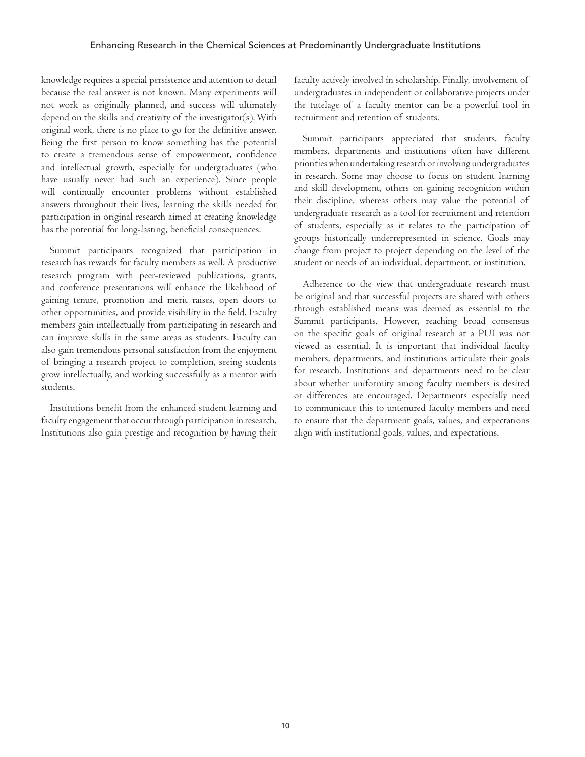knowledge requires a special persistence and attention to detail because the real answer is not known. Many experiments will not work as originally planned, and success will ultimately depend on the skills and creativity of the investigator(s). With original work, there is no place to go for the definitive answer. Being the first person to know something has the potential to create a tremendous sense of empowerment, confidence and intellectual growth, especially for undergraduates (who have usually never had such an experience). Since people will continually encounter problems without established answers throughout their lives, learning the skills needed for participation in original research aimed at creating knowledge has the potential for long-lasting, beneficial consequences.

Summit participants recognized that participation in research has rewards for faculty members as well. A productive research program with peer-reviewed publications, grants, and conference presentations will enhance the likelihood of gaining tenure, promotion and merit raises, open doors to other opportunities, and provide visibility in the field. Faculty members gain intellectually from participating in research and can improve skills in the same areas as students. Faculty can also gain tremendous personal satisfaction from the enjoyment of bringing a research project to completion, seeing students grow intellectually, and working successfully as a mentor with students.

Institutions benefit from the enhanced student learning and faculty engagement that occur through participation in research. Institutions also gain prestige and recognition by having their faculty actively involved in scholarship. Finally, involvement of undergraduates in independent or collaborative projects under the tutelage of a faculty mentor can be a powerful tool in recruitment and retention of students.

Summit participants appreciated that students, faculty members, departments and institutions often have different priorities when undertaking research or involving undergraduates in research. Some may choose to focus on student learning and skill development, others on gaining recognition within their discipline, whereas others may value the potential of undergraduate research as a tool for recruitment and retention of students, especially as it relates to the participation of groups historically underrepresented in science. Goals may change from project to project depending on the level of the student or needs of an individual, department, or institution.

Adherence to the view that undergraduate research must be original and that successful projects are shared with others through established means was deemed as essential to the Summit participants. However, reaching broad consensus on the specific goals of original research at a PUI was not viewed as essential. It is important that individual faculty members, departments, and institutions articulate their goals for research. Institutions and departments need to be clear about whether uniformity among faculty members is desired or differences are encouraged. Departments especially need to communicate this to untenured faculty members and need to ensure that the department goals, values, and expectations align with institutional goals, values, and expectations.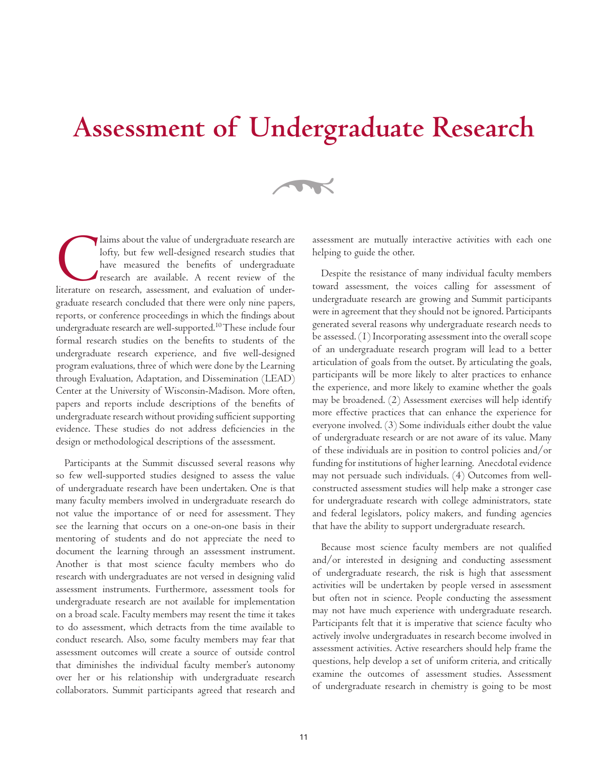# Assessment of Undergraduate Research

Claims about the value of undergraduate research are lofty, but few well-designed research studies that have measured the benefits of undergraduate research are available. A recent review of the literature on research, assessment, and evaluation of undergraduate research concluded that there were only nine papers, reports, or conference proceedings in which the findings about undergraduate research are well-supported.[10] These include four formal research studies on the benefits to students of the undergraduate research experience, and five well-designed program evaluations, three of which were done by the Learning through Evaluation, Adaptation, and Dissemination (LEAD) Center at the University of Wisconsin-Madison. More often, papers and reports include descriptions of the benefits of undergraduate research without providing sufficient supporting evidence. These studies do not address deficiencies in the design or methodological descriptions of the assessment.

Participants at the Summit discussed several reasons why so few well-supported studies designed to assess the value of undergraduate research have been undertaken. One is that many faculty members involved in undergraduate research do not value the importance of or need for assessment. They see the learning that occurs on a one-on-one basis in their mentoring of students and do not appreciate the need to document the learning through an assessment instrument. Another is that most science faculty members who do research with undergraduates are not versed in designing valid assessment instruments. Furthermore, assessment tools for undergraduate research are not available for implementation on a broad scale. Faculty members may resent the time it takes to do assessment, which detracts from the time available to conduct research. Also, some faculty members may fear that assessment outcomes will create a source of outside control that diminishes the individual faculty member's autonomy over her or his relationship with undergraduate research collaborators. Summit participants agreed that research and assessment are mutually interactive activities with each one helping to guide the other.

Despite the resistance of many individual faculty members toward assessment, the voices calling for assessment of undergraduate research are growing and Summit participants were in agreement that they should not be ignored. Participants generated several reasons why undergraduate research needs to be assessed. (1) Incorporating assessment into the overall scope of an undergraduate research program will lead to a better articulation of goals from the outset. By articulating the goals, participants will be more likely to alter practices to enhance the experience, and more likely to examine whether the goals may be broadened. (2) Assessment exercises will help identify more effective practices that can enhance the experience for everyone involved. (3) Some individuals either doubt the value of undergraduate research or are not aware of its value. Many of these individuals are in position to control policies and/or funding for institutions of higher learning. Anecdotal evidence may not persuade such individuals. (4) Outcomes from well-constructed assessment studies will help make a stronger case for undergraduate research with college administrators, state and federal legislators, policy makers, and funding agencies that have the ability to support undergraduate research.

Because most science faculty members are not qualified and/or interested in designing and conducting assessment of undergraduate research, the risk is high that assessment activities will be undertaken by people versed in assessment but often not in science. People conducting the assessment may not have much experience with undergraduate research. Participants felt that it is imperative that science faculty who actively involve undergraduates in research become involved in assessment activities. Active researchers should help frame the questions, help develop a set of uniform criteria, and critically examine the outcomes of assessment studies. Assessment of undergraduate research in chemistry is going to be most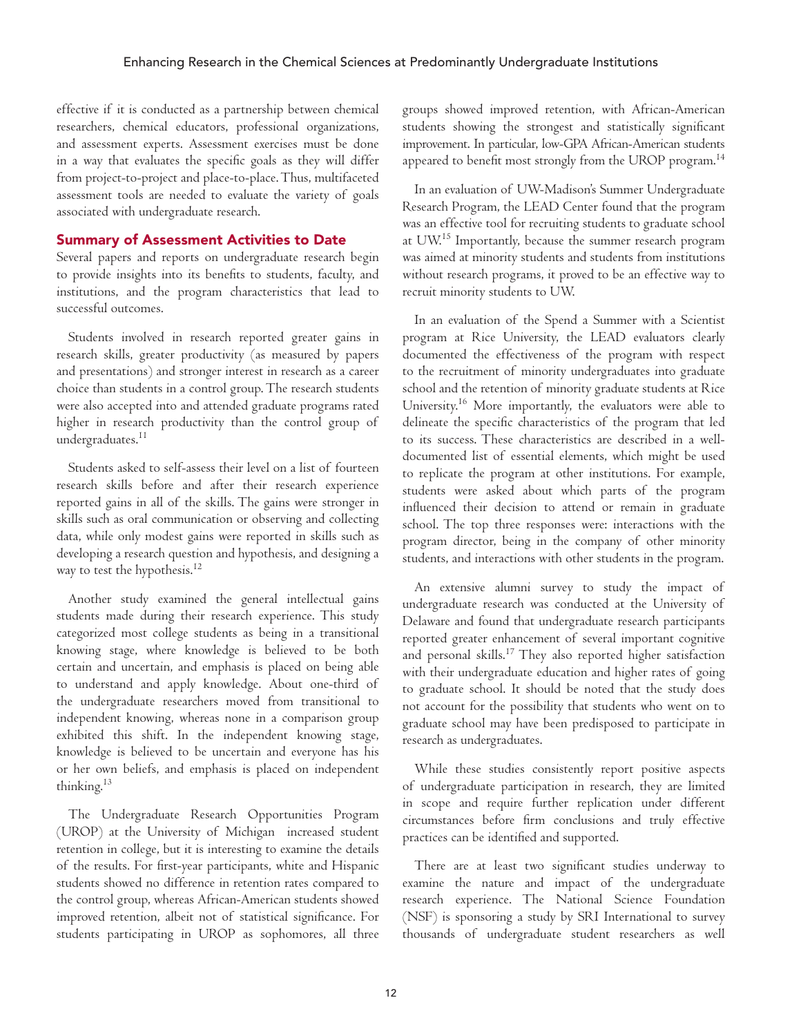effective if it is conducted as a partnership between chemical researchers, chemical educators, professional organizations, and assessment experts. Assessment exercises must be done in a way that evaluates the specific goals as they will differ from project-to-project and place-to-place. Thus, multifaceted assessment tools are needed to evaluate the variety of goals associated with undergraduate research.

## Summary of Assessment Activities to Date

Several papers and reports on undergraduate research begin to provide insights into its benefits to students, faculty, and institutions, and the program characteristics that lead to successful outcomes.

Students involved in research reported greater gains in research skills, greater productivity (as measured by papers and presentations) and stronger interest in research as a career choice than students in a control group. The research students were also accepted into and attended graduate programs rated higher in research productivity than the control group of undergraduates.[11]

Students asked to self-assess their level on a list of fourteen research skills before and after their research experience reported gains in all of the skills. The gains were stronger in skills such as oral communication or observing and collecting data, while only modest gains were reported in skills such as developing a research question and hypothesis, and designing a way to test the hypothesis.[12]

Another study examined the general intellectual gains students made during their research experience. This study categorized most college students as being in a transitional knowing stage, where knowledge is believed to be both certain and uncertain, and emphasis is placed on being able to understand and apply knowledge. About one-third of the undergraduate researchers moved from transitional to independent knowing, whereas none in a comparison group exhibited this shift. In the independent knowing stage, knowledge is believed to be uncertain and everyone has his or her own beliefs, and emphasis is placed on independent thinking.[13]

The Undergraduate Research Opportunities Program (UROP) at the University of Michigan increased student retention in college, but it is interesting to examine the details of the results. For first-year participants, white and Hispanic students showed no difference in retention rates compared to the control group, whereas African-American students showed improved retention, albeit not of statistical significance. For students participating in UROP as sophomores, all three groups showed improved retention, with African-American students showing the strongest and statistically significant improvement. In particular, low-GPA African-American students appeared to benefit most strongly from the UROP program.[14]

In an evaluation of UW-Madison's Summer Undergraduate Research Program, the LEAD Center found that the program was an effective tool for recruiting students to graduate school at UW.[15] Importantly, because the summer research program was aimed at minority students and students from institutions without research programs, it proved to be an effective way to recruit minority students to UW.

In an evaluation of the Spend a Summer with a Scientist program at Rice University, the LEAD evaluators clearly documented the effectiveness of the program with respect to the recruitment of minority undergraduates into graduate school and the retention of minority graduate students at Rice University.[16] More importantly, the evaluators were able to delineate the specific characteristics of the program that led to its success. These characteristics are described in a well-documented list of essential elements, which might be used to replicate the program at other institutions. For example, students were asked about which parts of the program influenced their decision to attend or remain in graduate school. The top three responses were: interactions with the program director, being in the company of other minority students, and interactions with other students in the program.

An extensive alumni survey to study the impact of undergraduate research was conducted at the University of Delaware and found that undergraduate research participants reported greater enhancement of several important cognitive and personal skills.[17] They also reported higher satisfaction with their undergraduate education and higher rates of going to graduate school. It should be noted that the study does not account for the possibility that students who went on to graduate school may have been predisposed to participate in research as undergraduates.

While these studies consistently report positive aspects of undergraduate participation in research, they are limited in scope and require further replication under different circumstances before firm conclusions and truly effective practices can be identified and supported.

There are at least two significant studies underway to examine the nature and impact of the undergraduate research experience. The National Science Foundation (NSF) is sponsoring a study by SRI International to survey thousands of undergraduate student researchers as well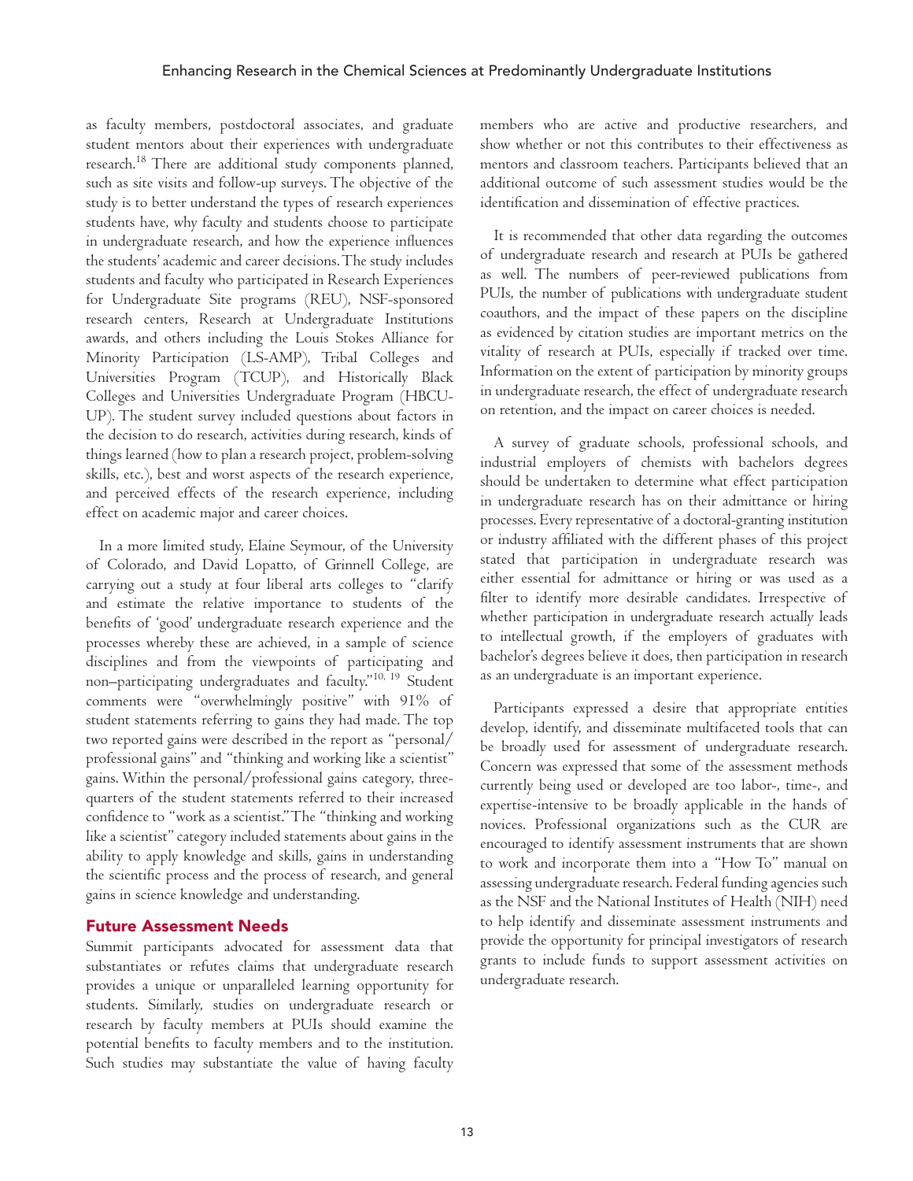as faculty members, postdoctoral associates, and graduate student mentors about their experiences with undergraduate research.[18] There are additional study components planned, such as site visits and follow-up surveys. The objective of the study is to better understand the types of research experiences students have, why faculty and students choose to participate in undergraduate research, and how the experience influences the students' academic and career decisions. The study includes students and faculty who participated in Research Experiences for Undergraduate Site programs (REU), NSF-sponsored research centers, Research at Undergraduate Institutions awards, and others including the Louis Stokes Alliance for Minority Participation (LS-AMP), Tribal Colleges and Universities Program (TCUP), and Historically Black Colleges and Universities Undergraduate Program (HBCU-UP). The student survey included questions about factors in the decision to do research, activities during research, kinds of things learned (how to plan a research project, problem-solving skills, etc.), best and worst aspects of the research experience, and perceived effects of the research experience, including effect on academic major and career choices.

In a more limited study, Elaine Seymour, of the University of Colorado, and David Lopatto, of Grinnell College, are carrying out a study at four liberal arts colleges to "clarify and estimate the relative importance to students of the benefits of 'good' undergraduate research experience and the processes whereby these are achieved, in a sample of science disciplines and from the viewpoints of participating and non–participating undergraduates and faculty."[10, 19] Student comments were "overwhelmingly positive" with 91% of student statements referring to gains they had made. The top two reported gains were described in the report as "personal/professional gains" and "thinking and working like a scientist" gains. Within the personal/professional gains category, three-quarters of the student statements referred to their increased confidence to "work as a scientist." The "thinking and working like a scientist" category included statements about gains in the ability to apply knowledge and skills, gains in understanding the scientific process and the process of research, and general gains in science knowledge and understanding.

## Future Assessment Needs

Summit participants advocated for assessment data that substantiates or refutes claims that undergraduate research provides a unique or unparalleled learning opportunity for students. Similarly, studies on undergraduate research or research by faculty members at PUIs should examine the potential benefits to faculty members and to the institution. Such studies may substantiate the value of having faculty members who are active and productive researchers, and show whether or not this contributes to their effectiveness as mentors and classroom teachers. Participants believed that an additional outcome of such assessment studies would be the identification and dissemination of effective practices.

It is recommended that other data regarding the outcomes of undergraduate research and research at PUIs be gathered as well. The numbers of peer-reviewed publications from PUIs, the number of publications with undergraduate student coauthors, and the impact of these papers on the discipline as evidenced by citation studies are important metrics on the vitality of research at PUIs, especially if tracked over time. Information on the extent of participation by minority groups in undergraduate research, the effect of undergraduate research on retention, and the impact on career choices is needed.

A survey of graduate schools, professional schools, and industrial employers of chemists with bachelors degrees should be undertaken to determine what effect participation in undergraduate research has on their admittance or hiring processes. Every representative of a doctoral-granting institution or industry affiliated with the different phases of this project stated that participation in undergraduate research was either essential for admittance or hiring or was used as a filter to identify more desirable candidates. Irrespective of whether participation in undergraduate research actually leads to intellectual growth, if the employers of graduates with bachelor's degrees believe it does, then participation in research as an undergraduate is an important experience.

Participants expressed a desire that appropriate entities develop, identify, and disseminate multifaceted tools that can be broadly used for assessment of undergraduate research. Concern was expressed that some of the assessment methods currently being used or developed are too labor-, time-, and expertise-intensive to be broadly applicable in the hands of novices. Professional organizations such as the CUR are encouraged to identify assessment instruments that are shown to work and incorporate them into a "How To" manual on assessing undergraduate research. Federal funding agencies such as the NSF and the National Institutes of Health (NIH) need to help identify and disseminate assessment instruments and provide the opportunity for principal investigators of research grants to include funds to support assessment activities on undergraduate research.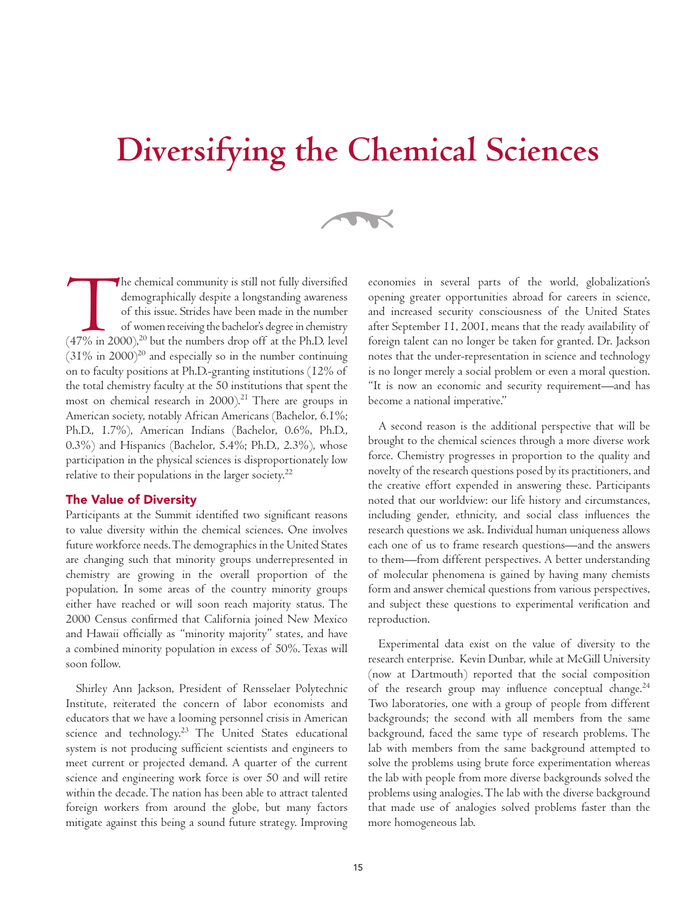# Diversifying the Chemical Sciences

The chemical community is still not fully diversified demographically despite a longstanding awareness of this issue. Strides have been made in the number of women receiving the bachelor's degree in chemistry (47% in 2000),[20] but the numbers drop off at the Ph.D. level (31% in 2000)[20] and especially so in the number continuing on to faculty positions at Ph.D.-granting institutions (12% of the total chemistry faculty at the 50 institutions that spent the most on chemical research in 2000).[21] There are groups in American society, notably African Americans (Bachelor, 6.1%; Ph.D., 1.7%), American Indians (Bachelor, 0.6%, Ph.D., 0.3%) and Hispanics (Bachelor, 5.4%; Ph.D., 2.3%), whose participation in the physical sciences is disproportionately low relative to their populations in the larger society.[22]

## The Value of Diversity

Participants at the Summit identified two significant reasons to value diversity within the chemical sciences. One involves future workforce needs. The demographics in the United States are changing such that minority groups underrepresented in chemistry are growing in the overall proportion of the population. In some areas of the country minority groups either have reached or will soon reach majority status. The 2000 Census confirmed that California joined New Mexico and Hawaii officially as "minority majority" states, and have a combined minority population in excess of 50%. Texas will soon follow.

Shirley Ann Jackson, President of Rensselaer Polytechnic Institute, reiterated the concern of labor economists and educators that we have a looming personnel crisis in American science and technology.[23] The United States educational system is not producing sufficient scientists and engineers to meet current or projected demand. A quarter of the current science and engineering work force is over 50 and will retire within the decade. The nation has been able to attract talented foreign workers from around the globe, but many factors mitigate against this being a sound future strategy. Improving economies in several parts of the world, globalization's opening greater opportunities abroad for careers in science, and increased security consciousness of the United States after September 11, 2001, means that the ready availability of foreign talent can no longer be taken for granted. Dr. Jackson notes that the under-representation in science and technology is no longer merely a social problem or even a moral question. "It is now an economic and security requirement—and has become a national imperative."

A second reason is the additional perspective that will be brought to the chemical sciences through a more diverse work force. Chemistry progresses in proportion to the quality and novelty of the research questions posed by its practitioners, and the creative effort expended in answering these. Participants noted that our worldview: our life history and circumstances, including gender, ethnicity, and social class influences the research questions we ask. Individual human uniqueness allows each one of us to frame research questions—and the answers to them—from different perspectives. A better understanding of molecular phenomena is gained by having many chemists form and answer chemical questions from various perspectives, and subject these questions to experimental verification and reproduction.

Experimental data exist on the value of diversity to the research enterprise. Kevin Dunbar, while at McGill University (now at Dartmouth) reported that the social composition of the research group may influence conceptual change.[24] Two laboratories, one with a group of people from different backgrounds; the second with all members from the same background, faced the same type of research problems. The lab with members from the same background attempted to solve the problems using brute force experimentation whereas the lab with people from more diverse backgrounds solved the problems using analogies. The lab with the diverse background that made use of analogies solved problems faster than the more homogeneous lab.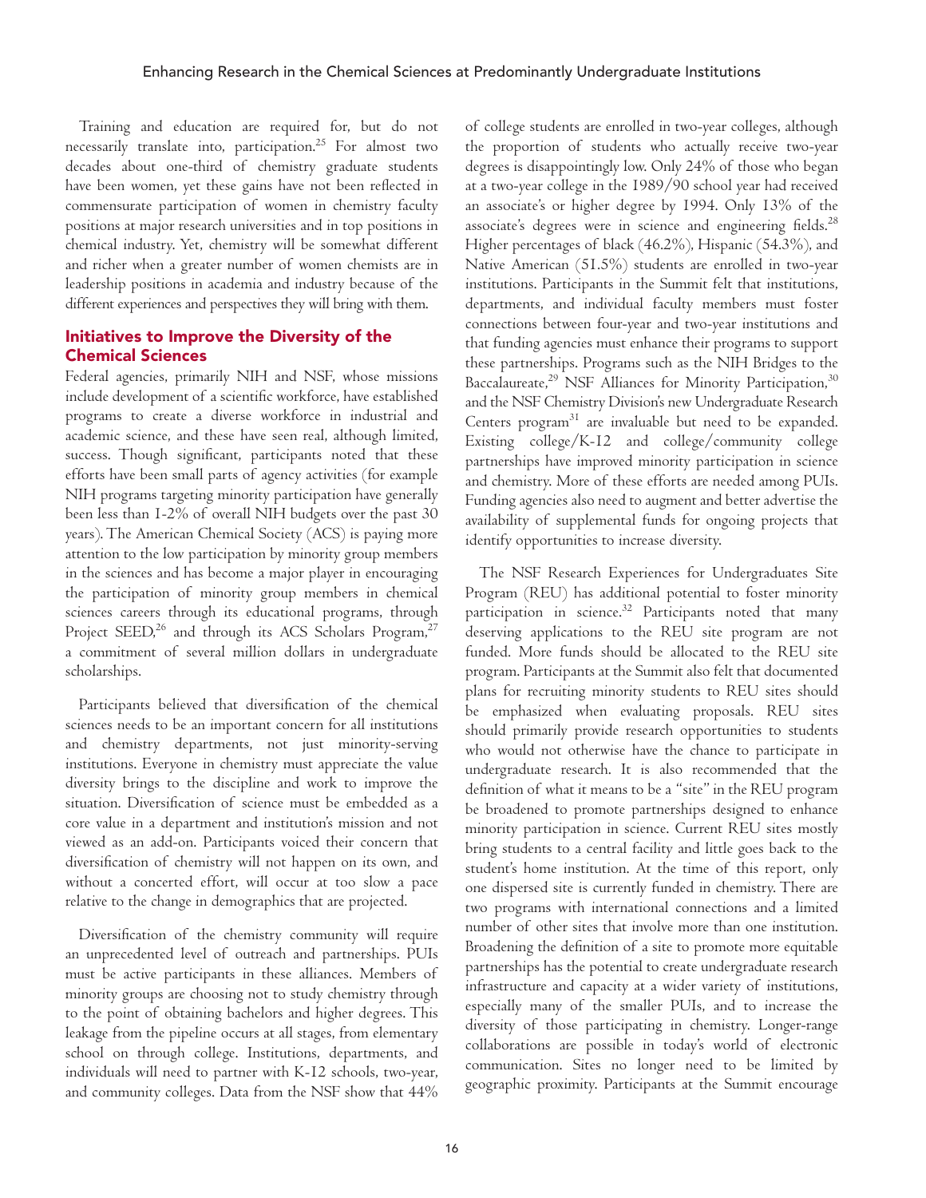Training and education are required for, but do not necessarily translate into, participation.[25] For almost two decades about one-third of chemistry graduate students have been women, yet these gains have not been reflected in commensurate participation of women in chemistry faculty positions at major research universities and in top positions in chemical industry. Yet, chemistry will be somewhat different and richer when a greater number of women chemists are in leadership positions in academia and industry because of the different experiences and perspectives they will bring with them.

## Initiatives to Improve the Diversity of the Chemical Sciences

Federal agencies, primarily NIH and NSF, whose missions include development of a scientific workforce, have established programs to create a diverse workforce in industrial and academic science, and these have seen real, although limited, success. Though significant, participants noted that these efforts have been small parts of agency activities (for example NIH programs targeting minority participation have generally been less than 1-2% of overall NIH budgets over the past 30 years). The American Chemical Society (ACS) is paying more attention to the low participation by minority group members in the sciences and has become a major player in encouraging the participation of minority group members in chemical sciences careers through its educational programs, through Project SEED,[26] and through its ACS Scholars Program,[27] a commitment of several million dollars in undergraduate scholarships.

Participants believed that diversification of the chemical sciences needs to be an important concern for all institutions and chemistry departments, not just minority-serving institutions. Everyone in chemistry must appreciate the value diversity brings to the discipline and work to improve the situation. Diversification of science must be embedded as a core value in a department and institution's mission and not viewed as an add-on. Participants voiced their concern that diversification of chemistry will not happen on its own, and without a concerted effort, will occur at too slow a pace relative to the change in demographics that are projected.

Diversification of the chemistry community will require an unprecedented level of outreach and partnerships. PUIs must be active participants in these alliances. Members of minority groups are choosing not to study chemistry through to the point of obtaining bachelors and higher degrees. This leakage from the pipeline occurs at all stages, from elementary school on through college. Institutions, departments, and individuals will need to partner with K-12 schools, two-year, and community colleges. Data from the NSF show that 44% of college students are enrolled in two-year colleges, although the proportion of students who actually receive two-year degrees is disappointingly low. Only 24% of those who began at a two-year college in the 1989/90 school year had received an associate's or higher degree by 1994. Only 13% of the associate's degrees were in science and engineering fields.[28] Higher percentages of black (46.2%), Hispanic (54.3%), and Native American (51.5%) students are enrolled in two-year institutions. Participants in the Summit felt that institutions, departments, and individual faculty members must foster connections between four-year and two-year institutions and that funding agencies must enhance their programs to support these partnerships. Programs such as the NIH Bridges to the Baccalaureate,[29] NSF Alliances for Minority Participation,[30] and the NSF Chemistry Division's new Undergraduate Research Centers program[31] are invaluable but need to be expanded. Existing college/K-12 and college/community college partnerships have improved minority participation in science and chemistry. More of these efforts are needed among PUIs. Funding agencies also need to augment and better advertise the availability of supplemental funds for ongoing projects that identify opportunities to increase diversity.

The NSF Research Experiences for Undergraduates Site Program (REU) has additional potential to foster minority participation in science.[32] Participants noted that many deserving applications to the REU site program are not funded. More funds should be allocated to the REU site program. Participants at the Summit also felt that documented plans for recruiting minority students to REU sites should be emphasized when evaluating proposals. REU sites should primarily provide research opportunities to students who would not otherwise have the chance to participate in undergraduate research. It is also recommended that the definition of what it means to be a "site" in the REU program be broadened to promote partnerships designed to enhance minority participation in science. Current REU sites mostly bring students to a central facility and little goes back to the student's home institution. At the time of this report, only one dispersed site is currently funded in chemistry. There are two programs with international connections and a limited number of other sites that involve more than one institution. Broadening the definition of a site to promote more equitable partnerships has the potential to create undergraduate research infrastructure and capacity at a wider variety of institutions, especially many of the smaller PUIs, and to increase the diversity of those participating in chemistry. Longer-range collaborations are possible in today's world of electronic communication. Sites no longer need to be limited by geographic proximity. Participants at the Summit encourage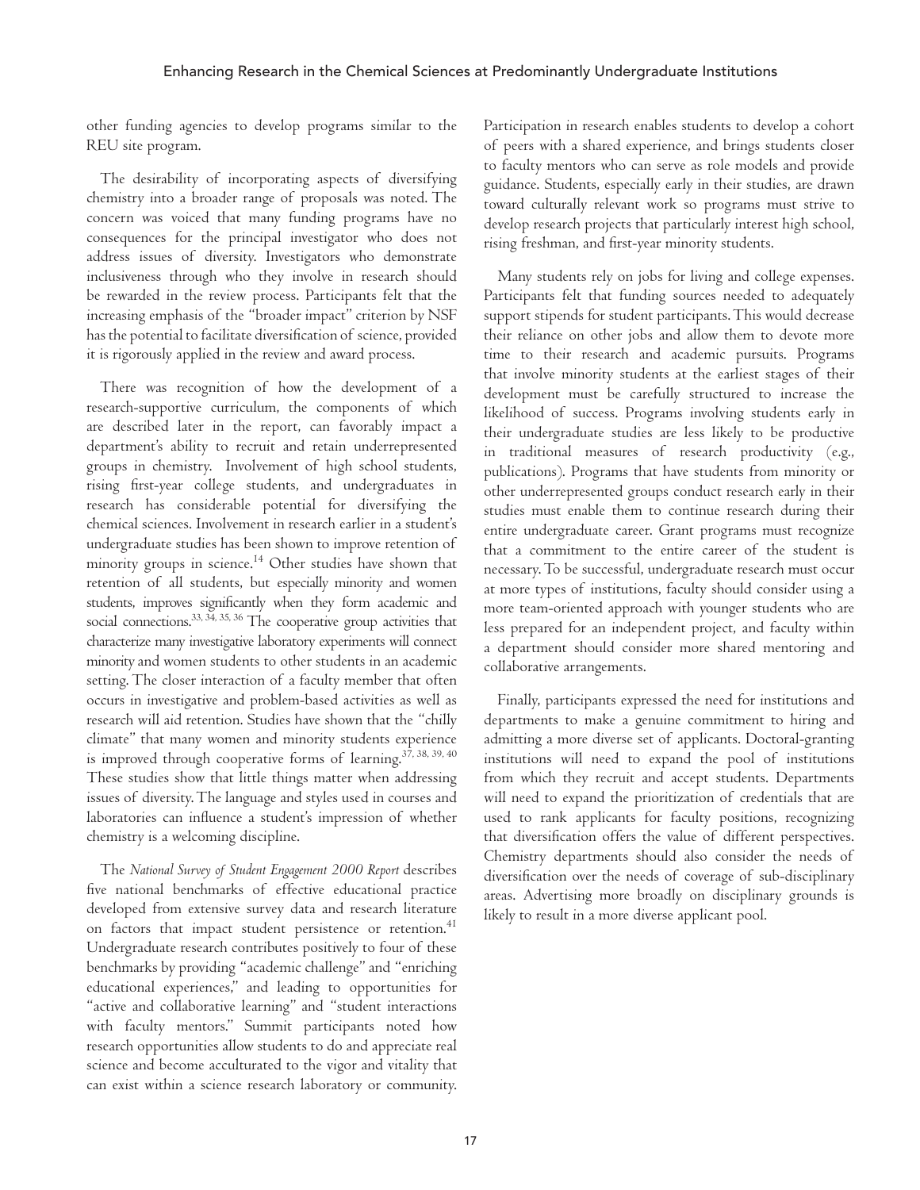other funding agencies to develop programs similar to the REU site program.

The desirability of incorporating aspects of diversifying chemistry into a broader range of proposals was noted. The concern was voiced that many funding programs have no consequences for the principal investigator who does not address issues of diversity. Investigators who demonstrate inclusiveness through who they involve in research should be rewarded in the review process. Participants felt that the increasing emphasis of the "broader impact" criterion by NSF has the potential to facilitate diversification of science, provided it is rigorously applied in the review and award process.

There was recognition of how the development of a research-supportive curriculum, the components of which are described later in the report, can favorably impact a department's ability to recruit and retain underrepresented groups in chemistry. Involvement of high school students, rising first-year college students, and undergraduates in research has considerable potential for diversifying the chemical sciences. Involvement in research earlier in a student's undergraduate studies has been shown to improve retention of minority groups in science.[14] Other studies have shown that retention of all students, but especially minority and women students, improves significantly when they form academic and social connections.[33, 34, 35, 36] The cooperative group activities that characterize many investigative laboratory experiments will connect minority and women students to other students in an academic setting. The closer interaction of a faculty member that often occurs in investigative and problem-based activities as well as research will aid retention. Studies have shown that the "chilly climate" that many women and minority students experience is improved through cooperative forms of learning.[37, 38, 39, 40] These studies show that little things matter when addressing issues of diversity. The language and styles used in courses and laboratories can influence a student's impression of whether chemistry is a welcoming discipline.

The *National Survey of Student Engagement 2000 Report* describes five national benchmarks of effective educational practice developed from extensive survey data and research literature on factors that impact student persistence or retention.[41] Undergraduate research contributes positively to four of these benchmarks by providing "academic challenge" and "enriching educational experiences," and leading to opportunities for "active and collaborative learning" and "student interactions with faculty mentors." Summit participants noted how research opportunities allow students to do and appreciate real science and become acculturated to the vigor and vitality that can exist within a science research laboratory or community. Participation in research enables students to develop a cohort of peers with a shared experience, and brings students closer to faculty mentors who can serve as role models and provide guidance. Students, especially early in their studies, are drawn toward culturally relevant work so programs must strive to develop research projects that particularly interest high school, rising freshman, and first-year minority students.

Many students rely on jobs for living and college expenses. Participants felt that funding sources needed to adequately support stipends for student participants. This would decrease their reliance on other jobs and allow them to devote more time to their research and academic pursuits. Programs that involve minority students at the earliest stages of their development must be carefully structured to increase the likelihood of success. Programs involving students early in their undergraduate studies are less likely to be productive in traditional measures of research productivity (e.g., publications). Programs that have students from minority or other underrepresented groups conduct research early in their studies must enable them to continue research during their entire undergraduate career. Grant programs must recognize that a commitment to the entire career of the student is necessary. To be successful, undergraduate research must occur at more types of institutions, faculty should consider using a more team-oriented approach with younger students who are less prepared for an independent project, and faculty within a department should consider more shared mentoring and collaborative arrangements.

Finally, participants expressed the need for institutions and departments to make a genuine commitment to hiring and admitting a more diverse set of applicants. Doctoral-granting institutions will need to expand the pool of institutions from which they recruit and accept students. Departments will need to expand the prioritization of credentials that are used to rank applicants for faculty positions, recognizing that diversification offers the value of different perspectives. Chemistry departments should also consider the needs of diversification over the needs of coverage of sub-disciplinary areas. Advertising more broadly on disciplinary grounds is likely to result in a more diverse applicant pool.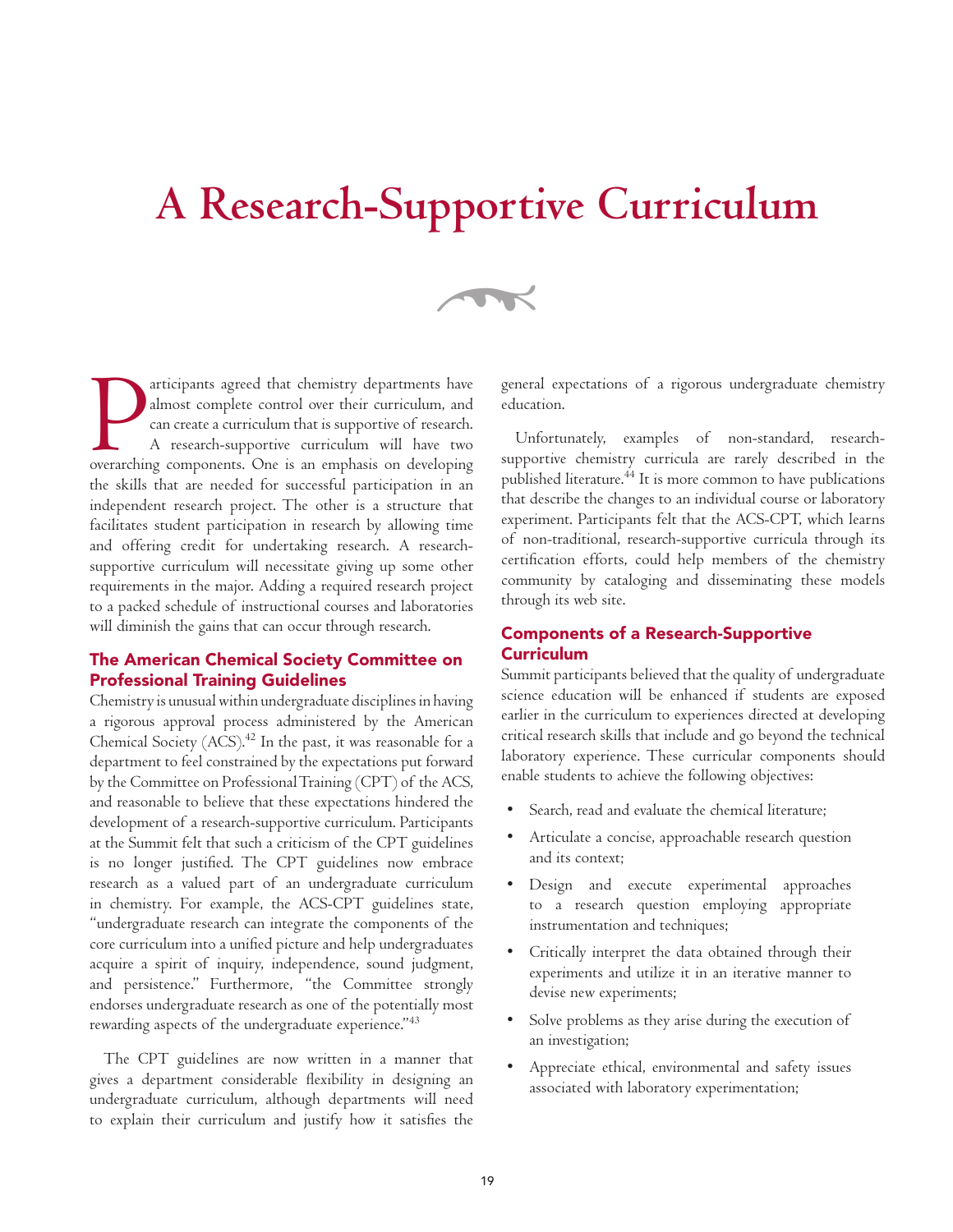# A Research-Supportive Curriculum

Participants agreed that chemistry departments have almost complete control over their curriculum, and can create a curriculum that is supportive of research. A research-supportive curriculum will have two overarching components. One is an emphasis on developing the skills that are needed for successful participation in an independent research project. The other is a structure that facilitates student participation in research by allowing time and offering credit for undertaking research. A research-supportive curriculum will necessitate giving up some other requirements in the major. Adding a required research project to a packed schedule of instructional courses and laboratories will diminish the gains that can occur through research.

## The American Chemical Society Committee on Professional Training Guidelines

Chemistry is unusual within undergraduate disciplines in having a rigorous approval process administered by the American Chemical Society (ACS).[42] In the past, it was reasonable for a department to feel constrained by the expectations put forward by the Committee on Professional Training (CPT) of the ACS, and reasonable to believe that these expectations hindered the development of a research-supportive curriculum. Participants at the Summit felt that such a criticism of the CPT guidelines is no longer justified. The CPT guidelines now embrace research as a valued part of an undergraduate curriculum in chemistry. For example, the ACS-CPT guidelines state, "undergraduate research can integrate the components of the core curriculum into a unified picture and help undergraduates acquire a spirit of inquiry, independence, sound judgment, and persistence." Furthermore, "the Committee strongly endorses undergraduate research as one of the potentially most rewarding aspects of the undergraduate experience."[43]

The CPT guidelines are now written in a manner that gives a department considerable flexibility in designing an undergraduate curriculum, although departments will need to explain their curriculum and justify how it satisfies the general expectations of a rigorous undergraduate chemistry education.

Unfortunately, examples of non-standard, research-supportive chemistry curricula are rarely described in the published literature.[44] It is more common to have publications that describe the changes to an individual course or laboratory experiment. Participants felt that the ACS-CPT, which learns of non-traditional, research-supportive curricula through its certification efforts, could help members of the chemistry community by cataloging and disseminating these models through its web site.

## Components of a Research-Supportive Curriculum

Summit participants believed that the quality of undergraduate science education will be enhanced if students are exposed earlier in the curriculum to experiences directed at developing critical research skills that include and go beyond the technical laboratory experience. These curricular components should enable students to achieve the following objectives:

- Search, read and evaluate the chemical literature;
- Articulate a concise, approachable research question and its context;
- Design and execute experimental approaches to a research question employing appropriate instrumentation and techniques;
- Critically interpret the data obtained through their experiments and utilize it in an iterative manner to devise new experiments;
- Solve problems as they arise during the execution of an investigation;
- Appreciate ethical, environmental and safety issues associated with laboratory experimentation;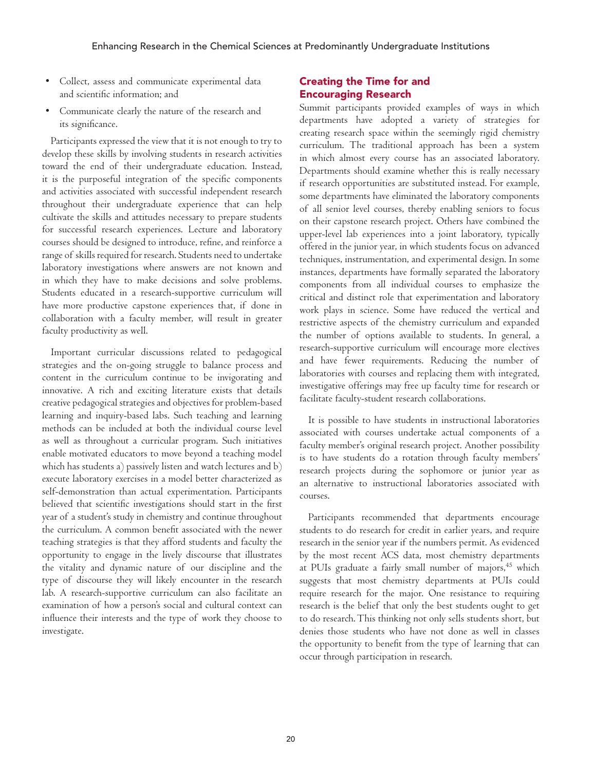- Collect, assess and communicate experimental data and scientific information; and
- Communicate clearly the nature of the research and its significance.

Participants expressed the view that it is not enough to try to develop these skills by involving students in research activities toward the end of their undergraduate education. Instead, it is the purposeful integration of the specific components and activities associated with successful independent research throughout their undergraduate experience that can help cultivate the skills and attitudes necessary to prepare students for successful research experiences. Lecture and laboratory courses should be designed to introduce, refine, and reinforce a range of skills required for research. Students need to undertake laboratory investigations where answers are not known and in which they have to make decisions and solve problems. Students educated in a research-supportive curriculum will have more productive capstone experiences that, if done in collaboration with a faculty member, will result in greater faculty productivity as well.

Important curricular discussions related to pedagogical strategies and the on-going struggle to balance process and content in the curriculum continue to be invigorating and innovative. A rich and exciting literature exists that details creative pedagogical strategies and objectives for problem-based learning and inquiry-based labs. Such teaching and learning methods can be included at both the individual course level as well as throughout a curricular program. Such initiatives enable motivated educators to move beyond a teaching model which has students a) passively listen and watch lectures and b) execute laboratory exercises in a model better characterized as self-demonstration than actual experimentation. Participants believed that scientific investigations should start in the first year of a student's study in chemistry and continue throughout the curriculum. A common benefit associated with the newer teaching strategies is that they afford students and faculty the opportunity to engage in the lively discourse that illustrates the vitality and dynamic nature of our discipline and the type of discourse they will likely encounter in the research lab. A research-supportive curriculum can also facilitate an examination of how a person's social and cultural context can influence their interests and the type of work they choose to investigate.

## Creating the Time for and Encouraging Research

Summit participants provided examples of ways in which departments have adopted a variety of strategies for creating research space within the seemingly rigid chemistry curriculum. The traditional approach has been a system in which almost every course has an associated laboratory. Departments should examine whether this is really necessary if research opportunities are substituted instead. For example, some departments have eliminated the laboratory components of all senior level courses, thereby enabling seniors to focus on their capstone research project. Others have combined the upper-level lab experiences into a joint laboratory, typically offered in the junior year, in which students focus on advanced techniques, instrumentation, and experimental design. In some instances, departments have formally separated the laboratory components from all individual courses to emphasize the critical and distinct role that experimentation and laboratory work plays in science. Some have reduced the vertical and restrictive aspects of the chemistry curriculum and expanded the number of options available to students. In general, a research-supportive curriculum will encourage more electives and have fewer requirements. Reducing the number of laboratories with courses and replacing them with integrated, investigative offerings may free up faculty time for research or facilitate faculty-student research collaborations.

It is possible to have students in instructional laboratories associated with courses undertake actual components of a faculty member's original research project. Another possibility is to have students do a rotation through faculty members' research projects during the sophomore or junior year as an alternative to instructional laboratories associated with courses.

Participants recommended that departments encourage students to do research for credit in earlier years, and require research in the senior year if the numbers permit. As evidenced by the most recent ACS data, most chemistry departments at PUIs graduate a fairly small number of majors,[45] which suggests that most chemistry departments at PUIs could require research for the major. One resistance to requiring research is the belief that only the best students ought to get to do research. This thinking not only sells students short, but denies those students who have not done as well in classes the opportunity to benefit from the type of learning that can occur through participation in research.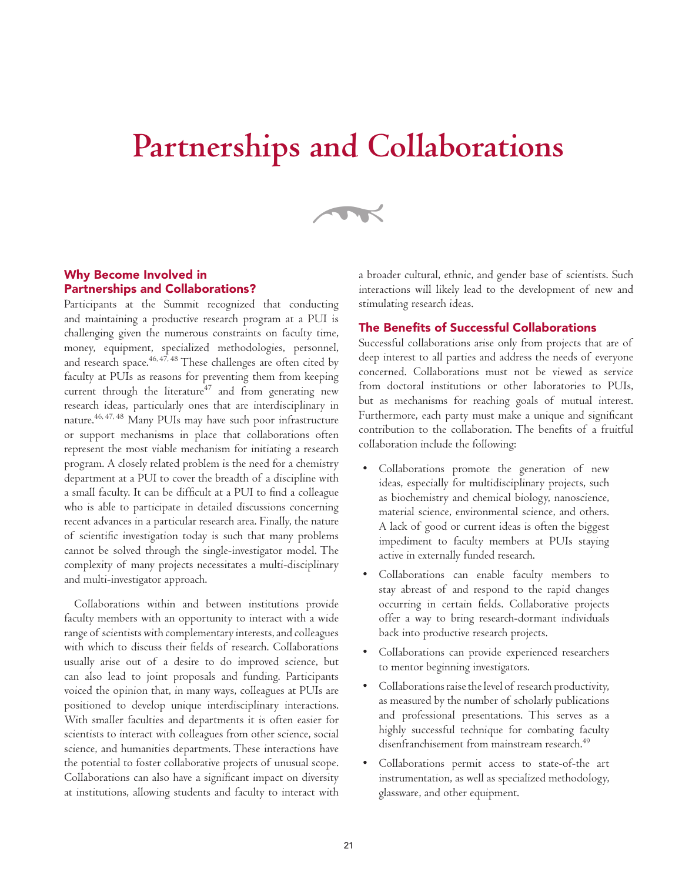# Partnerships and Collaborations

## Why Become Involved in Partnerships and Collaborations?

Participants at the Summit recognized that conducting and maintaining a productive research program at a PUI is challenging given the numerous constraints on faculty time, money, equipment, specialized methodologies, personnel, and research space.[46, 47, 48] These challenges are often cited by faculty at PUIs as reasons for preventing them from keeping current through the literature[47] and from generating new research ideas, particularly ones that are interdisciplinary in nature.[46, 47, 48] Many PUIs may have such poor infrastructure or support mechanisms in place that collaborations often represent the most viable mechanism for initiating a research program. A closely related problem is the need for a chemistry department at a PUI to cover the breadth of a discipline with a small faculty. It can be difficult at a PUI to find a colleague who is able to participate in detailed discussions concerning recent advances in a particular research area. Finally, the nature of scientific investigation today is such that many problems cannot be solved through the single-investigator model. The complexity of many projects necessitates a multi-disciplinary and multi-investigator approach.

Collaborations within and between institutions provide faculty members with an opportunity to interact with a wide range of scientists with complementary interests, and colleagues with which to discuss their fields of research. Collaborations usually arise out of a desire to do improved science, but can also lead to joint proposals and funding. Participants voiced the opinion that, in many ways, colleagues at PUIs are positioned to develop unique interdisciplinary interactions. With smaller faculties and departments it is often easier for scientists to interact with colleagues from other science, social science, and humanities departments. These interactions have the potential to foster collaborative projects of unusual scope. Collaborations can also have a significant impact on diversity at institutions, allowing students and faculty to interact with a broader cultural, ethnic, and gender base of scientists. Such interactions will likely lead to the development of new and stimulating research ideas.

## The Benefits of Successful Collaborations

Successful collaborations arise only from projects that are of deep interest to all parties and address the needs of everyone concerned. Collaborations must not be viewed as service from doctoral institutions or other laboratories to PUIs, but as mechanisms for reaching goals of mutual interest. Furthermore, each party must make a unique and significant contribution to the collaboration. The benefits of a fruitful collaboration include the following:

- Collaborations promote the generation of new ideas, especially for multidisciplinary projects, such as biochemistry and chemical biology, nanoscience, material science, environmental science, and others. A lack of good or current ideas is often the biggest impediment to faculty members at PUIs staying active in externally funded research.
- Collaborations can enable faculty members to stay abreast of and respond to the rapid changes occurring in certain fields. Collaborative projects offer a way to bring research-dormant individuals back into productive research projects.
- Collaborations can provide experienced researchers to mentor beginning investigators.
- Collaborations raise the level of research productivity, as measured by the number of scholarly publications and professional presentations. This serves as a highly successful technique for combating faculty disenfranchisement from mainstream research.[49]
- Collaborations permit access to state-of-the art instrumentation, as well as specialized methodology, glassware, and other equipment.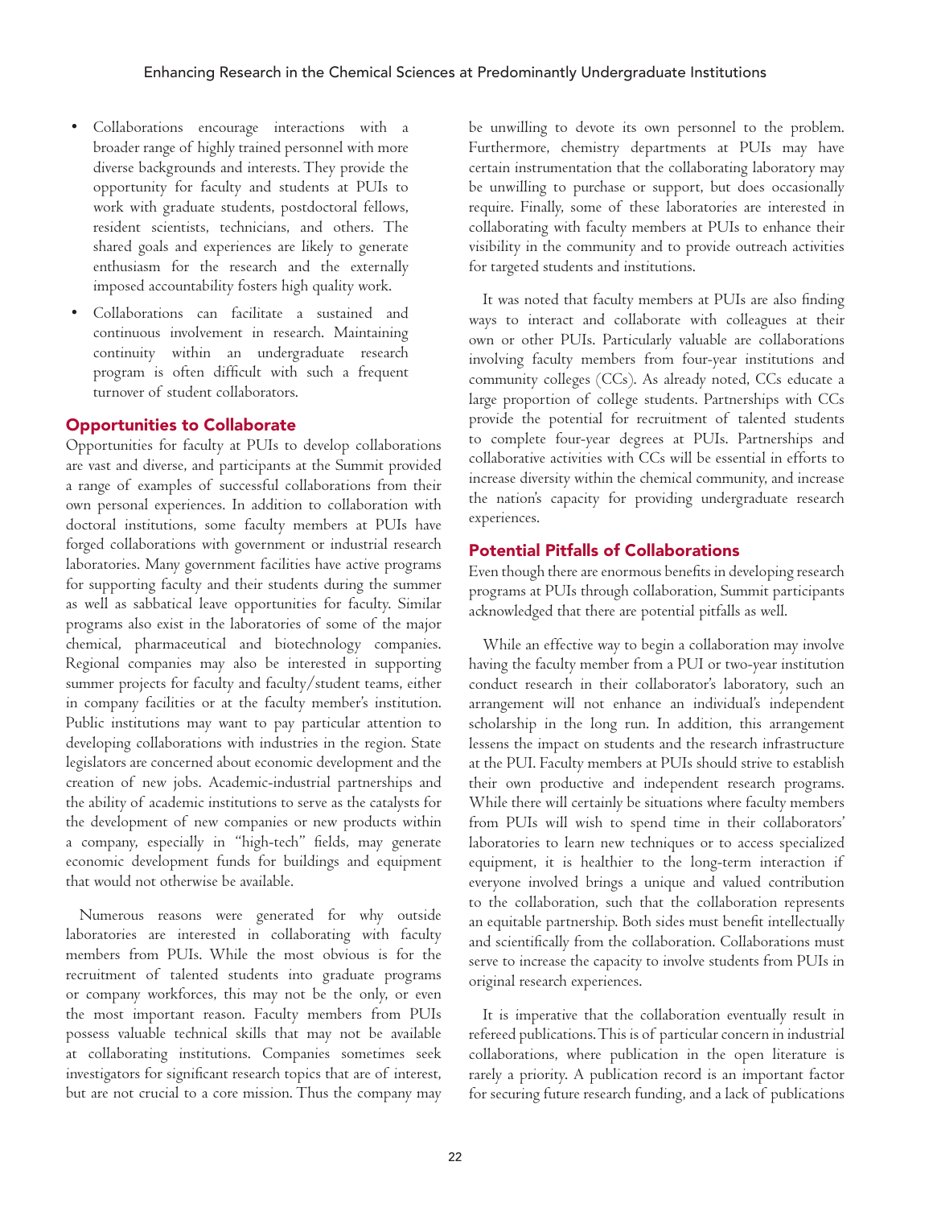- Collaborations encourage interactions with a broader range of highly trained personnel with more diverse backgrounds and interests. They provide the opportunity for faculty and students at PUIs to work with graduate students, postdoctoral fellows, resident scientists, technicians, and others. The shared goals and experiences are likely to generate enthusiasm for the research and the externally imposed accountability fosters high quality work.
- Collaborations can facilitate a sustained and continuous involvement in research. Maintaining continuity within an undergraduate research program is often difficult with such a frequent turnover of student collaborators.

## Opportunities to Collaborate

Opportunities for faculty at PUIs to develop collaborations are vast and diverse, and participants at the Summit provided a range of examples of successful collaborations from their own personal experiences. In addition to collaboration with doctoral institutions, some faculty members at PUIs have forged collaborations with government or industrial research laboratories. Many government facilities have active programs for supporting faculty and their students during the summer as well as sabbatical leave opportunities for faculty. Similar programs also exist in the laboratories of some of the major chemical, pharmaceutical and biotechnology companies. Regional companies may also be interested in supporting summer projects for faculty and faculty/student teams, either in company facilities or at the faculty member's institution. Public institutions may want to pay particular attention to developing collaborations with industries in the region. State legislators are concerned about economic development and the creation of new jobs. Academic-industrial partnerships and the ability of academic institutions to serve as the catalysts for the development of new companies or new products within a company, especially in "high-tech" fields, may generate economic development funds for buildings and equipment that would not otherwise be available.

Numerous reasons were generated for why outside laboratories are interested in collaborating with faculty members from PUIs. While the most obvious is for the recruitment of talented students into graduate programs or company workforces, this may not be the only, or even the most important reason. Faculty members from PUIs possess valuable technical skills that may not be available at collaborating institutions. Companies sometimes seek investigators for significant research topics that are of interest, but are not crucial to a core mission. Thus the company may be unwilling to devote its own personnel to the problem. Furthermore, chemistry departments at PUIs may have certain instrumentation that the collaborating laboratory may be unwilling to purchase or support, but does occasionally require. Finally, some of these laboratories are interested in collaborating with faculty members at PUIs to enhance their visibility in the community and to provide outreach activities for targeted students and institutions.

It was noted that faculty members at PUIs are also finding ways to interact and collaborate with colleagues at their own or other PUIs. Particularly valuable are collaborations involving faculty members from four-year institutions and community colleges (CCs). As already noted, CCs educate a large proportion of college students. Partnerships with CCs provide the potential for recruitment of talented students to complete four-year degrees at PUIs. Partnerships and collaborative activities with CCs will be essential in efforts to increase diversity within the chemical community, and increase the nation's capacity for providing undergraduate research experiences.

## Potential Pitfalls of Collaborations

Even though there are enormous benefits in developing research programs at PUIs through collaboration, Summit participants acknowledged that there are potential pitfalls as well.

While an effective way to begin a collaboration may involve having the faculty member from a PUI or two-year institution conduct research in their collaborator's laboratory, such an arrangement will not enhance an individual's independent scholarship in the long run. In addition, this arrangement lessens the impact on students and the research infrastructure at the PUI. Faculty members at PUIs should strive to establish their own productive and independent research programs. While there will certainly be situations where faculty members from PUIs will wish to spend time in their collaborators' laboratories to learn new techniques or to access specialized equipment, it is healthier to the long-term interaction if everyone involved brings a unique and valued contribution to the collaboration, such that the collaboration represents an equitable partnership. Both sides must benefit intellectually and scientifically from the collaboration. Collaborations must serve to increase the capacity to involve students from PUIs in original research experiences.

It is imperative that the collaboration eventually result in refereed publications. This is of particular concern in industrial collaborations, where publication in the open literature is rarely a priority. A publication record is an important factor for securing future research funding, and a lack of publications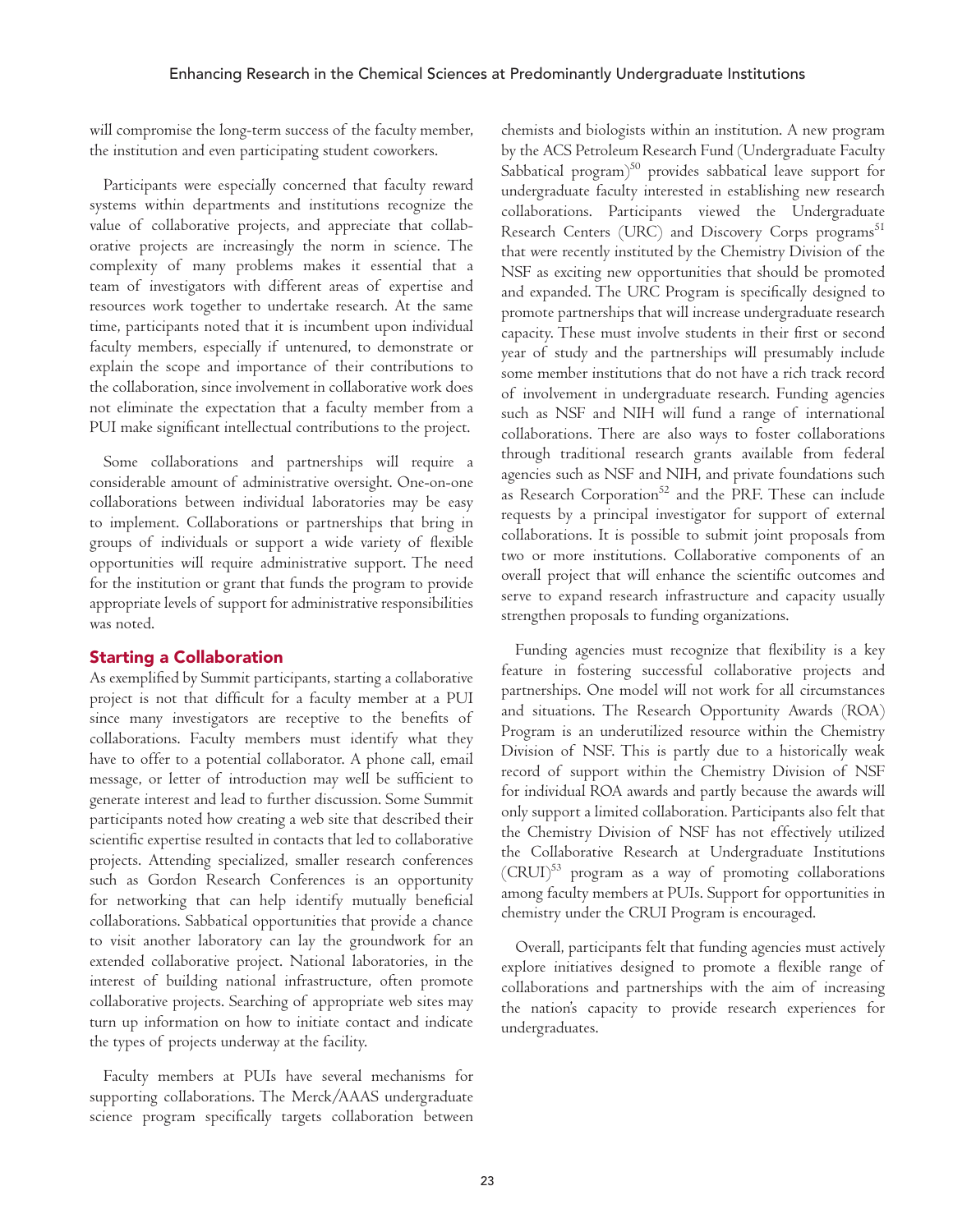will compromise the long-term success of the faculty member, the institution and even participating student coworkers.

Participants were especially concerned that faculty reward systems within departments and institutions recognize the value of collaborative projects, and appreciate that collaborative projects are increasingly the norm in science. The complexity of many problems makes it essential that a team of investigators with different areas of expertise and resources work together to undertake research. At the same time, participants noted that it is incumbent upon individual faculty members, especially if untenured, to demonstrate or explain the scope and importance of their contributions to the collaboration, since involvement in collaborative work does not eliminate the expectation that a faculty member from a PUI make significant intellectual contributions to the project.

Some collaborations and partnerships will require a considerable amount of administrative oversight. One-on-one collaborations between individual laboratories may be easy to implement. Collaborations or partnerships that bring in groups of individuals or support a wide variety of flexible opportunities will require administrative support. The need for the institution or grant that funds the program to provide appropriate levels of support for administrative responsibilities was noted.

## Starting a Collaboration

As exemplified by Summit participants, starting a collaborative project is not that difficult for a faculty member at a PUI since many investigators are receptive to the benefits of collaborations. Faculty members must identify what they have to offer to a potential collaborator. A phone call, email message, or letter of introduction may well be sufficient to generate interest and lead to further discussion. Some Summit participants noted how creating a web site that described their scientific expertise resulted in contacts that led to collaborative projects. Attending specialized, smaller research conferences such as Gordon Research Conferences is an opportunity for networking that can help identify mutually beneficial collaborations. Sabbatical opportunities that provide a chance to visit another laboratory can lay the groundwork for an extended collaborative project. National laboratories, in the interest of building national infrastructure, often promote collaborative projects. Searching of appropriate web sites may turn up information on how to initiate contact and indicate the types of projects underway at the facility.

Faculty members at PUIs have several mechanisms for supporting collaborations. The Merck/AAAS undergraduate science program specifically targets collaboration between chemists and biologists within an institution. A new program by the ACS Petroleum Research Fund (Undergraduate Faculty Sabbatical program)[50] provides sabbatical leave support for undergraduate faculty interested in establishing new research collaborations. Participants viewed the Undergraduate Research Centers (URC) and Discovery Corps programs[51] that were recently instituted by the Chemistry Division of the NSF as exciting new opportunities that should be promoted and expanded. The URC Program is specifically designed to promote partnerships that will increase undergraduate research capacity. These must involve students in their first or second year of study and the partnerships will presumably include some member institutions that do not have a rich track record of involvement in undergraduate research. Funding agencies such as NSF and NIH will fund a range of international collaborations. There are also ways to foster collaborations through traditional research grants available from federal agencies such as NSF and NIH, and private foundations such as Research Corporation[52] and the PRF. These can include requests by a principal investigator for support of external collaborations. It is possible to submit joint proposals from two or more institutions. Collaborative components of an overall project that will enhance the scientific outcomes and serve to expand research infrastructure and capacity usually strengthen proposals to funding organizations.

Funding agencies must recognize that flexibility is a key feature in fostering successful collaborative projects and partnerships. One model will not work for all circumstances and situations. The Research Opportunity Awards (ROA) Program is an underutilized resource within the Chemistry Division of NSF. This is partly due to a historically weak record of support within the Chemistry Division of NSF for individual ROA awards and partly because the awards will only support a limited collaboration. Participants also felt that the Chemistry Division of NSF has not effectively utilized the Collaborative Research at Undergraduate Institutions (CRUI)[53] program as a way of promoting collaborations among faculty members at PUIs. Support for opportunities in chemistry under the CRUI Program is encouraged.

Overall, participants felt that funding agencies must actively explore initiatives designed to promote a flexible range of collaborations and partnerships with the aim of increasing the nation's capacity to provide research experiences for undergraduates.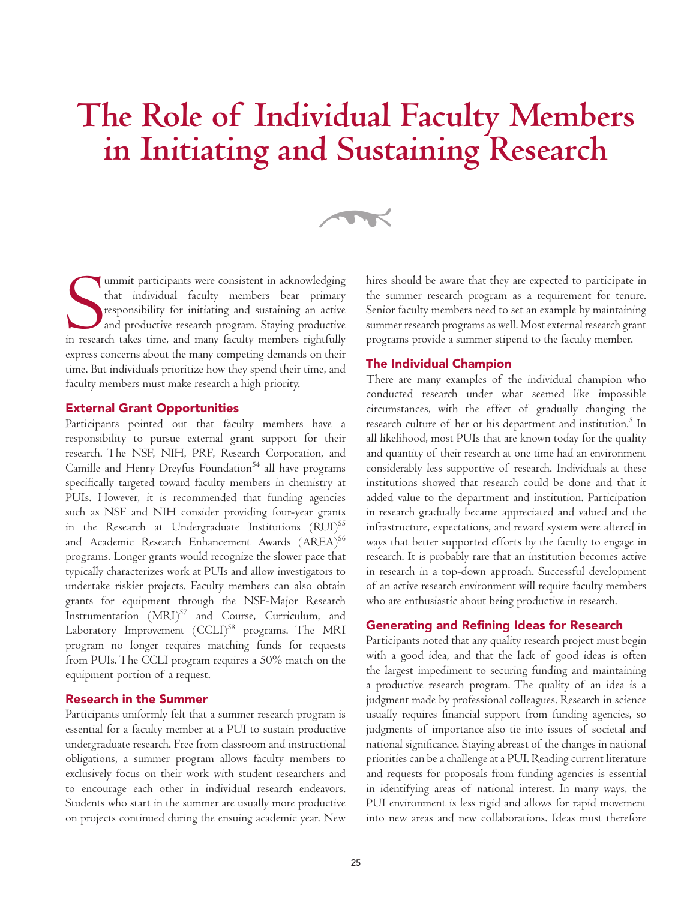# The Role of Individual Faculty Members in Initiating and Sustaining Research

Summit participants were consistent in acknowledging that individual faculty members bear primary responsibility for initiating and sustaining an active and productive research program. Staying productive in research takes time, and many faculty members rightfully express concerns about the many competing demands on their time. But individuals prioritize how they spend their time, and faculty members must make research a high priority.

## External Grant Opportunities

Participants pointed out that faculty members have a responsibility to pursue external grant support for their research. The NSF, NIH, PRF, Research Corporation, and Camille and Henry Dreyfus Foundation[54] all have programs specifically targeted toward faculty members in chemistry at PUIs. However, it is recommended that funding agencies such as NSF and NIH consider providing four-year grants in the Research at Undergraduate Institutions (RUI)[55] and Academic Research Enhancement Awards (AREA)[56] programs. Longer grants would recognize the slower pace that typically characterizes work at PUIs and allow investigators to undertake riskier projects. Faculty members can also obtain grants for equipment through the NSF-Major Research Instrumentation (MRI)[57] and Course, Curriculum, and Laboratory Improvement (CCLI)[58] programs. The MRI program no longer requires matching funds for requests from PUIs. The CCLI program requires a 50% match on the equipment portion of a request.

## Research in the Summer

Participants uniformly felt that a summer research program is essential for a faculty member at a PUI to sustain productive undergraduate research. Free from classroom and instructional obligations, a summer program allows faculty members to exclusively focus on their work with student researchers and to encourage each other in individual research endeavors. Students who start in the summer are usually more productive on projects continued during the ensuing academic year. New hires should be aware that they are expected to participate in the summer research program as a requirement for tenure. Senior faculty members need to set an example by maintaining summer research programs as well. Most external research grant programs provide a summer stipend to the faculty member.

## The Individual Champion

There are many examples of the individual champion who conducted research under what seemed like impossible circumstances, with the effect of gradually changing the research culture of her or his department and institution.[5] In all likelihood, most PUIs that are known today for the quality and quantity of their research at one time had an environment considerably less supportive of research. Individuals at these institutions showed that research could be done and that it added value to the department and institution. Participation in research gradually became appreciated and valued and the infrastructure, expectations, and reward system were altered in ways that better supported efforts by the faculty to engage in research. It is probably rare that an institution becomes active in research in a top-down approach. Successful development of an active research environment will require faculty members who are enthusiastic about being productive in research.

## Generating and Refining Ideas for Research

Participants noted that any quality research project must begin with a good idea, and that the lack of good ideas is often the largest impediment to securing funding and maintaining a productive research program. The quality of an idea is a judgment made by professional colleagues. Research in science usually requires financial support from funding agencies, so judgments of importance also tie into issues of societal and national significance. Staying abreast of the changes in national priorities can be a challenge at a PUI. Reading current literature and requests for proposals from funding agencies is essential in identifying areas of national interest. In many ways, the PUI environment is less rigid and allows for rapid movement into new areas and new collaborations. Ideas must therefore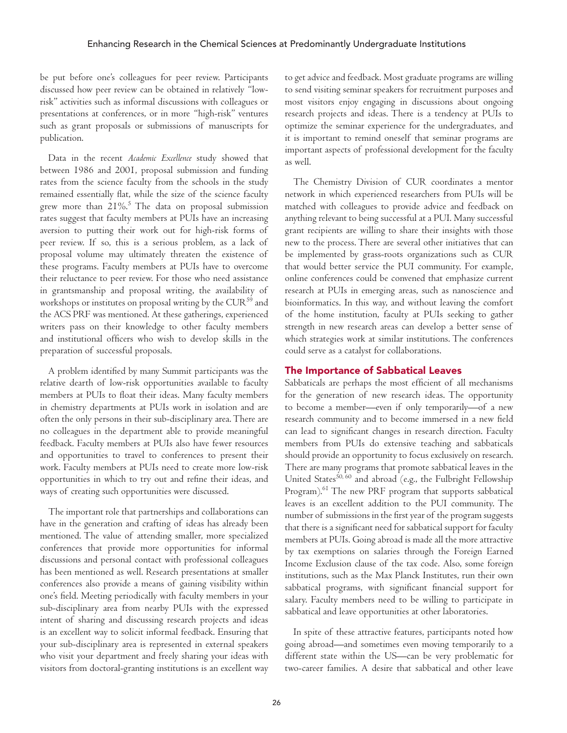be put before one's colleagues for peer review. Participants discussed how peer review can be obtained in relatively "low-risk" activities such as informal discussions with colleagues or presentations at conferences, or in more "high-risk" ventures such as grant proposals or submissions of manuscripts for publication.

Data in the recent *Academic Excellence* study showed that between 1986 and 2001, proposal submission and funding rates from the science faculty from the schools in the study remained essentially flat, while the size of the science faculty grew more than 21%.[5] The data on proposal submission rates suggest that faculty members at PUIs have an increasing aversion to putting their work out for high-risk forms of peer review. If so, this is a serious problem, as a lack of proposal volume may ultimately threaten the existence of these programs. Faculty members at PUIs have to overcome their reluctance to peer review. For those who need assistance in grantsmanship and proposal writing, the availability of workshops or institutes on proposal writing by the CUR[59] and the ACS PRF was mentioned. At these gatherings, experienced writers pass on their knowledge to other faculty members and institutional officers who wish to develop skills in the preparation of successful proposals.

A problem identified by many Summit participants was the relative dearth of low-risk opportunities available to faculty members at PUIs to float their ideas. Many faculty members in chemistry departments at PUIs work in isolation and are often the only persons in their sub-disciplinary area. There are no colleagues in the department able to provide meaningful feedback. Faculty members at PUIs also have fewer resources and opportunities to travel to conferences to present their work. Faculty members at PUIs need to create more low-risk opportunities in which to try out and refine their ideas, and ways of creating such opportunities were discussed.

The important role that partnerships and collaborations can have in the generation and crafting of ideas has already been mentioned. The value of attending smaller, more specialized conferences that provide more opportunities for informal discussions and personal contact with professional colleagues has been mentioned as well. Research presentations at smaller conferences also provide a means of gaining visibility within one's field. Meeting periodically with faculty members in your sub-disciplinary area from nearby PUIs with the expressed intent of sharing and discussing research projects and ideas is an excellent way to solicit informal feedback. Ensuring that your sub-disciplinary area is represented in external speakers who visit your department and freely sharing your ideas with visitors from doctoral-granting institutions is an excellent way to get advice and feedback. Most graduate programs are willing to send visiting seminar speakers for recruitment purposes and most visitors enjoy engaging in discussions about ongoing research projects and ideas. There is a tendency at PUIs to optimize the seminar experience for the undergraduates, and it is important to remind oneself that seminar programs are important aspects of professional development for the faculty as well.

The Chemistry Division of CUR coordinates a mentor network in which experienced researchers from PUIs will be matched with colleagues to provide advice and feedback on anything relevant to being successful at a PUI. Many successful grant recipients are willing to share their insights with those new to the process. There are several other initiatives that can be implemented by grass-roots organizations such as CUR that would better service the PUI community. For example, online conferences could be convened that emphasize current research at PUIs in emerging areas, such as nanoscience and bioinformatics. In this way, and without leaving the comfort of the home institution, faculty at PUIs seeking to gather strength in new research areas can develop a better sense of which strategies work at similar institutions. The conferences could serve as a catalyst for collaborations.

## The Importance of Sabbatical Leaves

Sabbaticals are perhaps the most efficient of all mechanisms for the generation of new research ideas. The opportunity to become a member—even if only temporarily—of a new research community and to become immersed in a new field can lead to significant changes in research direction. Faculty members from PUIs do extensive teaching and sabbaticals should provide an opportunity to focus exclusively on research. There are many programs that promote sabbatical leaves in the United States[50, 60] and abroad (e.g., the Fulbright Fellowship Program).[61] The new PRF program that supports sabbatical leaves is an excellent addition to the PUI community. The number of submissions in the first year of the program suggests that there is a significant need for sabbatical support for faculty members at PUIs. Going abroad is made all the more attractive by tax exemptions on salaries through the Foreign Earned Income Exclusion clause of the tax code. Also, some foreign institutions, such as the Max Planck Institutes, run their own sabbatical programs, with significant financial support for salary. Faculty members need to be willing to participate in sabbatical and leave opportunities at other laboratories.

In spite of these attractive features, participants noted how going abroad—and sometimes even moving temporarily to a different state within the US—can be very problematic for two-career families. A desire that sabbatical and other leave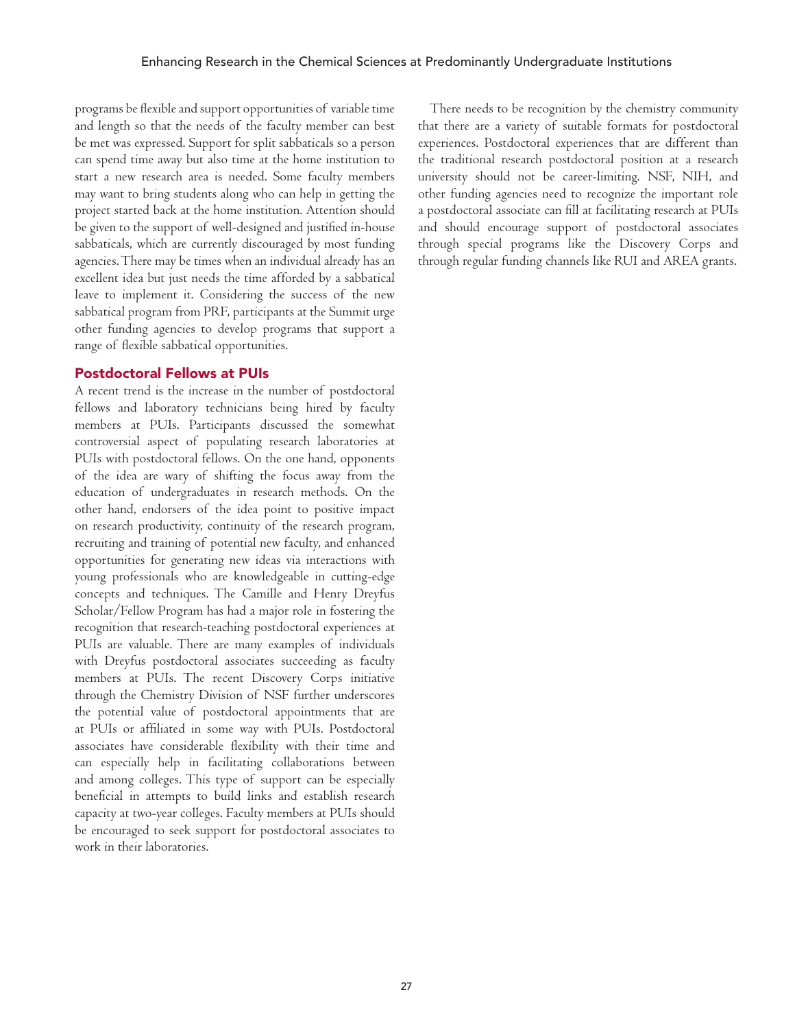programs be flexible and support opportunities of variable time and length so that the needs of the faculty member can best be met was expressed. Support for split sabbaticals so a person can spend time away but also time at the home institution to start a new research area is needed. Some faculty members may want to bring students along who can help in getting the project started back at the home institution. Attention should be given to the support of well-designed and justified in-house sabbaticals, which are currently discouraged by most funding agencies. There may be times when an individual already has an excellent idea but just needs the time afforded by a sabbatical leave to implement it. Considering the success of the new sabbatical program from PRF, participants at the Summit urge other funding agencies to develop programs that support a range of flexible sabbatical opportunities.

## Postdoctoral Fellows at PUIs

A recent trend is the increase in the number of postdoctoral fellows and laboratory technicians being hired by faculty members at PUIs. Participants discussed the somewhat controversial aspect of populating research laboratories at PUIs with postdoctoral fellows. On the one hand, opponents of the idea are wary of shifting the focus away from the education of undergraduates in research methods. On the other hand, endorsers of the idea point to positive impact on research productivity, continuity of the research program, recruiting and training of potential new faculty, and enhanced opportunities for generating new ideas via interactions with young professionals who are knowledgeable in cutting-edge concepts and techniques. The Camille and Henry Dreyfus Scholar/Fellow Program has had a major role in fostering the recognition that research-teaching postdoctoral experiences at PUIs are valuable. There are many examples of individuals with Dreyfus postdoctoral associates succeeding as faculty members at PUIs. The recent Discovery Corps initiative through the Chemistry Division of NSF further underscores the potential value of postdoctoral appointments that are at PUIs or affiliated in some way with PUIs. Postdoctoral associates have considerable flexibility with their time and can especially help in facilitating collaborations between and among colleges. This type of support can be especially beneficial in attempts to build links and establish research capacity at two-year colleges. Faculty members at PUIs should be encouraged to seek support for postdoctoral associates to work in their laboratories.

There needs to be recognition by the chemistry community that there are a variety of suitable formats for postdoctoral experiences. Postdoctoral experiences that are different than the traditional research postdoctoral position at a research university should not be career-limiting. NSF, NIH, and other funding agencies need to recognize the important role a postdoctoral associate can fill at facilitating research at PUIs and should encourage support of postdoctoral associates through special programs like the Discovery Corps and through regular funding channels like RUI and AREA grants.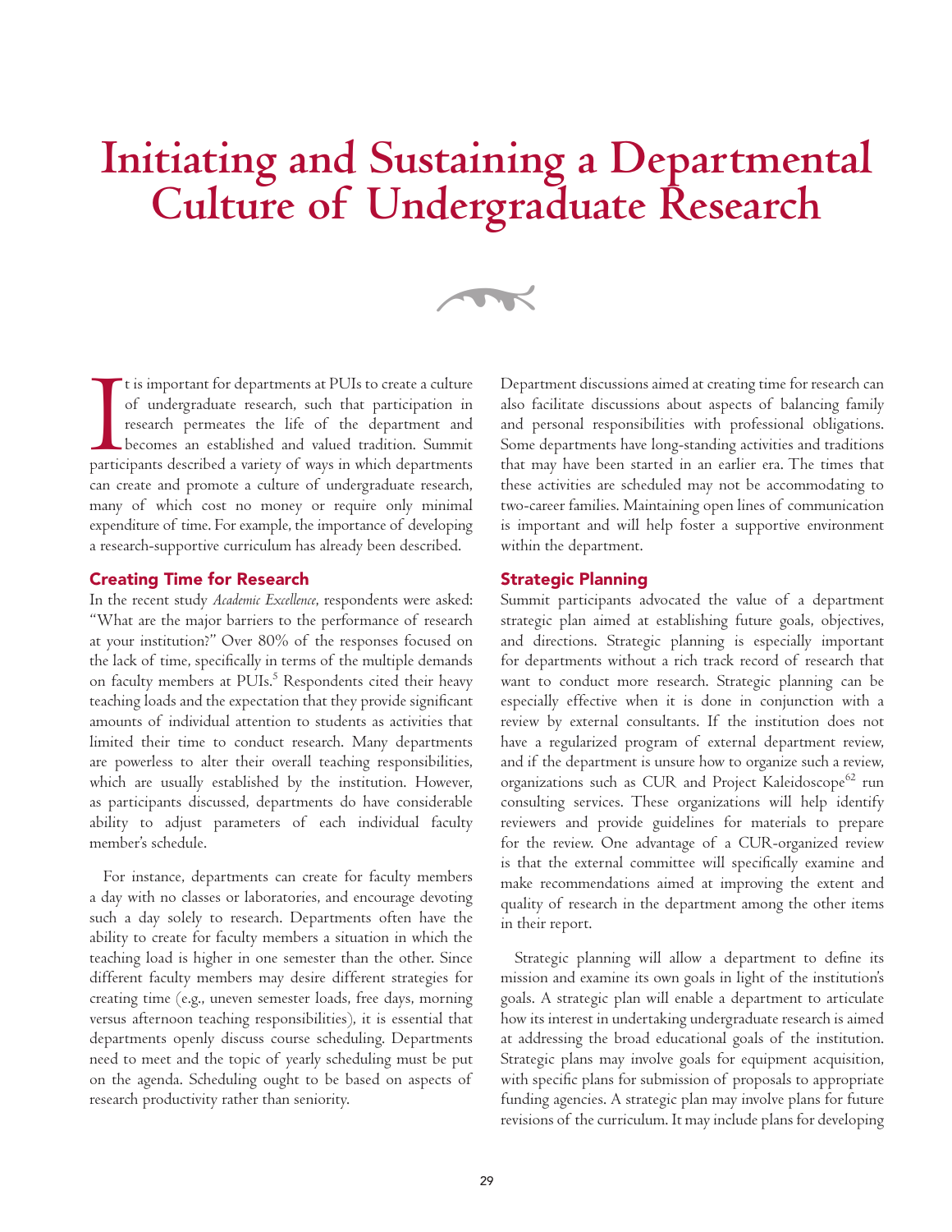# Initiating and Sustaining a Departmental Culture of Undergraduate Research

It is important for departments at PUIs to create a culture of undergraduate research, such that participation in research permeates the life of the department and becomes an established and valued tradition. Summit participants described a variety of ways in which departments can create and promote a culture of undergraduate research, many of which cost no money or require only minimal expenditure of time. For example, the importance of developing a research-supportive curriculum has already been described.

## Creating Time for Research

In the recent study *Academic Excellence*, respondents were asked: "What are the major barriers to the performance of research at your institution?" Over 80% of the responses focused on the lack of time, specifically in terms of the multiple demands on faculty members at PUIs.[5] Respondents cited their heavy teaching loads and the expectation that they provide significant amounts of individual attention to students as activities that limited their time to conduct research. Many departments are powerless to alter their overall teaching responsibilities, which are usually established by the institution. However, as participants discussed, departments do have considerable ability to adjust parameters of each individual faculty member's schedule.

For instance, departments can create for faculty members a day with no classes or laboratories, and encourage devoting such a day solely to research. Departments often have the ability to create for faculty members a situation in which the teaching load is higher in one semester than the other. Since different faculty members may desire different strategies for creating time (e.g., uneven semester loads, free days, morning versus afternoon teaching responsibilities), it is essential that departments openly discuss course scheduling. Departments need to meet and the topic of yearly scheduling must be put on the agenda. Scheduling ought to be based on aspects of research productivity rather than seniority.

Department discussions aimed at creating time for research can also facilitate discussions about aspects of balancing family and personal responsibilities with professional obligations. Some departments have long-standing activities and traditions that may have been started in an earlier era. The times that these activities are scheduled may not be accommodating to two-career families. Maintaining open lines of communication is important and will help foster a supportive environment within the department.

## Strategic Planning

Summit participants advocated the value of a department strategic plan aimed at establishing future goals, objectives, and directions. Strategic planning is especially important for departments without a rich track record of research that want to conduct more research. Strategic planning can be especially effective when it is done in conjunction with a review by external consultants. If the institution does not have a regularized program of external department review, and if the department is unsure how to organize such a review, organizations such as CUR and Project Kaleidoscope[62] run consulting services. These organizations will help identify reviewers and provide guidelines for materials to prepare for the review. One advantage of a CUR-organized review is that the external committee will specifically examine and make recommendations aimed at improving the extent and quality of research in the department among the other items in their report.

Strategic planning will allow a department to define its mission and examine its own goals in light of the institution's goals. A strategic plan will enable a department to articulate how its interest in undertaking undergraduate research is aimed at addressing the broad educational goals of the institution. Strategic plans may involve goals for equipment acquisition, with specific plans for submission of proposals to appropriate funding agencies. A strategic plan may involve plans for future revisions of the curriculum. It may include plans for developing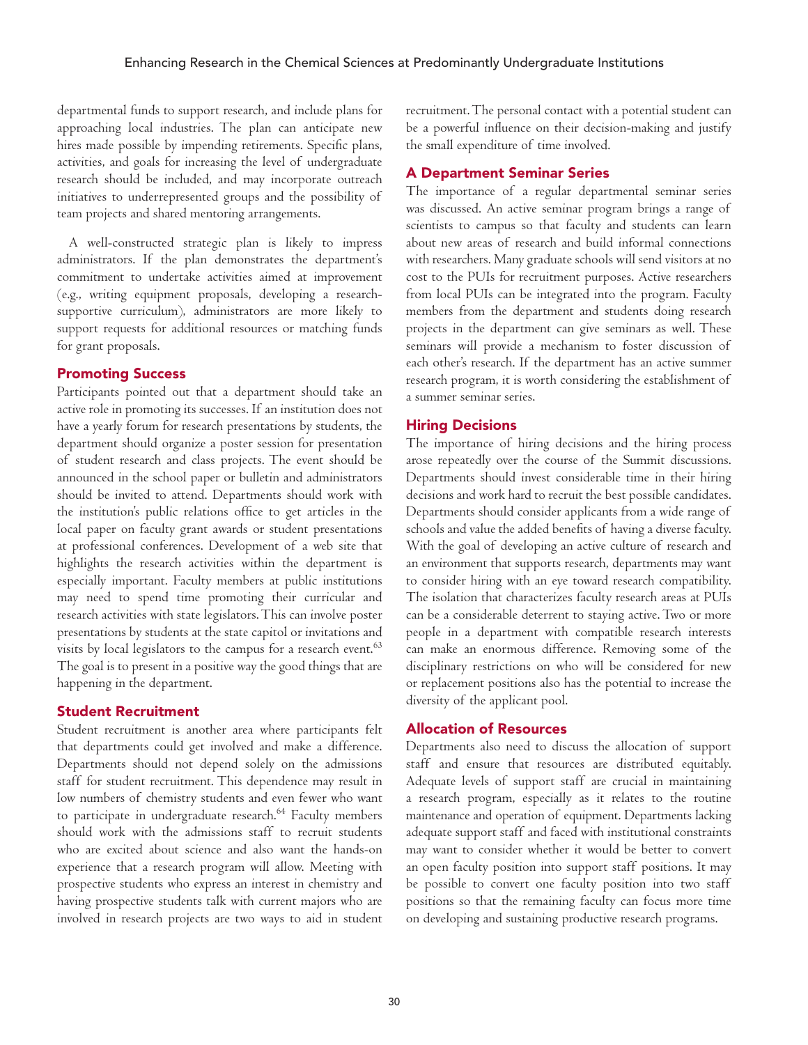departmental funds to support research, and include plans for approaching local industries. The plan can anticipate new hires made possible by impending retirements. Specific plans, activities, and goals for increasing the level of undergraduate research should be included, and may incorporate outreach initiatives to underrepresented groups and the possibility of team projects and shared mentoring arrangements.

A well-constructed strategic plan is likely to impress administrators. If the plan demonstrates the department's commitment to undertake activities aimed at improvement (e.g., writing equipment proposals, developing a research-supportive curriculum), administrators are more likely to support requests for additional resources or matching funds for grant proposals.

### Promoting Success

Participants pointed out that a department should take an active role in promoting its successes. If an institution does not have a yearly forum for research presentations by students, the department should organize a poster session for presentation of student research and class projects. The event should be announced in the school paper or bulletin and administrators should be invited to attend. Departments should work with the institution's public relations office to get articles in the local paper on faculty grant awards or student presentations at professional conferences. Development of a web site that highlights the research activities within the department is especially important. Faculty members at public institutions may need to spend time promoting their curricular and research activities with state legislators. This can involve poster presentations by students at the state capitol or invitations and visits by local legislators to the campus for a research event.[63] The goal is to present in a positive way the good things that are happening in the department.

### Student Recruitment

Student recruitment is another area where participants felt that departments could get involved and make a difference. Departments should not depend solely on the admissions staff for student recruitment. This dependence may result in low numbers of chemistry students and even fewer who want to participate in undergraduate research.[64] Faculty members should work with the admissions staff to recruit students who are excited about science and also want the hands-on experience that a research program will allow. Meeting with prospective students who express an interest in chemistry and having prospective students talk with current majors who are involved in research projects are two ways to aid in student recruitment. The personal contact with a potential student can be a powerful influence on their decision-making and justify the small expenditure of time involved.

### A Department Seminar Series

The importance of a regular departmental seminar series was discussed. An active seminar program brings a range of scientists to campus so that faculty and students can learn about new areas of research and build informal connections with researchers. Many graduate schools will send visitors at no cost to the PUIs for recruitment purposes. Active researchers from local PUIs can be integrated into the program. Faculty members from the department and students doing research projects in the department can give seminars as well. These seminars will provide a mechanism to foster discussion of each other's research. If the department has an active summer research program, it is worth considering the establishment of a summer seminar series.

### Hiring Decisions

The importance of hiring decisions and the hiring process arose repeatedly over the course of the Summit discussions. Departments should invest considerable time in their hiring decisions and work hard to recruit the best possible candidates. Departments should consider applicants from a wide range of schools and value the added benefits of having a diverse faculty. With the goal of developing an active culture of research and an environment that supports research, departments may want to consider hiring with an eye toward research compatibility. The isolation that characterizes faculty research areas at PUIs can be a considerable deterrent to staying active. Two or more people in a department with compatible research interests can make an enormous difference. Removing some of the disciplinary restrictions on who will be considered for new or replacement positions also has the potential to increase the diversity of the applicant pool.

### Allocation of Resources

Departments also need to discuss the allocation of support staff and ensure that resources are distributed equitably. Adequate levels of support staff are crucial in maintaining a research program, especially as it relates to the routine maintenance and operation of equipment. Departments lacking adequate support staff and faced with institutional constraints may want to consider whether it would be better to convert an open faculty position into support staff positions. It may be possible to convert one faculty position into two staff positions so that the remaining faculty can focus more time on developing and sustaining productive research programs.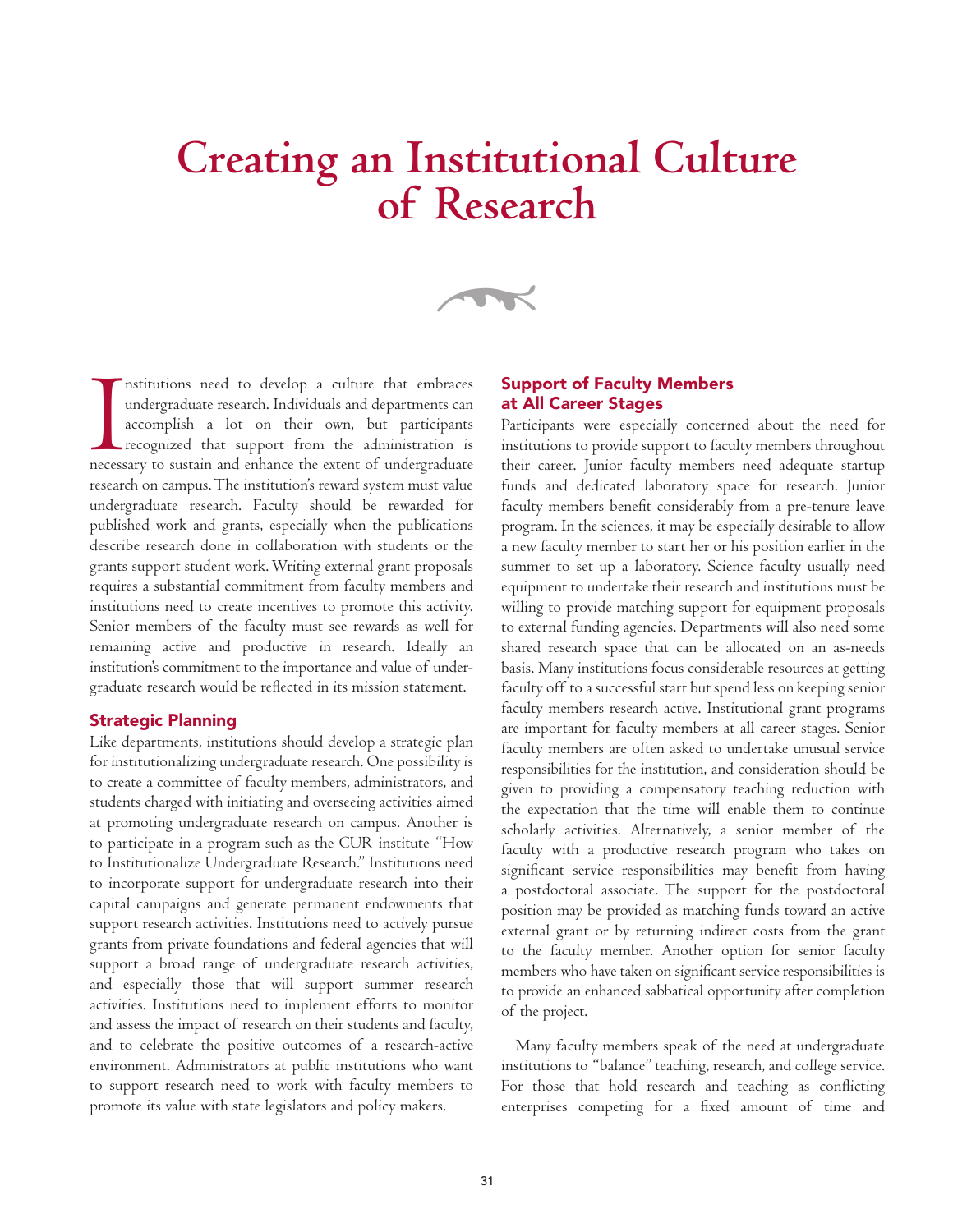# Creating an Institutional Culture of Research

Institutions need to develop a culture that embraces undergraduate research. Individuals and departments can accomplish a lot on their own, but participants recognized that support from the administration is necessary to sustain and enhance the extent of undergraduate research on campus. The institution's reward system must value undergraduate research. Faculty should be rewarded for published work and grants, especially when the publications describe research done in collaboration with students or the grants support student work. Writing external grant proposals requires a substantial commitment from faculty members and institutions need to create incentives to promote this activity. Senior members of the faculty must see rewards as well for remaining active and productive in research. Ideally an institution's commitment to the importance and value of undergraduate research would be reflected in its mission statement.

## Strategic Planning

Like departments, institutions should develop a strategic plan for institutionalizing undergraduate research. One possibility is to create a committee of faculty members, administrators, and students charged with initiating and overseeing activities aimed at promoting undergraduate research on campus. Another is to participate in a program such as the CUR institute "How to Institutionalize Undergraduate Research." Institutions need to incorporate support for undergraduate research into their capital campaigns and generate permanent endowments that support research activities. Institutions need to actively pursue grants from private foundations and federal agencies that will support a broad range of undergraduate research activities, and especially those that will support summer research activities. Institutions need to implement efforts to monitor and assess the impact of research on their students and faculty, and to celebrate the positive outcomes of a research-active environment. Administrators at public institutions who want to support research need to work with faculty members to promote its value with state legislators and policy makers.

## Support of Faculty Members at All Career Stages

Participants were especially concerned about the need for institutions to provide support to faculty members throughout their career. Junior faculty members need adequate startup funds and dedicated laboratory space for research. Junior faculty members benefit considerably from a pre-tenure leave program. In the sciences, it may be especially desirable to allow a new faculty member to start her or his position earlier in the summer to set up a laboratory. Science faculty usually need equipment to undertake their research and institutions must be willing to provide matching support for equipment proposals to external funding agencies. Departments will also need some shared research space that can be allocated on an as-needs basis. Many institutions focus considerable resources at getting faculty off to a successful start but spend less on keeping senior faculty members research active. Institutional grant programs are important for faculty members at all career stages. Senior faculty members are often asked to undertake unusual service responsibilities for the institution, and consideration should be given to providing a compensatory teaching reduction with the expectation that the time will enable them to continue scholarly activities. Alternatively, a senior member of the faculty with a productive research program who takes on significant service responsibilities may benefit from having a postdoctoral associate. The support for the postdoctoral position may be provided as matching funds toward an active external grant or by returning indirect costs from the grant to the faculty member. Another option for senior faculty members who have taken on significant service responsibilities is to provide an enhanced sabbatical opportunity after completion of the project.

Many faculty members speak of the need at undergraduate institutions to "balance" teaching, research, and college service. For those that hold research and teaching as conflicting enterprises competing for a fixed amount of time and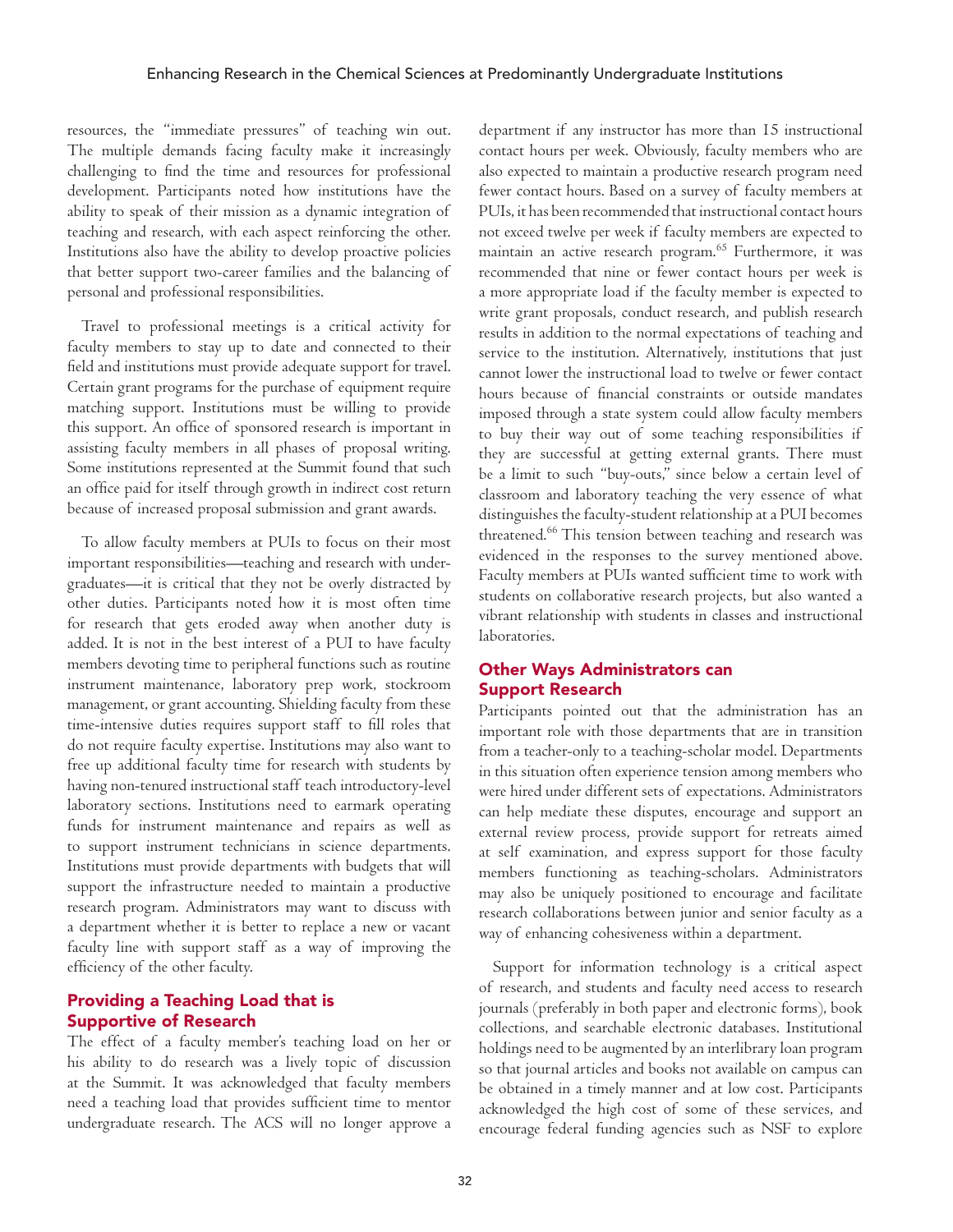resources, the "immediate pressures" of teaching win out. The multiple demands facing faculty make it increasingly challenging to find the time and resources for professional development. Participants noted how institutions have the ability to speak of their mission as a dynamic integration of teaching and research, with each aspect reinforcing the other. Institutions also have the ability to develop proactive policies that better support two-career families and the balancing of personal and professional responsibilities.

Travel to professional meetings is a critical activity for faculty members to stay up to date and connected to their field and institutions must provide adequate support for travel. Certain grant programs for the purchase of equipment require matching support. Institutions must be willing to provide this support. An office of sponsored research is important in assisting faculty members in all phases of proposal writing. Some institutions represented at the Summit found that such an office paid for itself through growth in indirect cost return because of increased proposal submission and grant awards.

To allow faculty members at PUIs to focus on their most important responsibilities—teaching and research with undergraduates—it is critical that they not be overly distracted by other duties. Participants noted how it is most often time for research that gets eroded away when another duty is added. It is not in the best interest of a PUI to have faculty members devoting time to peripheral functions such as routine instrument maintenance, laboratory prep work, stockroom management, or grant accounting. Shielding faculty from these time-intensive duties requires support staff to fill roles that do not require faculty expertise. Institutions may also want to free up additional faculty time for research with students by having non-tenured instructional staff teach introductory-level laboratory sections. Institutions need to earmark operating funds for instrument maintenance and repairs as well as to support instrument technicians in science departments. Institutions must provide departments with budgets that will support the infrastructure needed to maintain a productive research program. Administrators may want to discuss with a department whether it is better to replace a new or vacant faculty line with support staff as a way of improving the efficiency of the other faculty.

## Providing a Teaching Load that is Supportive of Research

The effect of a faculty member's teaching load on her or his ability to do research was a lively topic of discussion at the Summit. It was acknowledged that faculty members need a teaching load that provides sufficient time to mentor undergraduate research. The ACS will no longer approve a department if any instructor has more than 15 instructional contact hours per week. Obviously, faculty members who are also expected to maintain a productive research program need fewer contact hours. Based on a survey of faculty members at PUIs, it has been recommended that instructional contact hours not exceed twelve per week if faculty members are expected to maintain an active research program.[65] Furthermore, it was recommended that nine or fewer contact hours per week is a more appropriate load if the faculty member is expected to write grant proposals, conduct research, and publish research results in addition to the normal expectations of teaching and service to the institution. Alternatively, institutions that just cannot lower the instructional load to twelve or fewer contact hours because of financial constraints or outside mandates imposed through a state system could allow faculty members to buy their way out of some teaching responsibilities if they are successful at getting external grants. There must be a limit to such "buy-outs," since below a certain level of classroom and laboratory teaching the very essence of what distinguishes the faculty-student relationship at a PUI becomes threatened.[66] This tension between teaching and research was evidenced in the responses to the survey mentioned above. Faculty members at PUIs wanted sufficient time to work with students on collaborative research projects, but also wanted a vibrant relationship with students in classes and instructional laboratories.

## Other Ways Administrators can Support Research

Participants pointed out that the administration has an important role with those departments that are in transition from a teacher-only to a teaching-scholar model. Departments in this situation often experience tension among members who were hired under different sets of expectations. Administrators can help mediate these disputes, encourage and support an external review process, provide support for retreats aimed at self examination, and express support for those faculty members functioning as teaching-scholars. Administrators may also be uniquely positioned to encourage and facilitate research collaborations between junior and senior faculty as a way of enhancing cohesiveness within a department.

Support for information technology is a critical aspect of research, and students and faculty need access to research journals (preferably in both paper and electronic forms), book collections, and searchable electronic databases. Institutional holdings need to be augmented by an interlibrary loan program so that journal articles and books not available on campus can be obtained in a timely manner and at low cost. Participants acknowledged the high cost of some of these services, and encourage federal funding agencies such as NSF to explore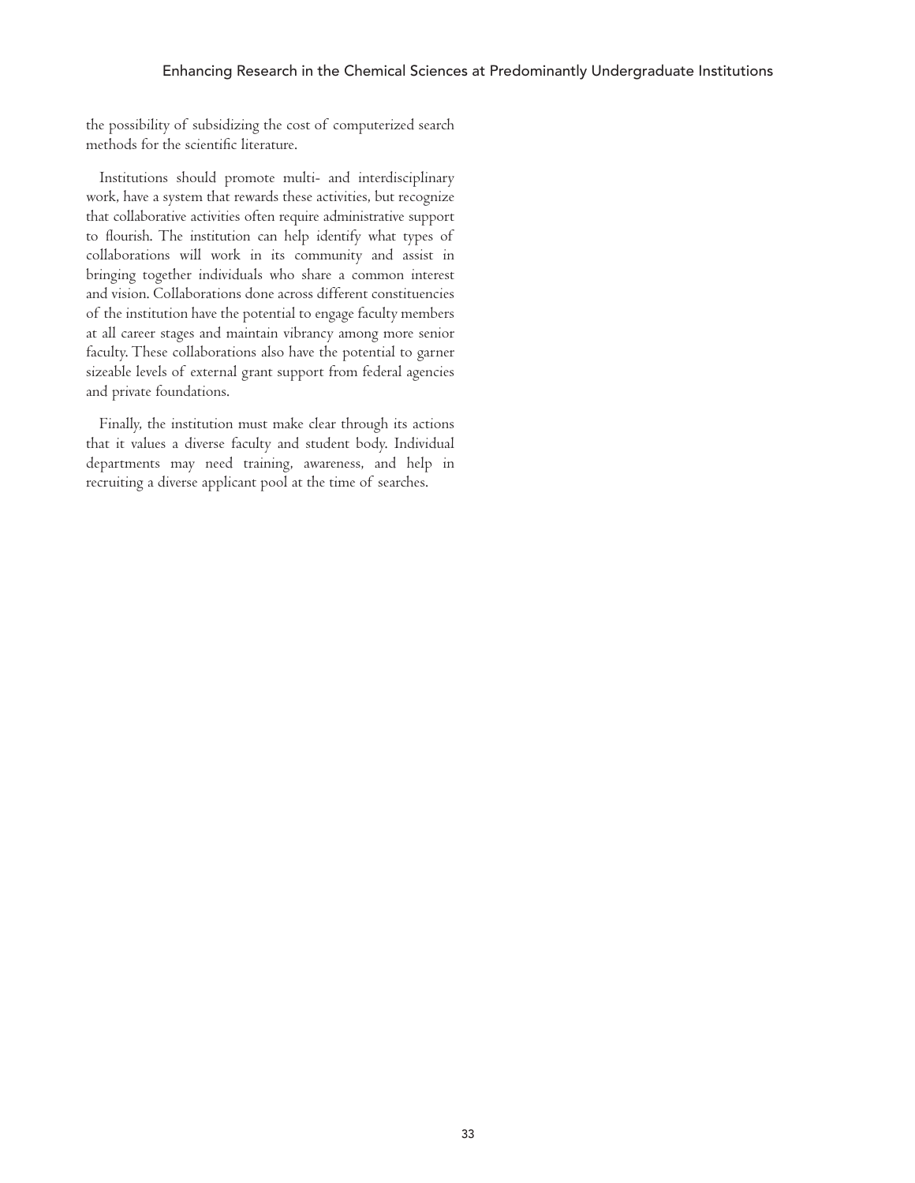the possibility of subsidizing the cost of computerized search methods for the scientific literature.

Institutions should promote multi- and interdisciplinary work, have a system that rewards these activities, but recognize that collaborative activities often require administrative support to flourish. The institution can help identify what types of collaborations will work in its community and assist in bringing together individuals who share a common interest and vision. Collaborations done across different constituencies of the institution have the potential to engage faculty members at all career stages and maintain vibrancy among more senior faculty. These collaborations also have the potential to garner sizeable levels of external grant support from federal agencies and private foundations.

Finally, the institution must make clear through its actions that it values a diverse faculty and student body. Individual departments may need training, awareness, and help in recruiting a diverse applicant pool at the time of searches.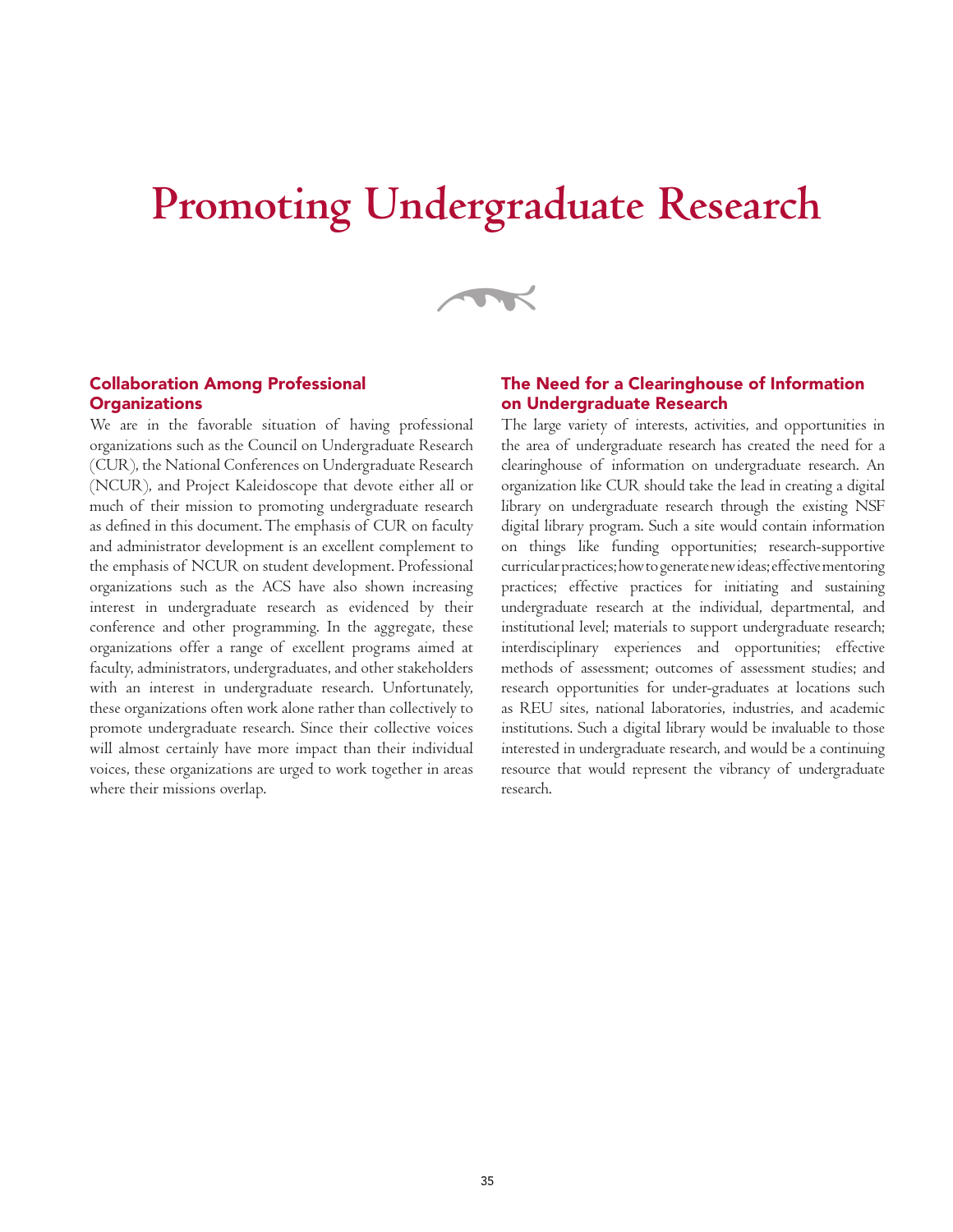# Promoting Undergraduate Research

## Collaboration Among Professional Organizations

We are in the favorable situation of having professional organizations such as the Council on Undergraduate Research (CUR), the National Conferences on Undergraduate Research (NCUR), and Project Kaleidoscope that devote either all or much of their mission to promoting undergraduate research as defined in this document. The emphasis of CUR on faculty and administrator development is an excellent complement to the emphasis of NCUR on student development. Professional organizations such as the ACS have also shown increasing interest in undergraduate research as evidenced by their conference and other programming. In the aggregate, these organizations offer a range of excellent programs aimed at faculty, administrators, undergraduates, and other stakeholders with an interest in undergraduate research. Unfortunately, these organizations often work alone rather than collectively to promote undergraduate research. Since their collective voices will almost certainly have more impact than their individual voices, these organizations are urged to work together in areas where their missions overlap.

## The Need for a Clearinghouse of Information on Undergraduate Research

The large variety of interests, activities, and opportunities in the area of undergraduate research has created the need for a clearinghouse of information on undergraduate research. An organization like CUR should take the lead in creating a digital library on undergraduate research through the existing NSF digital library program. Such a site would contain information on things like funding opportunities; research-supportive curricular practices; how to generate new ideas; effective mentoring practices; effective practices for initiating and sustaining undergraduate research at the individual, departmental, and institutional level; materials to support undergraduate research; interdisciplinary experiences and opportunities; effective methods of assessment; outcomes of assessment studies; and research opportunities for under-graduates at locations such as REU sites, national laboratories, industries, and academic institutions. Such a digital library would be invaluable to those interested in undergraduate research, and would be a continuing resource that would represent the vibrancy of undergraduate research.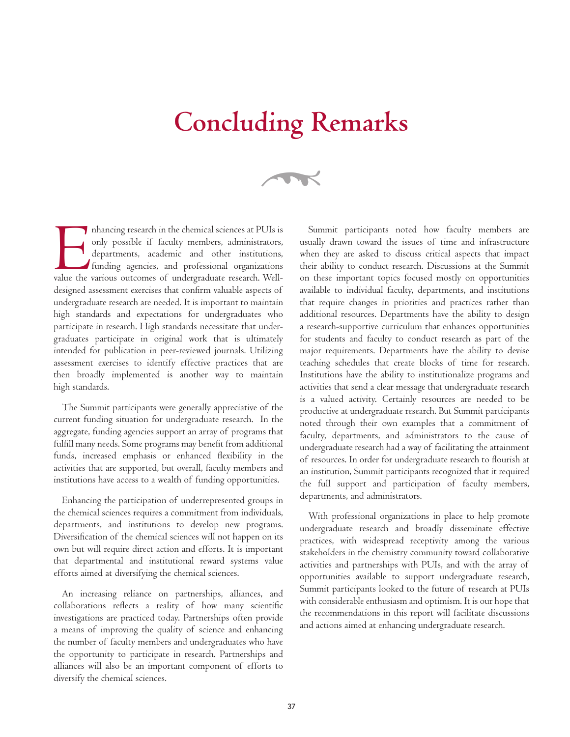# Concluding Remarks

Enhancing research in the chemical sciences at PUIs is only possible if faculty members, administrators, departments, academic and other institutions, funding agencies, and professional organizations value the various outcomes of undergraduate research. Well-designed assessment exercises that confirm valuable aspects of undergraduate research are needed. It is important to maintain high standards and expectations for undergraduates who participate in research. High standards necessitate that undergraduates participate in original work that is ultimately intended for publication in peer-reviewed journals. Utilizing assessment exercises to identify effective practices that are then broadly implemented is another way to maintain high standards.

The Summit participants were generally appreciative of the current funding situation for undergraduate research. In the aggregate, funding agencies support an array of programs that fulfill many needs. Some programs may benefit from additional funds, increased emphasis or enhanced flexibility in the activities that are supported, but overall, faculty members and institutions have access to a wealth of funding opportunities.

Enhancing the participation of underrepresented groups in the chemical sciences requires a commitment from individuals, departments, and institutions to develop new programs. Diversification of the chemical sciences will not happen on its own but will require direct action and efforts. It is important that departmental and institutional reward systems value efforts aimed at diversifying the chemical sciences.

An increasing reliance on partnerships, alliances, and collaborations reflects a reality of how many scientific investigations are practiced today. Partnerships often provide a means of improving the quality of science and enhancing the number of faculty members and undergraduates who have the opportunity to participate in research. Partnerships and alliances will also be an important component of efforts to diversify the chemical sciences.

Summit participants noted how faculty members are usually drawn toward the issues of time and infrastructure when they are asked to discuss critical aspects that impact their ability to conduct research. Discussions at the Summit on these important topics focused mostly on opportunities available to individual faculty, departments, and institutions that require changes in priorities and practices rather than additional resources. Departments have the ability to design a research-supportive curriculum that enhances opportunities for students and faculty to conduct research as part of the major requirements. Departments have the ability to devise teaching schedules that create blocks of time for research. Institutions have the ability to institutionalize programs and activities that send a clear message that undergraduate research is a valued activity. Certainly resources are needed to be productive at undergraduate research. But Summit participants noted through their own examples that a commitment of faculty, departments, and administrators to the cause of undergraduate research had a way of facilitating the attainment of resources. In order for undergraduate research to flourish at an institution, Summit participants recognized that it required the full support and participation of faculty members, departments, and administrators.

With professional organizations in place to help promote undergraduate research and broadly disseminate effective practices, with widespread receptivity among the various stakeholders in the chemistry community toward collaborative activities and partnerships with PUIs, and with the array of opportunities available to support undergraduate research, Summit participants looked to the future of research at PUIs with considerable enthusiasm and optimism. It is our hope that the recommendations in this report will facilitate discussions and actions aimed at enhancing undergraduate research.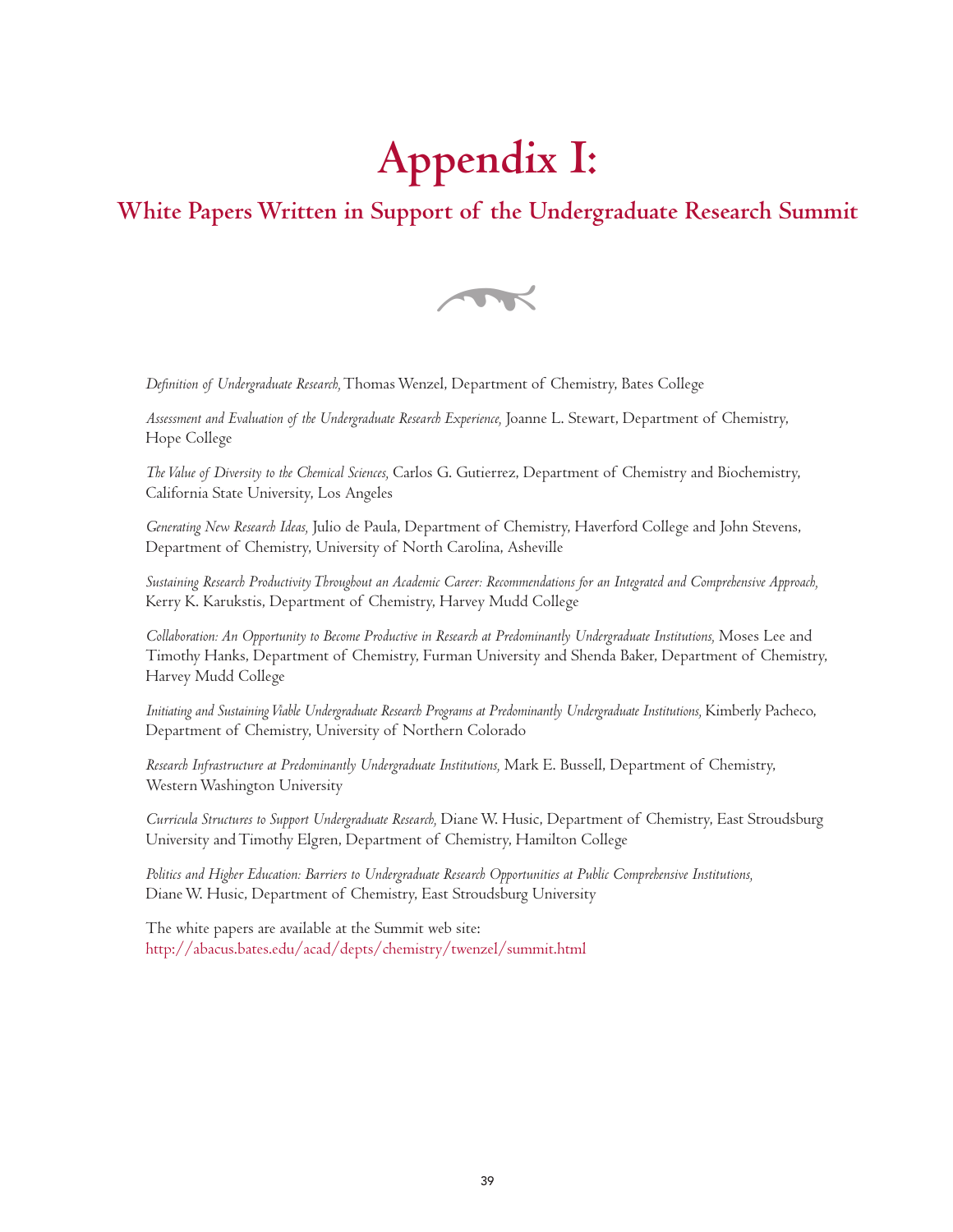# Appendix I:

## White Papers Written in Support of the Undergraduate Research Summit

*Definition of Undergraduate Research,* Thomas Wenzel, Department of Chemistry, Bates College

*Assessment and Evaluation of the Undergraduate Research Experience,* Joanne L. Stewart, Department of Chemistry, Hope College

*The Value of Diversity to the Chemical Sciences,* Carlos G. Gutierrez, Department of Chemistry and Biochemistry, California State University, Los Angeles

*Generating New Research Ideas,* Julio de Paula, Department of Chemistry, Haverford College and John Stevens, Department of Chemistry, University of North Carolina, Asheville

*Sustaining Research Productivity Throughout an Academic Career: Recommendations for an Integrated and Comprehensive Approach,* Kerry K. Karukstis, Department of Chemistry, Harvey Mudd College

*Collaboration: An Opportunity to Become Productive in Research at Predominantly Undergraduate Institutions,* Moses Lee and Timothy Hanks, Department of Chemistry, Furman University and Shenda Baker, Department of Chemistry, Harvey Mudd College

*Initiating and Sustaining Viable Undergraduate Research Programs at Predominantly Undergraduate Institutions,* Kimberly Pacheco, Department of Chemistry, University of Northern Colorado

*Research Infrastructure at Predominantly Undergraduate Institutions,* Mark E. Bussell, Department of Chemistry, Western Washington University

*Curricula Structures to Support Undergraduate Research,* Diane W. Husic, Department of Chemistry, East Stroudsburg University and Timothy Elgren, Department of Chemistry, Hamilton College

*Politics and Higher Education: Barriers to Undergraduate Research Opportunities at Public Comprehensive Institutions,* Diane W. Husic, Department of Chemistry, East Stroudsburg University

The white papers are available at the Summit web site:
http://abacus.bates.edu/acad/depts/chemistry/twenzel/summit.html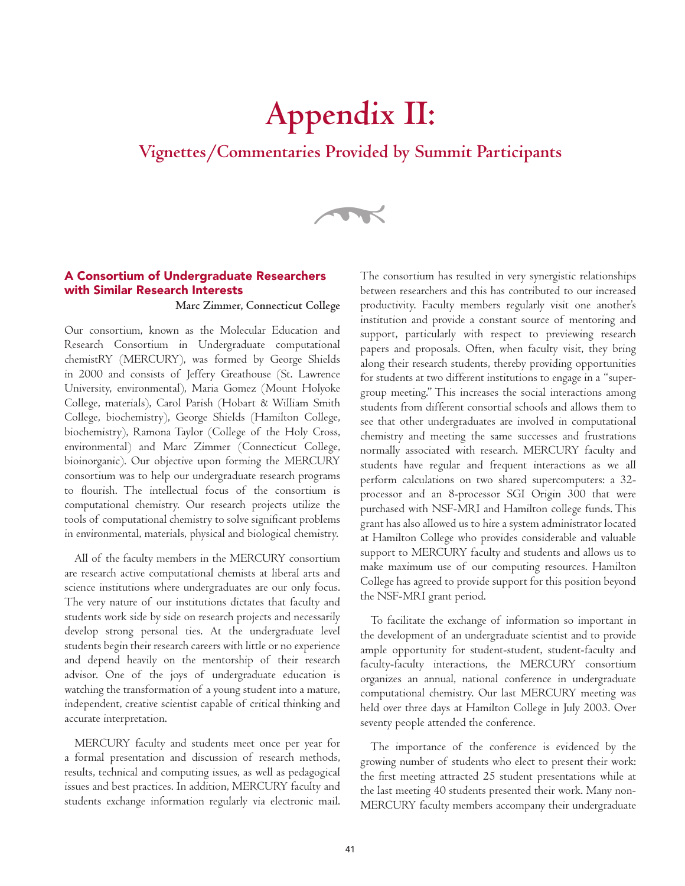# Appendix II:

## Vignettes/Commentaries Provided by Summit Participants

### A Consortium of Undergraduate Researchers with Similar Research Interests

**Marc Zimmer, Connecticut College**

Our consortium, known as the Molecular Education and Research Consortium in Undergraduate computational chemistRY (MERCURY), was formed by George Shields in 2000 and consists of Jeffery Greathouse (St. Lawrence University, environmental), Maria Gomez (Mount Holyoke College, materials), Carol Parish (Hobart & William Smith College, biochemistry), George Shields (Hamilton College, biochemistry), Ramona Taylor (College of the Holy Cross, environmental) and Marc Zimmer (Connecticut College, bioinorganic). Our objective upon forming the MERCURY consortium was to help our undergraduate research programs to flourish. The intellectual focus of the consortium is computational chemistry. Our research projects utilize the tools of computational chemistry to solve significant problems in environmental, materials, physical and biological chemistry.

All of the faculty members in the MERCURY consortium are research active computational chemists at liberal arts and science institutions where undergraduates are our only focus. The very nature of our institutions dictates that faculty and students work side by side on research projects and necessarily develop strong personal ties. At the undergraduate level students begin their research careers with little or no experience and depend heavily on the mentorship of their research advisor. One of the joys of undergraduate education is watching the transformation of a young student into a mature, independent, creative scientist capable of critical thinking and accurate interpretation.

MERCURY faculty and students meet once per year for a formal presentation and discussion of research methods, results, technical and computing issues, as well as pedagogical issues and best practices. In addition, MERCURY faculty and students exchange information regularly via electronic mail. The consortium has resulted in very synergistic relationships between researchers and this has contributed to our increased productivity. Faculty members regularly visit one another's institution and provide a constant source of mentoring and support, particularly with respect to previewing research papers and proposals. Often, when faculty visit, they bring along their research students, thereby providing opportunities for students at two different institutions to engage in a "super-group meeting." This increases the social interactions among students from different consortial schools and allows them to see that other undergraduates are involved in computational chemistry and meeting the same successes and frustrations normally associated with research. MERCURY faculty and students have regular and frequent interactions as we all perform calculations on two shared supercomputers: a 32-processor and an 8-processor SGI Origin 300 that were purchased with NSF-MRI and Hamilton college funds. This grant has also allowed us to hire a system administrator located at Hamilton College who provides considerable and valuable support to MERCURY faculty and students and allows us to make maximum use of our computing resources. Hamilton College has agreed to provide support for this position beyond the NSF-MRI grant period.

To facilitate the exchange of information so important in the development of an undergraduate scientist and to provide ample opportunity for student-student, student-faculty and faculty-faculty interactions, the MERCURY consortium organizes an annual, national conference in undergraduate computational chemistry. Our last MERCURY meeting was held over three days at Hamilton College in July 2003. Over seventy people attended the conference.

The importance of the conference is evidenced by the growing number of students who elect to present their work: the first meeting attracted 25 student presentations while at the last meeting 40 students presented their work. Many non-MERCURY faculty members accompany their undergraduate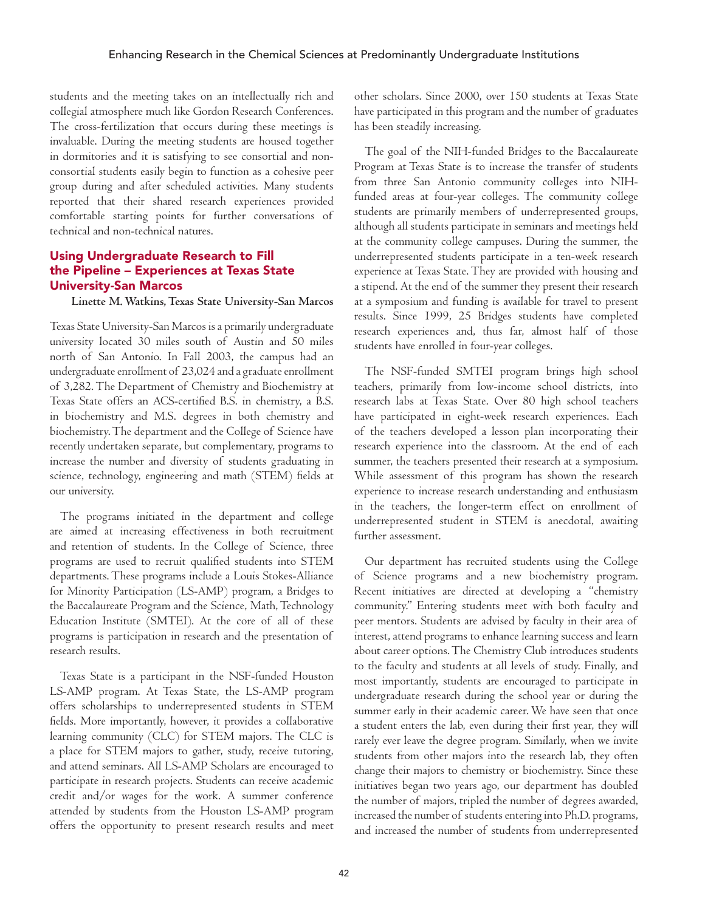students and the meeting takes on an intellectually rich and collegial atmosphere much like Gordon Research Conferences. The cross-fertilization that occurs during these meetings is invaluable. During the meeting students are housed together in dormitories and it is satisfying to see consortial and non-consortial students easily begin to function as a cohesive peer group during and after scheduled activities. Many students reported that their shared research experiences provided comfortable starting points for further conversations of technical and non-technical natures.

## Using Undergraduate Research to Fill the Pipeline – Experiences at Texas State University-San Marcos

**Linette M. Watkins, Texas State University-San Marcos**

Texas State University-San Marcos is a primarily undergraduate university located 30 miles south of Austin and 50 miles north of San Antonio. In Fall 2003, the campus had an undergraduate enrollment of 23,024 and a graduate enrollment of 3,282. The Department of Chemistry and Biochemistry at Texas State offers an ACS-certified B.S. in chemistry, a B.S. in biochemistry and M.S. degrees in both chemistry and biochemistry. The department and the College of Science have recently undertaken separate, but complementary, programs to increase the number and diversity of students graduating in science, technology, engineering and math (STEM) fields at our university.

The programs initiated in the department and college are aimed at increasing effectiveness in both recruitment and retention of students. In the College of Science, three programs are used to recruit qualified students into STEM departments. These programs include a Louis Stokes-Alliance for Minority Participation (LS-AMP) program, a Bridges to the Baccalaureate Program and the Science, Math, Technology Education Institute (SMTEI). At the core of all of these programs is participation in research and the presentation of research results.

Texas State is a participant in the NSF-funded Houston LS-AMP program. At Texas State, the LS-AMP program offers scholarships to underrepresented students in STEM fields. More importantly, however, it provides a collaborative learning community (CLC) for STEM majors. The CLC is a place for STEM majors to gather, study, receive tutoring, and attend seminars. All LS-AMP Scholars are encouraged to participate in research projects. Students can receive academic credit and/or wages for the work. A summer conference attended by students from the Houston LS-AMP program offers the opportunity to present research results and meet other scholars. Since 2000, over 150 students at Texas State have participated in this program and the number of graduates has been steadily increasing.

The goal of the NIH-funded Bridges to the Baccalaureate Program at Texas State is to increase the transfer of students from three San Antonio community colleges into NIH-funded areas at four-year colleges. The community college students are primarily members of underrepresented groups, although all students participate in seminars and meetings held at the community college campuses. During the summer, the underrepresented students participate in a ten-week research experience at Texas State. They are provided with housing and a stipend. At the end of the summer they present their research at a symposium and funding is available for travel to present results. Since 1999, 25 Bridges students have completed research experiences and, thus far, almost half of those students have enrolled in four-year colleges.

The NSF-funded SMTEI program brings high school teachers, primarily from low-income school districts, into research labs at Texas State. Over 80 high school teachers have participated in eight-week research experiences. Each of the teachers developed a lesson plan incorporating their research experience into the classroom. At the end of each summer, the teachers presented their research at a symposium. While assessment of this program has shown the research experience to increase research understanding and enthusiasm in the teachers, the longer-term effect on enrollment of underrepresented student in STEM is anecdotal, awaiting further assessment.

Our department has recruited students using the College of Science programs and a new biochemistry program. Recent initiatives are directed at developing a "chemistry community." Entering students meet with both faculty and peer mentors. Students are advised by faculty in their area of interest, attend programs to enhance learning success and learn about career options. The Chemistry Club introduces students to the faculty and students at all levels of study. Finally, and most importantly, students are encouraged to participate in undergraduate research during the school year or during the summer early in their academic career. We have seen that once a student enters the lab, even during their first year, they will rarely ever leave the degree program. Similarly, when we invite students from other majors into the research lab, they often change their majors to chemistry or biochemistry. Since these initiatives began two years ago, our department has doubled the number of majors, tripled the number of degrees awarded, increased the number of students entering into Ph.D. programs, and increased the number of students from underrepresented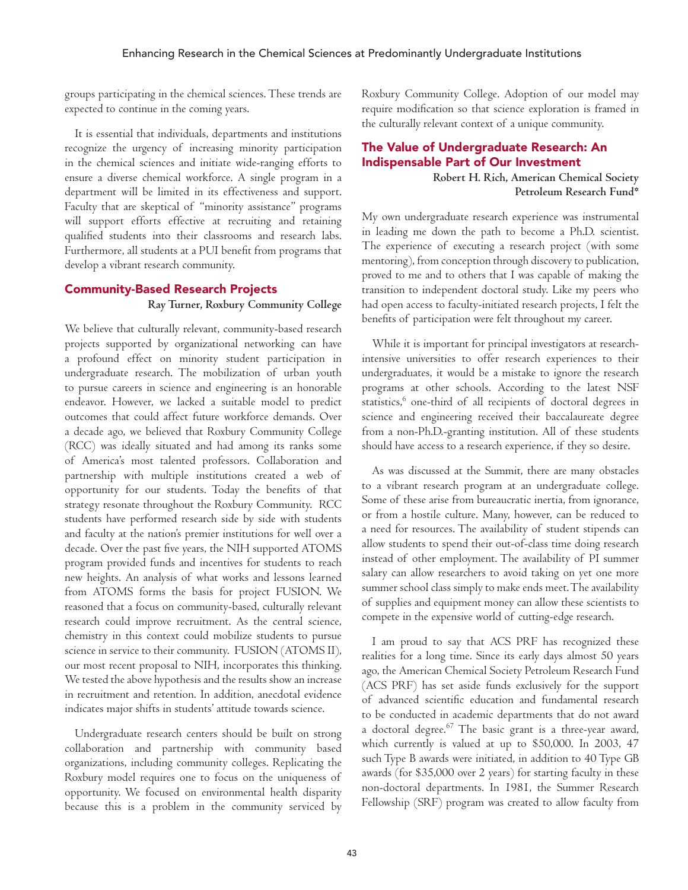groups participating in the chemical sciences. These trends are expected to continue in the coming years.

It is essential that individuals, departments and institutions recognize the urgency of increasing minority participation in the chemical sciences and initiate wide-ranging efforts to ensure a diverse chemical workforce. A single program in a department will be limited in its effectiveness and support. Faculty that are skeptical of "minority assistance" programs will support efforts effective at recruiting and retaining qualified students into their classrooms and research labs. Furthermore, all students at a PUI benefit from programs that develop a vibrant research community.

## Community-Based Research Projects

**Ray Turner, Roxbury Community College**

We believe that culturally relevant, community-based research projects supported by organizational networking can have a profound effect on minority student participation in undergraduate research. The mobilization of urban youth to pursue careers in science and engineering is an honorable endeavor. However, we lacked a suitable model to predict outcomes that could affect future workforce demands. Over a decade ago, we believed that Roxbury Community College (RCC) was ideally situated and had among its ranks some of America's most talented professors. Collaboration and partnership with multiple institutions created a web of opportunity for our students. Today the benefits of that strategy resonate throughout the Roxbury Community. RCC students have performed research side by side with students and faculty at the nation's premier institutions for well over a decade. Over the past five years, the NIH supported ATOMS program provided funds and incentives for students to reach new heights. An analysis of what works and lessons learned from ATOMS forms the basis for project FUSION. We reasoned that a focus on community-based, culturally relevant research could improve recruitment. As the central science, chemistry in this context could mobilize students to pursue science in service to their community. FUSION (ATOMS II), our most recent proposal to NIH, incorporates this thinking. We tested the above hypothesis and the results show an increase in recruitment and retention. In addition, anecdotal evidence indicates major shifts in students' attitude towards science.

Undergraduate research centers should be built on strong collaboration and partnership with community based organizations, including community colleges. Replicating the Roxbury model requires one to focus on the uniqueness of opportunity. We focused on environmental health disparity because this is a problem in the community serviced by Roxbury Community College. Adoption of our model may require modification so that science exploration is framed in the culturally relevant context of a unique community.

## The Value of Undergraduate Research: An Indispensable Part of Our Investment

**Robert H. Rich, American Chemical Society Petroleum Research Fund***

My own undergraduate research experience was instrumental in leading me down the path to become a Ph.D. scientist. The experience of executing a research project (with some mentoring), from conception through discovery to publication, proved to me and to others that I was capable of making the transition to independent doctoral study. Like my peers who had open access to faculty-initiated research projects, I felt the benefits of participation were felt throughout my career.

While it is important for principal investigators at research-intensive universities to offer research experiences to their undergraduates, it would be a mistake to ignore the research programs at other schools. According to the latest NSF statistics,[6] one-third of all recipients of doctoral degrees in science and engineering received their baccalaureate degree from a non-Ph.D.-granting institution. All of these students should have access to a research experience, if they so desire.

As was discussed at the Summit, there are many obstacles to a vibrant research program at an undergraduate college. Some of these arise from bureaucratic inertia, from ignorance, or from a hostile culture. Many, however, can be reduced to a need for resources. The availability of student stipends can allow students to spend their out-of-class time doing research instead of other employment. The availability of PI summer salary can allow researchers to avoid taking on yet one more summer school class simply to make ends meet. The availability of supplies and equipment money can allow these scientists to compete in the expensive world of cutting-edge research.

I am proud to say that ACS PRF has recognized these realities for a long time. Since its early days almost 50 years ago, the American Chemical Society Petroleum Research Fund (ACS PRF) has set aside funds exclusively for the support of advanced scientific education and fundamental research to be conducted in academic departments that do not award a doctoral degree.[67] The basic grant is a three-year award, which currently is valued at up to $50,000. In 2003, 47 such Type B awards were initiated, in addition to 40 Type GB awards (for $35,000 over 2 years) for starting faculty in these non-doctoral departments. In 1981, the Summer Research Fellowship (SRF) program was created to allow faculty from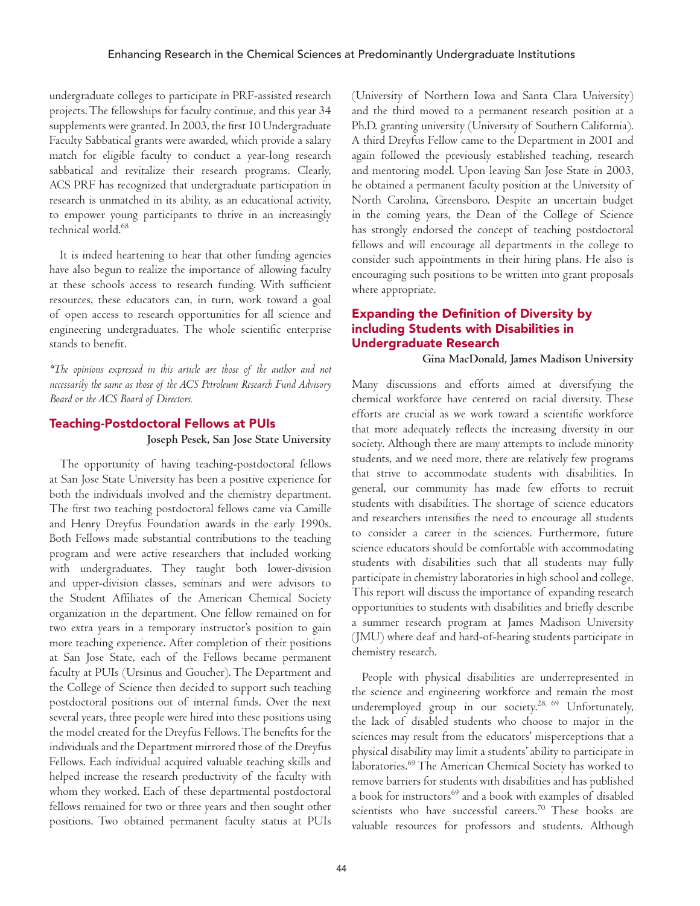undergraduate colleges to participate in PRF-assisted research projects. The fellowships for faculty continue, and this year 34 supplements were granted. In 2003, the first 10 Undergraduate Faculty Sabbatical grants were awarded, which provide a salary match for eligible faculty to conduct a year-long research sabbatical and revitalize their research programs. Clearly, ACS PRF has recognized that undergraduate participation in research is unmatched in its ability, as an educational activity, to empower young participants to thrive in an increasingly technical world.[68]

It is indeed heartening to hear that other funding agencies have also begun to realize the importance of allowing faculty at these schools access to research funding. With sufficient resources, these educators can, in turn, work toward a goal of open access to research opportunities for all science and engineering undergraduates. The whole scientific enterprise stands to benefit.

*\*The opinions expressed in this article are those of the author and not necessarily the same as those of the ACS Petroleum Research Fund Advisory Board or the ACS Board of Directors.*

## Teaching-Postdoctoral Fellows at PUIs

**Joseph Pesek, San Jose State University**

The opportunity of having teaching-postdoctoral fellows at San Jose State University has been a positive experience for both the individuals involved and the chemistry department. The first two teaching postdoctoral fellows came via Camille and Henry Dreyfus Foundation awards in the early 1990s. Both Fellows made substantial contributions to the teaching program and were active researchers that included working with undergraduates. They taught both lower-division and upper-division classes, seminars and were advisors to the Student Affiliates of the American Chemical Society organization in the department. One fellow remained on for two extra years in a temporary instructor's position to gain more teaching experience. After completion of their positions at San Jose State, each of the Fellows became permanent faculty at PUIs (Ursinus and Goucher). The Department and the College of Science then decided to support such teaching postdoctoral positions out of internal funds. Over the next several years, three people were hired into these positions using the model created for the Dreyfus Fellows. The benefits for the individuals and the Department mirrored those of the Dreyfus Fellows. Each individual acquired valuable teaching skills and helped increase the research productivity of the faculty with whom they worked. Each of these departmental postdoctoral fellows remained for two or three years and then sought other positions. Two obtained permanent faculty status at PUIs (University of Northern Iowa and Santa Clara University) and the third moved to a permanent research position at a Ph.D. granting university (University of Southern California). A third Dreyfus Fellow came to the Department in 2001 and again followed the previously established teaching, research and mentoring model. Upon leaving San Jose State in 2003, he obtained a permanent faculty position at the University of North Carolina, Greensboro. Despite an uncertain budget in the coming years, the Dean of the College of Science has strongly endorsed the concept of teaching postdoctoral fellows and will encourage all departments in the college to consider such appointments in their hiring plans. He also is encouraging such positions to be written into grant proposals where appropriate.

## Expanding the Definition of Diversity by including Students with Disabilities in Undergraduate Research

**Gina MacDonald, James Madison University**

Many discussions and efforts aimed at diversifying the chemical workforce have centered on racial diversity. These efforts are crucial as we work toward a scientific workforce that more adequately reflects the increasing diversity in our society. Although there are many attempts to include minority students, and we need more, there are relatively few programs that strive to accommodate students with disabilities. In general, our community has made few efforts to recruit students with disabilities. The shortage of science educators and researchers intensifies the need to encourage all students to consider a career in the sciences. Furthermore, future science educators should be comfortable with accommodating students with disabilities such that all students may fully participate in chemistry laboratories in high school and college. This report will discuss the importance of expanding research opportunities to students with disabilities and briefly describe a summer research program at James Madison University (JMU) where deaf and hard-of-hearing students participate in chemistry research.

People with physical disabilities are underrepresented in the science and engineering workforce and remain the most underemployed group in our society.[28, 69] Unfortunately, the lack of disabled students who choose to major in the sciences may result from the educators' misperceptions that a physical disability may limit a students' ability to participate in laboratories.[69] The American Chemical Society has worked to remove barriers for students with disabilities and has published a book for instructors[69] and a book with examples of disabled scientists who have successful careers.[70] These books are valuable resources for professors and students. Although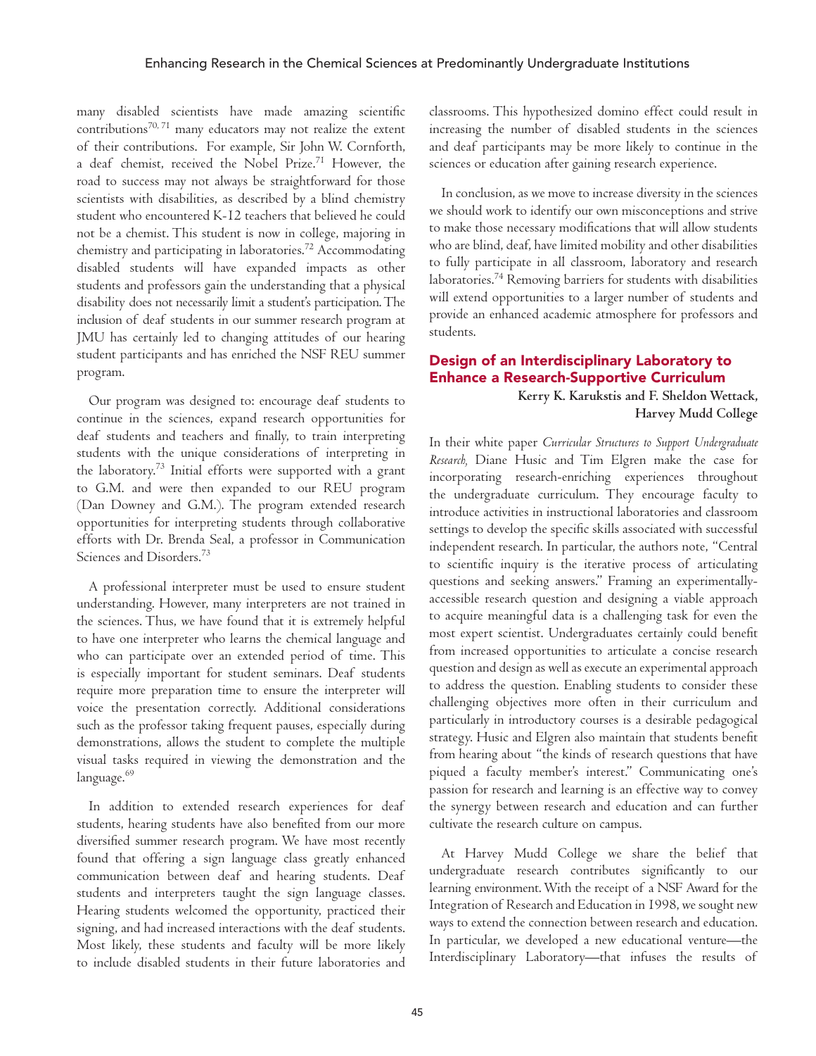many disabled scientists have made amazing scientific contributions[70, 71] many educators may not realize the extent of their contributions. For example, Sir John W. Cornforth, a deaf chemist, received the Nobel Prize.[71] However, the road to success may not always be straightforward for those scientists with disabilities, as described by a blind chemistry student who encountered K-12 teachers that believed he could not be a chemist. This student is now in college, majoring in chemistry and participating in laboratories.[72] Accommodating disabled students will have expanded impacts as other students and professors gain the understanding that a physical disability does not necessarily limit a student's participation. The inclusion of deaf students in our summer research program at JMU has certainly led to changing attitudes of our hearing student participants and has enriched the NSF REU summer program.

Our program was designed to: encourage deaf students to continue in the sciences, expand research opportunities for deaf students and teachers and finally, to train interpreting students with the unique considerations of interpreting in the laboratory.[73] Initial efforts were supported with a grant to G.M. and were then expanded to our REU program (Dan Downey and G.M.). The program extended research opportunities for interpreting students through collaborative efforts with Dr. Brenda Seal, a professor in Communication Sciences and Disorders.[73]

A professional interpreter must be used to ensure student understanding. However, many interpreters are not trained in the sciences. Thus, we have found that it is extremely helpful to have one interpreter who learns the chemical language and who can participate over an extended period of time. This is especially important for student seminars. Deaf students require more preparation time to ensure the interpreter will voice the presentation correctly. Additional considerations such as the professor taking frequent pauses, especially during demonstrations, allows the student to complete the multiple visual tasks required in viewing the demonstration and the language.[69]

In addition to extended research experiences for deaf students, hearing students have also benefited from our more diversified summer research program. We have most recently found that offering a sign language class greatly enhanced communication between deaf and hearing students. Deaf students and interpreters taught the sign language classes. Hearing students welcomed the opportunity, practiced their signing, and had increased interactions with the deaf students. Most likely, these students and faculty will be more likely to include disabled students in their future laboratories and classrooms. This hypothesized domino effect could result in increasing the number of disabled students in the sciences and deaf participants may be more likely to continue in the sciences or education after gaining research experience.

In conclusion, as we move to increase diversity in the sciences we should work to identify our own misconceptions and strive to make those necessary modifications that will allow students who are blind, deaf, have limited mobility and other disabilities to fully participate in all classroom, laboratory and research laboratories.[74] Removing barriers for students with disabilities will extend opportunities to a larger number of students and provide an enhanced academic atmosphere for professors and students.

## Design of an Interdisciplinary Laboratory to Enhance a Research-Supportive Curriculum

**Kerry K. Karukstis and F. Sheldon Wettack, Harvey Mudd College**

In their white paper *Curricular Structures to Support Undergraduate Research,* Diane Husic and Tim Elgren make the case for incorporating research-enriching experiences throughout the undergraduate curriculum. They encourage faculty to introduce activities in instructional laboratories and classroom settings to develop the specific skills associated with successful independent research. In particular, the authors note, "Central to scientific inquiry is the iterative process of articulating questions and seeking answers." Framing an experimentally-accessible research question and designing a viable approach to acquire meaningful data is a challenging task for even the most expert scientist. Undergraduates certainly could benefit from increased opportunities to articulate a concise research question and design as well as execute an experimental approach to address the question. Enabling students to consider these challenging objectives more often in their curriculum and particularly in introductory courses is a desirable pedagogical strategy. Husic and Elgren also maintain that students benefit from hearing about "the kinds of research questions that have piqued a faculty member's interest." Communicating one's passion for research and learning is an effective way to convey the synergy between research and education and can further cultivate the research culture on campus.

At Harvey Mudd College we share the belief that undergraduate research contributes significantly to our learning environment. With the receipt of a NSF Award for the Integration of Research and Education in 1998, we sought new ways to extend the connection between research and education. In particular, we developed a new educational venture—the Interdisciplinary Laboratory—that infuses the results of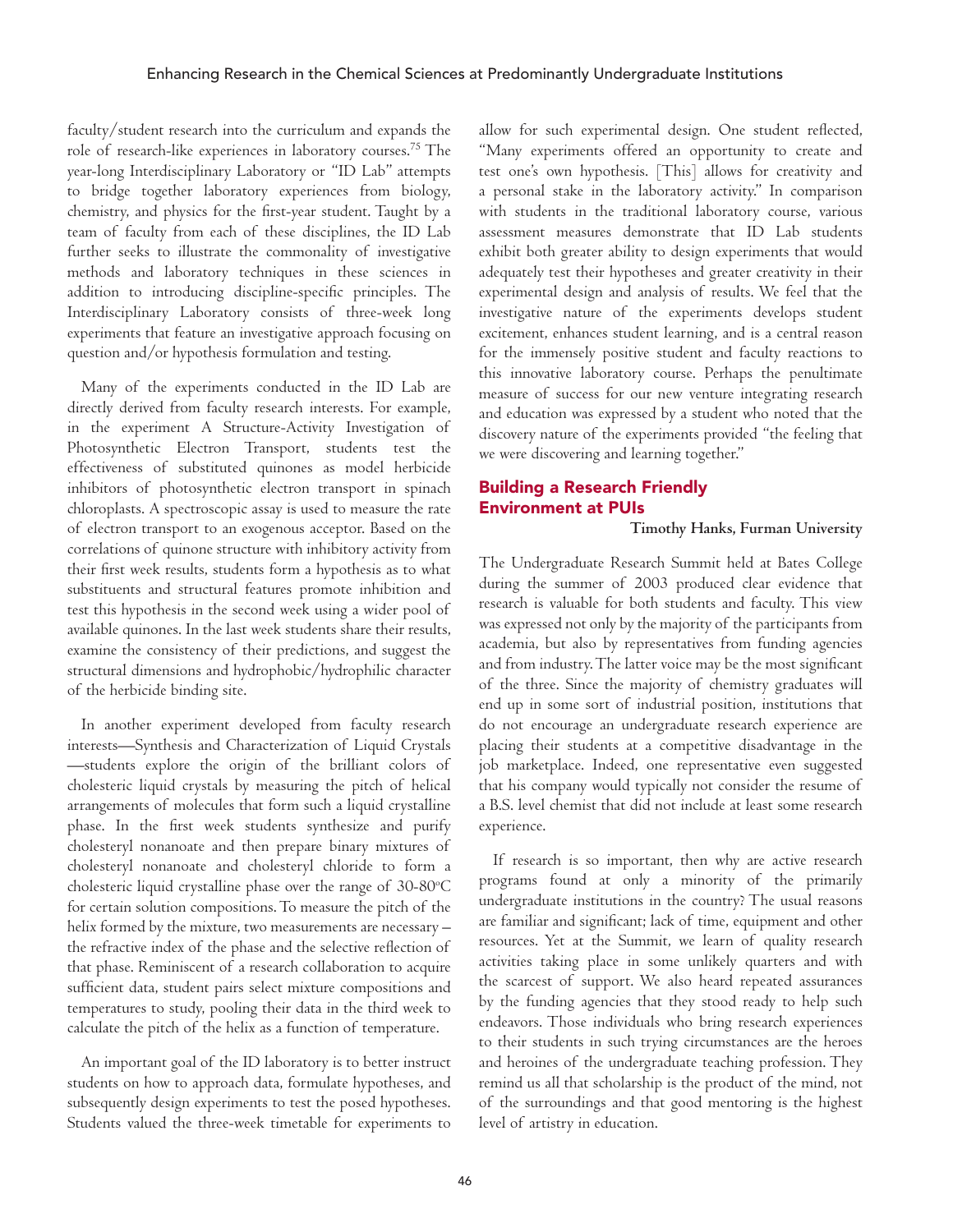faculty/student research into the curriculum and expands the role of research-like experiences in laboratory courses.[75] The year-long Interdisciplinary Laboratory or "ID Lab" attempts to bridge together laboratory experiences from biology, chemistry, and physics for the first-year student. Taught by a team of faculty from each of these disciplines, the ID Lab further seeks to illustrate the commonality of investigative methods and laboratory techniques in these sciences in addition to introducing discipline-specific principles. The Interdisciplinary Laboratory consists of three-week long experiments that feature an investigative approach focusing on question and/or hypothesis formulation and testing.

Many of the experiments conducted in the ID Lab are directly derived from faculty research interests. For example, in the experiment A Structure-Activity Investigation of Photosynthetic Electron Transport, students test the effectiveness of substituted quinones as model herbicide inhibitors of photosynthetic electron transport in spinach chloroplasts. A spectroscopic assay is used to measure the rate of electron transport to an exogenous acceptor. Based on the correlations of quinone structure with inhibitory activity from their first week results, students form a hypothesis as to what substituents and structural features promote inhibition and test this hypothesis in the second week using a wider pool of available quinones. In the last week students share their results, examine the consistency of their predictions, and suggest the structural dimensions and hydrophobic/hydrophilic character of the herbicide binding site.

In another experiment developed from faculty research interests—Synthesis and Characterization of Liquid Crystals—students explore the origin of the brilliant colors of cholesteric liquid crystals by measuring the pitch of helical arrangements of molecules that form such a liquid crystalline phase. In the first week students synthesize and purify cholesteryl nonanoate and then prepare binary mixtures of cholesteryl nonanoate and cholesteryl chloride to form a cholesteric liquid crystalline phase over the range of 30-80°C for certain solution compositions. To measure the pitch of the helix formed by the mixture, two measurements are necessary – the refractive index of the phase and the selective reflection of that phase. Reminiscent of a research collaboration to acquire sufficient data, student pairs select mixture compositions and temperatures to study, pooling their data in the third week to calculate the pitch of the helix as a function of temperature.

An important goal of the ID laboratory is to better instruct students on how to approach data, formulate hypotheses, and subsequently design experiments to test the posed hypotheses. Students valued the three-week timetable for experiments to allow for such experimental design. One student reflected, "Many experiments offered an opportunity to create and test one's own hypothesis. [This] allows for creativity and a personal stake in the laboratory activity." In comparison with students in the traditional laboratory course, various assessment measures demonstrate that ID Lab students exhibit both greater ability to design experiments that would adequately test their hypotheses and greater creativity in their experimental design and analysis of results. We feel that the investigative nature of the experiments develops student excitement, enhances student learning, and is a central reason for the immensely positive student and faculty reactions to this innovative laboratory course. Perhaps the penultimate measure of success for our new venture integrating research and education was expressed by a student who noted that the discovery nature of the experiments provided "the feeling that we were discovering and learning together."

## Building a Research Friendly Environment at PUIs

**Timothy Hanks, Furman University**

The Undergraduate Research Summit held at Bates College during the summer of 2003 produced clear evidence that research is valuable for both students and faculty. This view was expressed not only by the majority of the participants from academia, but also by representatives from funding agencies and from industry. The latter voice may be the most significant of the three. Since the majority of chemistry graduates will end up in some sort of industrial position, institutions that do not encourage an undergraduate research experience are placing their students at a competitive disadvantage in the job marketplace. Indeed, one representative even suggested that his company would typically not consider the resume of a B.S. level chemist that did not include at least some research experience.

If research is so important, then why are active research programs found at only a minority of the primarily undergraduate institutions in the country? The usual reasons are familiar and significant; lack of time, equipment and other resources. Yet at the Summit, we learn of quality research activities taking place in some unlikely quarters and with the scarcest of support. We also heard repeated assurances by the funding agencies that they stood ready to help such endeavors. Those individuals who bring research experiences to their students in such trying circumstances are the heroes and heroines of the undergraduate teaching profession. They remind us all that scholarship is the product of the mind, not of the surroundings and that good mentoring is the highest level of artistry in education.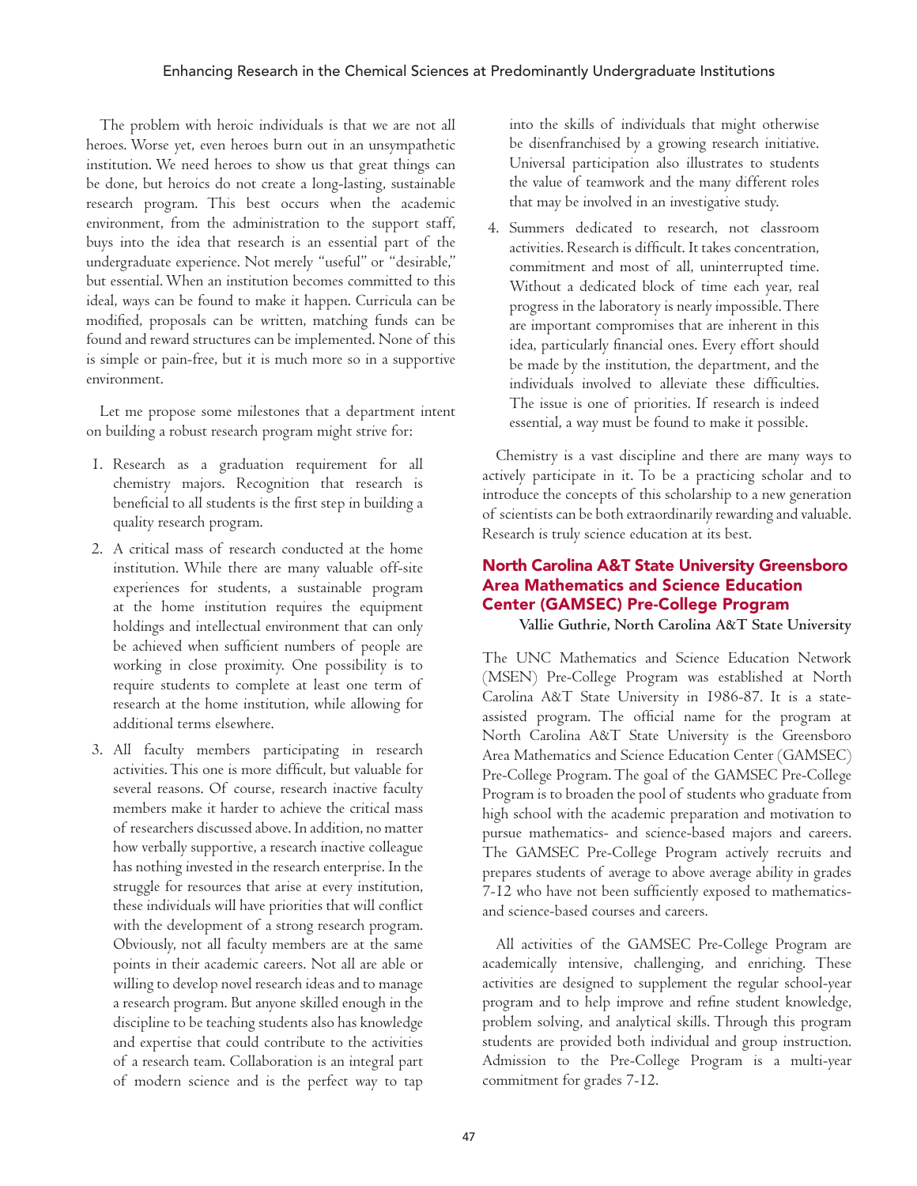The problem with heroic individuals is that we are not all heroes. Worse yet, even heroes burn out in an unsympathetic institution. We need heroes to show us that great things can be done, but heroics do not create a long-lasting, sustainable research program. This best occurs when the academic environment, from the administration to the support staff, buys into the idea that research is an essential part of the undergraduate experience. Not merely "useful" or "desirable," but essential. When an institution becomes committed to this ideal, ways can be found to make it happen. Curricula can be modified, proposals can be written, matching funds can be found and reward structures can be implemented. None of this is simple or pain-free, but it is much more so in a supportive environment.

Let me propose some milestones that a department intent on building a robust research program might strive for:

1. Research as a graduation requirement for all chemistry majors. Recognition that research is beneficial to all students is the first step in building a quality research program.
2. A critical mass of research conducted at the home institution. While there are many valuable off-site experiences for students, a sustainable program at the home institution requires the equipment holdings and intellectual environment that can only be achieved when sufficient numbers of people are working in close proximity. One possibility is to require students to complete at least one term of research at the home institution, while allowing for additional terms elsewhere.
3. All faculty members participating in research activities. This one is more difficult, but valuable for several reasons. Of course, research inactive faculty members make it harder to achieve the critical mass of researchers discussed above. In addition, no matter how verbally supportive, a research inactive colleague has nothing invested in the research enterprise. In the struggle for resources that arise at every institution, these individuals will have priorities that will conflict with the development of a strong research program. Obviously, not all faculty members are at the same points in their academic careers. Not all are able or willing to develop novel research ideas and to manage a research program. But anyone skilled enough in the discipline to be teaching students also has knowledge and expertise that could contribute to the activities of a research team. Collaboration is an integral part of modern science and is the perfect way to tap into the skills of individuals that might otherwise be disenfranchised by a growing research initiative. Universal participation also illustrates to students the value of teamwork and the many different roles that may be involved in an investigative study.
4. Summers dedicated to research, not classroom activities. Research is difficult. It takes concentration, commitment and most of all, uninterrupted time. Without a dedicated block of time each year, real progress in the laboratory is nearly impossible. There are important compromises that are inherent in this idea, particularly financial ones. Every effort should be made by the institution, the department, and the individuals involved to alleviate these difficulties. The issue is one of priorities. If research is indeed essential, a way must be found to make it possible.

Chemistry is a vast discipline and there are many ways to actively participate in it. To be a practicing scholar and to introduce the concepts of this scholarship to a new generation of scientists can be both extraordinarily rewarding and valuable. Research is truly science education at its best.

## North Carolina A&T State University Greensboro Area Mathematics and Science Education Center (GAMSEC) Pre-College Program

**Vallie Guthrie, North Carolina A&T State University**

The UNC Mathematics and Science Education Network (MSEN) Pre-College Program was established at North Carolina A&T State University in 1986-87. It is a state-assisted program. The official name for the program at North Carolina A&T State University is the Greensboro Area Mathematics and Science Education Center (GAMSEC) Pre-College Program. The goal of the GAMSEC Pre-College Program is to broaden the pool of students who graduate from high school with the academic preparation and motivation to pursue mathematics- and science-based majors and careers. The GAMSEC Pre-College Program actively recruits and prepares students of average to above average ability in grades 7-12 who have not been sufficiently exposed to mathematics- and science-based courses and careers.

All activities of the GAMSEC Pre-College Program are academically intensive, challenging, and enriching. These activities are designed to supplement the regular school-year program and to help improve and refine student knowledge, problem solving, and analytical skills. Through this program students are provided both individual and group instruction. Admission to the Pre-College Program is a multi-year commitment for grades 7-12.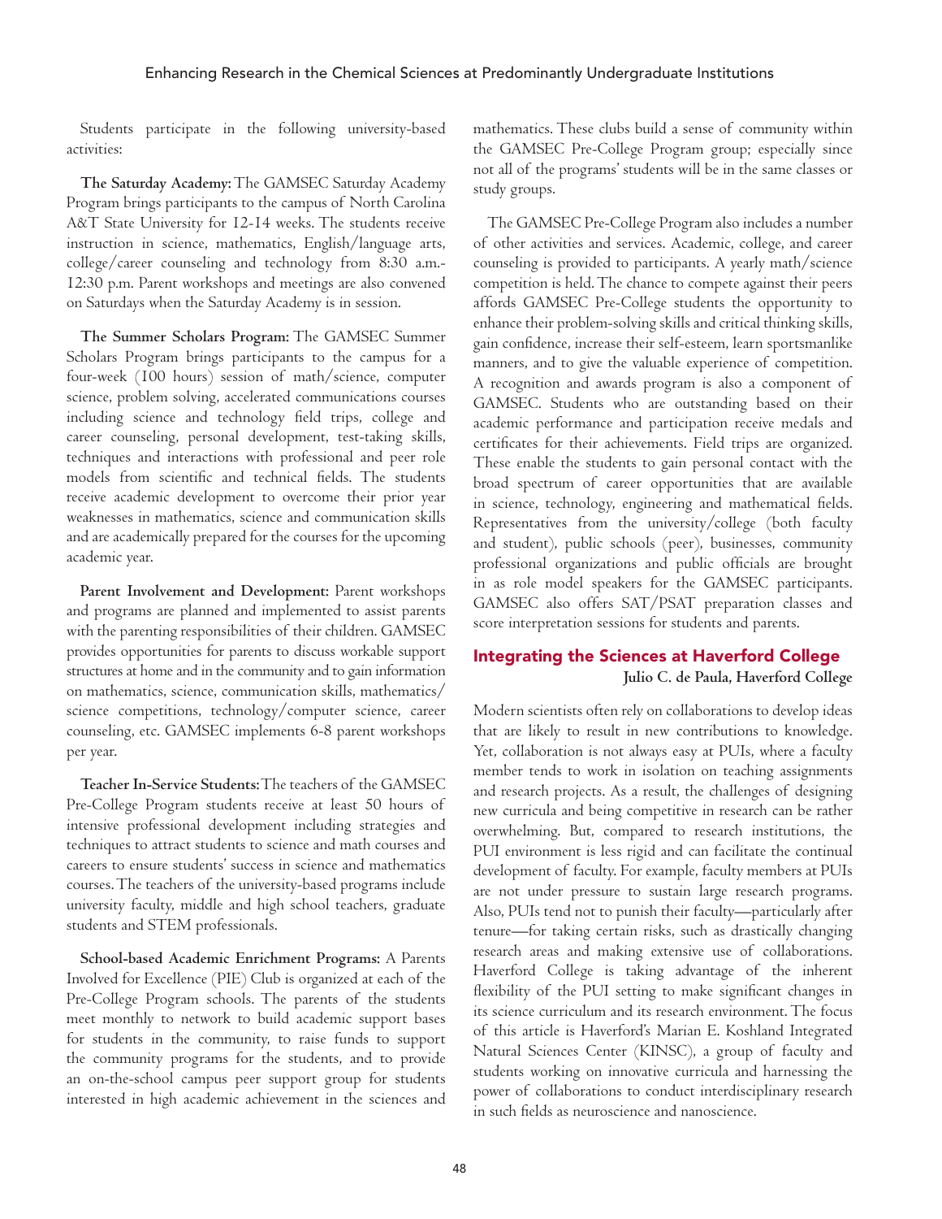Students participate in the following university-based activities:

**The Saturday Academy:** The GAMSEC Saturday Academy Program brings participants to the campus of North Carolina A&T State University for 12-14 weeks. The students receive instruction in science, mathematics, English/language arts, college/career counseling and technology from 8:30 a.m.-12:30 p.m. Parent workshops and meetings are also convened on Saturdays when the Saturday Academy is in session.

**The Summer Scholars Program:** The GAMSEC Summer Scholars Program brings participants to the campus for a four-week (100 hours) session of math/science, computer science, problem solving, accelerated communications courses including science and technology field trips, college and career counseling, personal development, test-taking skills, techniques and interactions with professional and peer role models from scientific and technical fields. The students receive academic development to overcome their prior year weaknesses in mathematics, science and communication skills and are academically prepared for the courses for the upcoming academic year.

**Parent Involvement and Development:** Parent workshops and programs are planned and implemented to assist parents with the parenting responsibilities of their children. GAMSEC provides opportunities for parents to discuss workable support structures at home and in the community and to gain information on mathematics, science, communication skills, mathematics/science competitions, technology/computer science, career counseling, etc. GAMSEC implements 6-8 parent workshops per year.

**Teacher In-Service Students:** The teachers of the GAMSEC Pre-College Program students receive at least 50 hours of intensive professional development including strategies and techniques to attract students to science and math courses and careers to ensure students' success in science and mathematics courses. The teachers of the university-based programs include university faculty, middle and high school teachers, graduate students and STEM professionals.

**School-based Academic Enrichment Programs:** A Parents Involved for Excellence (PIE) Club is organized at each of the Pre-College Program schools. The parents of the students meet monthly to network to build academic support bases for students in the community, to raise funds to support the community programs for the students, and to provide an on-the-school campus peer support group for students interested in high academic achievement in the sciences and mathematics. These clubs build a sense of community within the GAMSEC Pre-College Program group; especially since not all of the programs' students will be in the same classes or study groups.

The GAMSEC Pre-College Program also includes a number of other activities and services. Academic, college, and career counseling is provided to participants. A yearly math/science competition is held. The chance to compete against their peers affords GAMSEC Pre-College students the opportunity to enhance their problem-solving skills and critical thinking skills, gain confidence, increase their self-esteem, learn sportsmanlike manners, and to give the valuable experience of competition. A recognition and awards program is also a component of GAMSEC. Students who are outstanding based on their academic performance and participation receive medals and certificates for their achievements. Field trips are organized. These enable the students to gain personal contact with the broad spectrum of career opportunities that are available in science, technology, engineering and mathematical fields. Representatives from the university/college (both faculty and student), public schools (peer), businesses, community professional organizations and public officials are brought in as role model speakers for the GAMSEC participants. GAMSEC also offers SAT/PSAT preparation classes and score interpretation sessions for students and parents.

## Integrating the Sciences at Haverford College

**Julio C. de Paula, Haverford College**

Modern scientists often rely on collaborations to develop ideas that are likely to result in new contributions to knowledge. Yet, collaboration is not always easy at PUIs, where a faculty member tends to work in isolation on teaching assignments and research projects. As a result, the challenges of designing new curricula and being competitive in research can be rather overwhelming. But, compared to research institutions, the PUI environment is less rigid and can facilitate the continual development of faculty. For example, faculty members at PUIs are not under pressure to sustain large research programs. Also, PUIs tend not to punish their faculty—particularly after tenure—for taking certain risks, such as drastically changing research areas and making extensive use of collaborations. Haverford College is taking advantage of the inherent flexibility of the PUI setting to make significant changes in its science curriculum and its research environment. The focus of this article is Haverford's Marian E. Koshland Integrated Natural Sciences Center (KINSC), a group of faculty and students working on innovative curricula and harnessing the power of collaborations to conduct interdisciplinary research in such fields as neuroscience and nanoscience.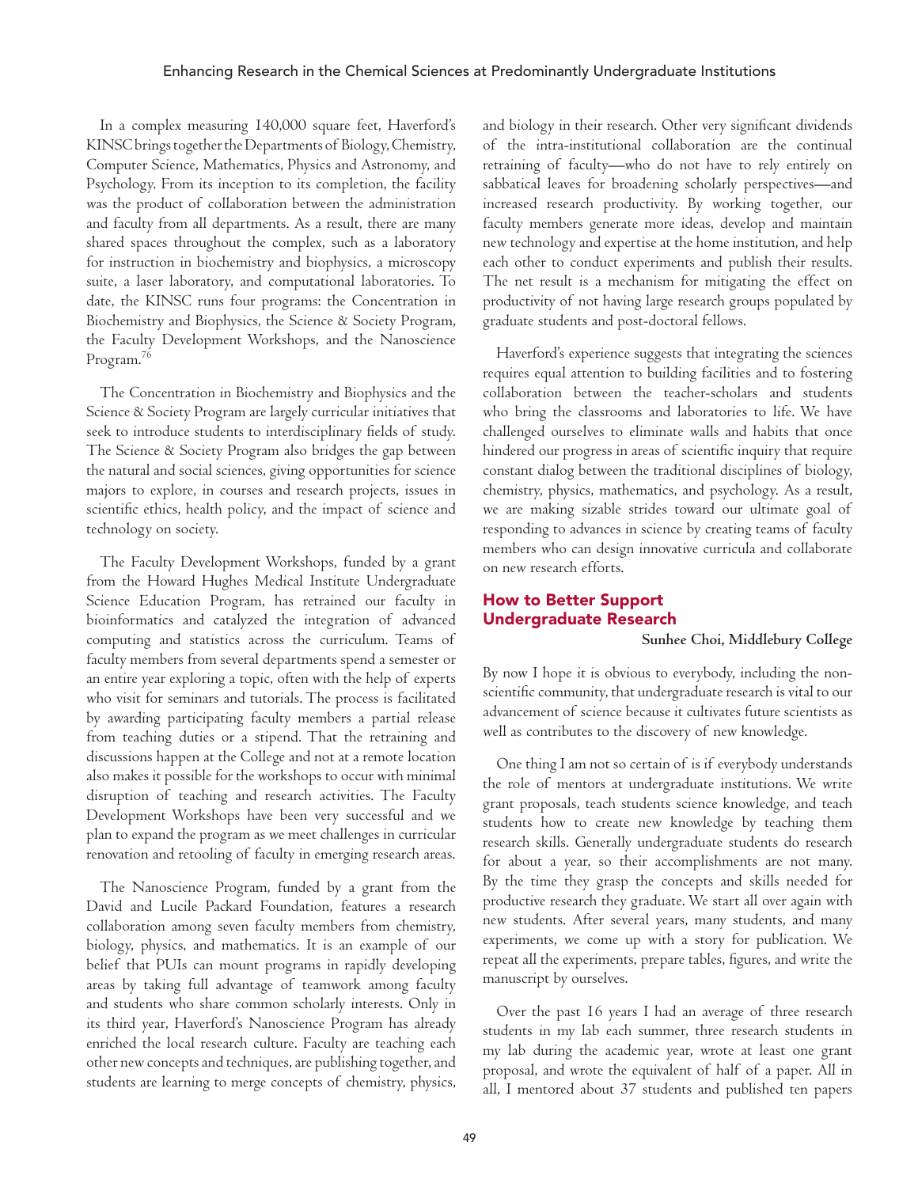In a complex measuring 140,000 square feet, Haverford's KINSC brings together the Departments of Biology, Chemistry, Computer Science, Mathematics, Physics and Astronomy, and Psychology. From its inception to its completion, the facility was the product of collaboration between the administration and faculty from all departments. As a result, there are many shared spaces throughout the complex, such as a laboratory for instruction in biochemistry and biophysics, a microscopy suite, a laser laboratory, and computational laboratories. To date, the KINSC runs four programs: the Concentration in Biochemistry and Biophysics, the Science & Society Program, the Faculty Development Workshops, and the Nanoscience Program.[76]

The Concentration in Biochemistry and Biophysics and the Science & Society Program are largely curricular initiatives that seek to introduce students to interdisciplinary fields of study. The Science & Society Program also bridges the gap between the natural and social sciences, giving opportunities for science majors to explore, in courses and research projects, issues in scientific ethics, health policy, and the impact of science and technology on society.

The Faculty Development Workshops, funded by a grant from the Howard Hughes Medical Institute Undergraduate Science Education Program, has retrained our faculty in bioinformatics and catalyzed the integration of advanced computing and statistics across the curriculum. Teams of faculty members from several departments spend a semester or an entire year exploring a topic, often with the help of experts who visit for seminars and tutorials. The process is facilitated by awarding participating faculty members a partial release from teaching duties or a stipend. That the retraining and discussions happen at the College and not at a remote location also makes it possible for the workshops to occur with minimal disruption of teaching and research activities. The Faculty Development Workshops have been very successful and we plan to expand the program as we meet challenges in curricular renovation and retooling of faculty in emerging research areas.

The Nanoscience Program, funded by a grant from the David and Lucile Packard Foundation, features a research collaboration among seven faculty members from chemistry, biology, physics, and mathematics. It is an example of our belief that PUIs can mount programs in rapidly developing areas by taking full advantage of teamwork among faculty and students who share common scholarly interests. Only in its third year, Haverford's Nanoscience Program has already enriched the local research culture. Faculty are teaching each other new concepts and techniques, are publishing together, and students are learning to merge concepts of chemistry, physics, and biology in their research. Other very significant dividends of the intra-institutional collaboration are the continual retraining of faculty—who do not have to rely entirely on sabbatical leaves for broadening scholarly perspectives—and increased research productivity. By working together, our faculty members generate more ideas, develop and maintain new technology and expertise at the home institution, and help each other to conduct experiments and publish their results. The net result is a mechanism for mitigating the effect on productivity of not having large research groups populated by graduate students and post-doctoral fellows.

Haverford's experience suggests that integrating the sciences requires equal attention to building facilities and to fostering collaboration between the teacher-scholars and students who bring the classrooms and laboratories to life. We have challenged ourselves to eliminate walls and habits that once hindered our progress in areas of scientific inquiry that require constant dialog between the traditional disciplines of biology, chemistry, physics, mathematics, and psychology. As a result, we are making sizable strides toward our ultimate goal of responding to advances in science by creating teams of faculty members who can design innovative curricula and collaborate on new research efforts.

## How to Better Support Undergraduate Research

**Sunhee Choi, Middlebury College**

By now I hope it is obvious to everybody, including the non-scientific community, that undergraduate research is vital to our advancement of science because it cultivates future scientists as well as contributes to the discovery of new knowledge.

One thing I am not so certain of is if everybody understands the role of mentors at undergraduate institutions. We write grant proposals, teach students science knowledge, and teach students how to create new knowledge by teaching them research skills. Generally undergraduate students do research for about a year, so their accomplishments are not many. By the time they grasp the concepts and skills needed for productive research they graduate. We start all over again with new students. After several years, many students, and many experiments, we come up with a story for publication. We repeat all the experiments, prepare tables, figures, and write the manuscript by ourselves.

Over the past 16 years I had an average of three research students in my lab each summer, three research students in my lab during the academic year, wrote at least one grant proposal, and wrote the equivalent of half of a paper. All in all, I mentored about 37 students and published ten papers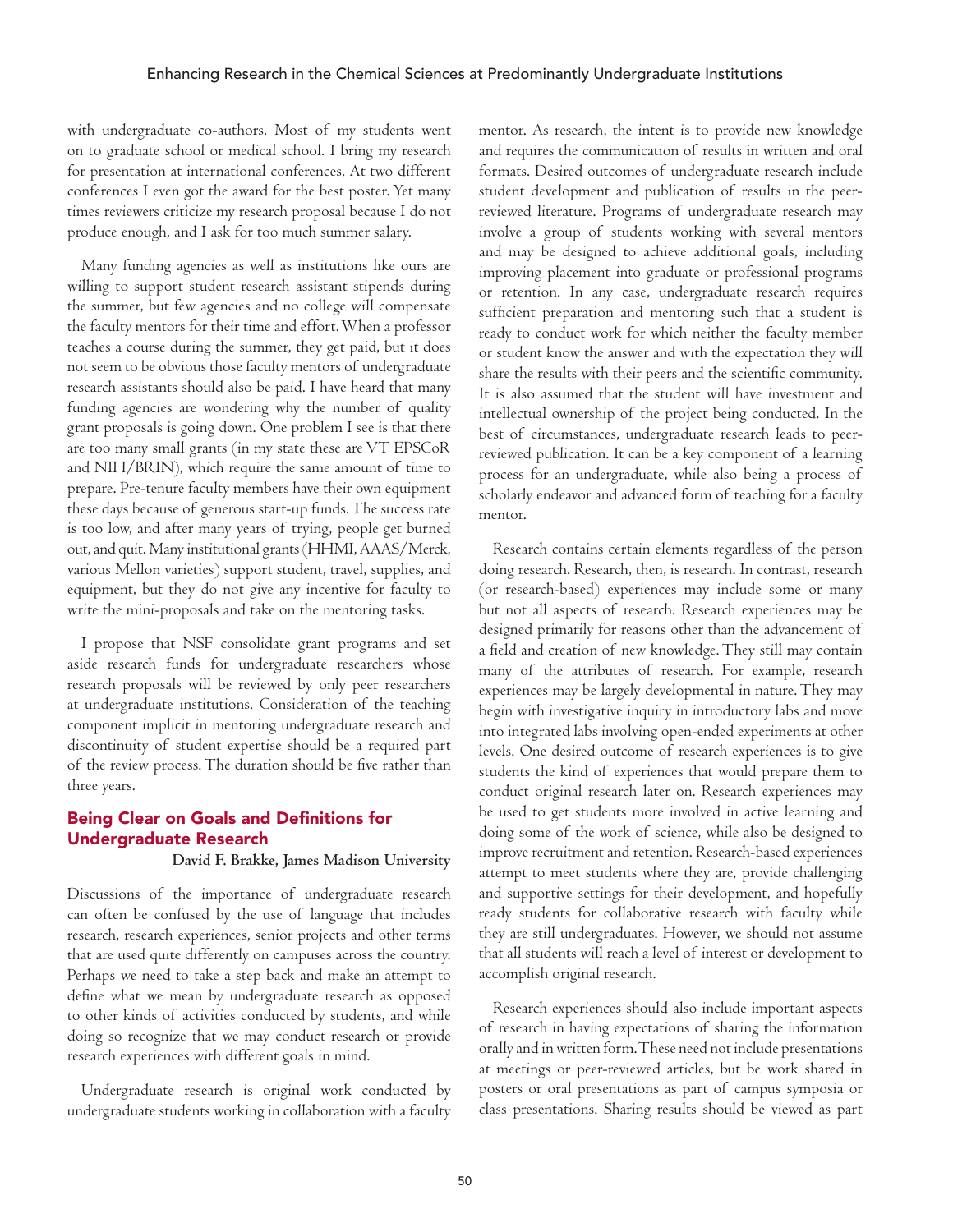with undergraduate co-authors. Most of my students went on to graduate school or medical school. I bring my research for presentation at international conferences. At two different conferences I even got the award for the best poster. Yet many times reviewers criticize my research proposal because I do not produce enough, and I ask for too much summer salary.

Many funding agencies as well as institutions like ours are willing to support student research assistant stipends during the summer, but few agencies and no college will compensate the faculty mentors for their time and effort. When a professor teaches a course during the summer, they get paid, but it does not seem to be obvious those faculty mentors of undergraduate research assistants should also be paid. I have heard that many funding agencies are wondering why the number of quality grant proposals is going down. One problem I see is that there are too many small grants (in my state these are VT EPSCoR and NIH/BRIN), which require the same amount of time to prepare. Pre-tenure faculty members have their own equipment these days because of generous start-up funds. The success rate is too low, and after many years of trying, people get burned out, and quit. Many institutional grants (HHMI, AAAS/Merck, various Mellon varieties) support student, travel, supplies, and equipment, but they do not give any incentive for faculty to write the mini-proposals and take on the mentoring tasks.

I propose that NSF consolidate grant programs and set aside research funds for undergraduate researchers whose research proposals will be reviewed by only peer researchers at undergraduate institutions. Consideration of the teaching component implicit in mentoring undergraduate research and discontinuity of student expertise should be a required part of the review process. The duration should be five rather than three years.

## Being Clear on Goals and Definitions for Undergraduate Research

**David F. Brakke, James Madison University**

Discussions of the importance of undergraduate research can often be confused by the use of language that includes research, research experiences, senior projects and other terms that are used quite differently on campuses across the country. Perhaps we need to take a step back and make an attempt to define what we mean by undergraduate research as opposed to other kinds of activities conducted by students, and while doing so recognize that we may conduct research or provide research experiences with different goals in mind.

Undergraduate research is original work conducted by undergraduate students working in collaboration with a faculty mentor. As research, the intent is to provide new knowledge and requires the communication of results in written and oral formats. Desired outcomes of undergraduate research include student development and publication of results in the peer-reviewed literature. Programs of undergraduate research may involve a group of students working with several mentors and may be designed to achieve additional goals, including improving placement into graduate or professional programs or retention. In any case, undergraduate research requires sufficient preparation and mentoring such that a student is ready to conduct work for which neither the faculty member or student know the answer and with the expectation they will share the results with their peers and the scientific community. It is also assumed that the student will have investment and intellectual ownership of the project being conducted. In the best of circumstances, undergraduate research leads to peer-reviewed publication. It can be a key component of a learning process for an undergraduate, while also being a process of scholarly endeavor and advanced form of teaching for a faculty mentor.

Research contains certain elements regardless of the person doing research. Research, then, is research. In contrast, research (or research-based) experiences may include some or many but not all aspects of research. Research experiences may be designed primarily for reasons other than the advancement of a field and creation of new knowledge. They still may contain many of the attributes of research. For example, research experiences may be largely developmental in nature. They may begin with investigative inquiry in introductory labs and move into integrated labs involving open-ended experiments at other levels. One desired outcome of research experiences is to give students the kind of experiences that would prepare them to conduct original research later on. Research experiences may be used to get students more involved in active learning and doing some of the work of science, while also be designed to improve recruitment and retention. Research-based experiences attempt to meet students where they are, provide challenging and supportive settings for their development, and hopefully ready students for collaborative research with faculty while they are still undergraduates. However, we should not assume that all students will reach a level of interest or development to accomplish original research.

Research experiences should also include important aspects of research in having expectations of sharing the information orally and in written form. These need not include presentations at meetings or peer-reviewed articles, but be work shared in posters or oral presentations as part of campus symposia or class presentations. Sharing results should be viewed as part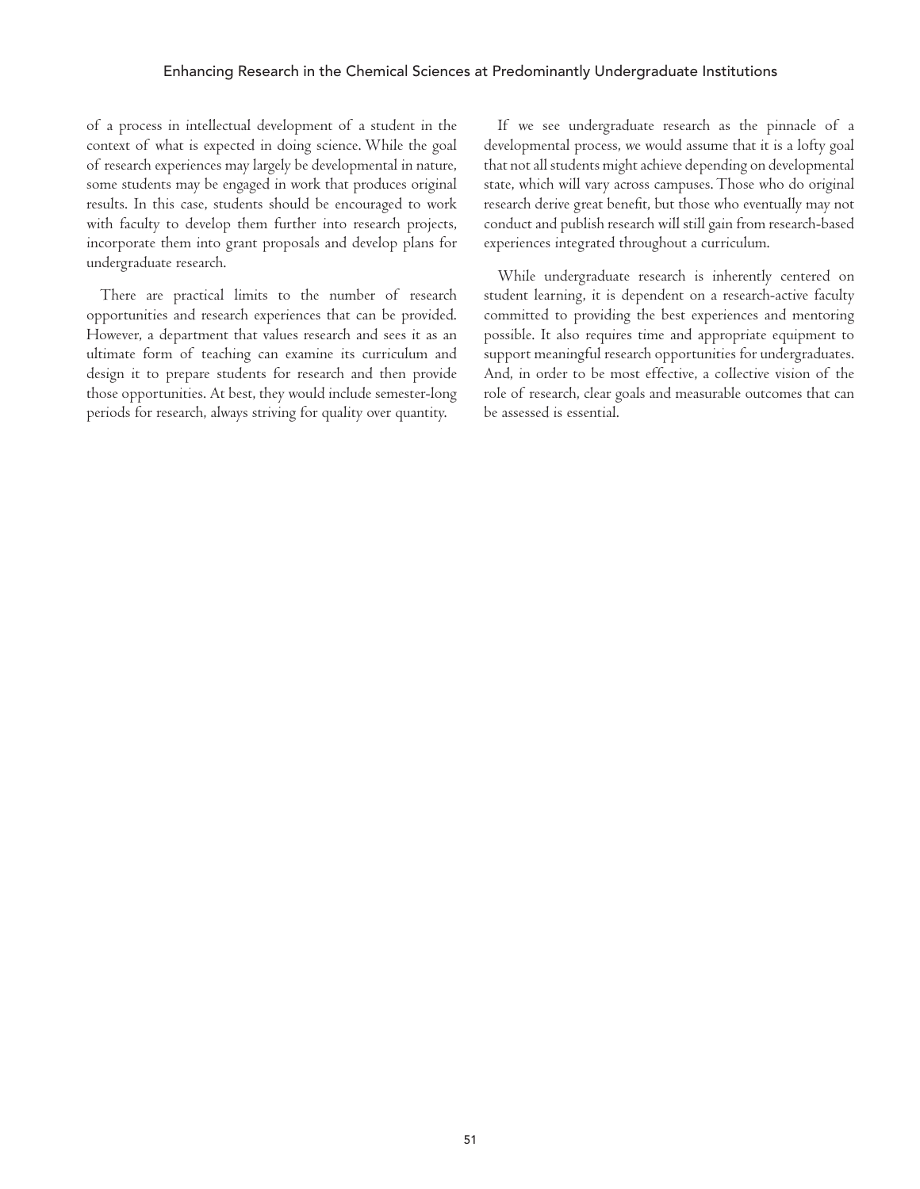of a process in intellectual development of a student in the context of what is expected in doing science. While the goal of research experiences may largely be developmental in nature, some students may be engaged in work that produces original results. In this case, students should be encouraged to work with faculty to develop them further into research projects, incorporate them into grant proposals and develop plans for undergraduate research.

There are practical limits to the number of research opportunities and research experiences that can be provided. However, a department that values research and sees it as an ultimate form of teaching can examine its curriculum and design it to prepare students for research and then provide those opportunities. At best, they would include semester-long periods for research, always striving for quality over quantity.

If we see undergraduate research as the pinnacle of a developmental process, we would assume that it is a lofty goal that not all students might achieve depending on developmental state, which will vary across campuses. Those who do original research derive great benefit, but those who eventually may not conduct and publish research will still gain from research-based experiences integrated throughout a curriculum.

While undergraduate research is inherently centered on student learning, it is dependent on a research-active faculty committed to providing the best experiences and mentoring possible. It also requires time and appropriate equipment to support meaningful research opportunities for undergraduates. And, in order to be most effective, a collective vision of the role of research, clear goals and measurable outcomes that can be assessed is essential.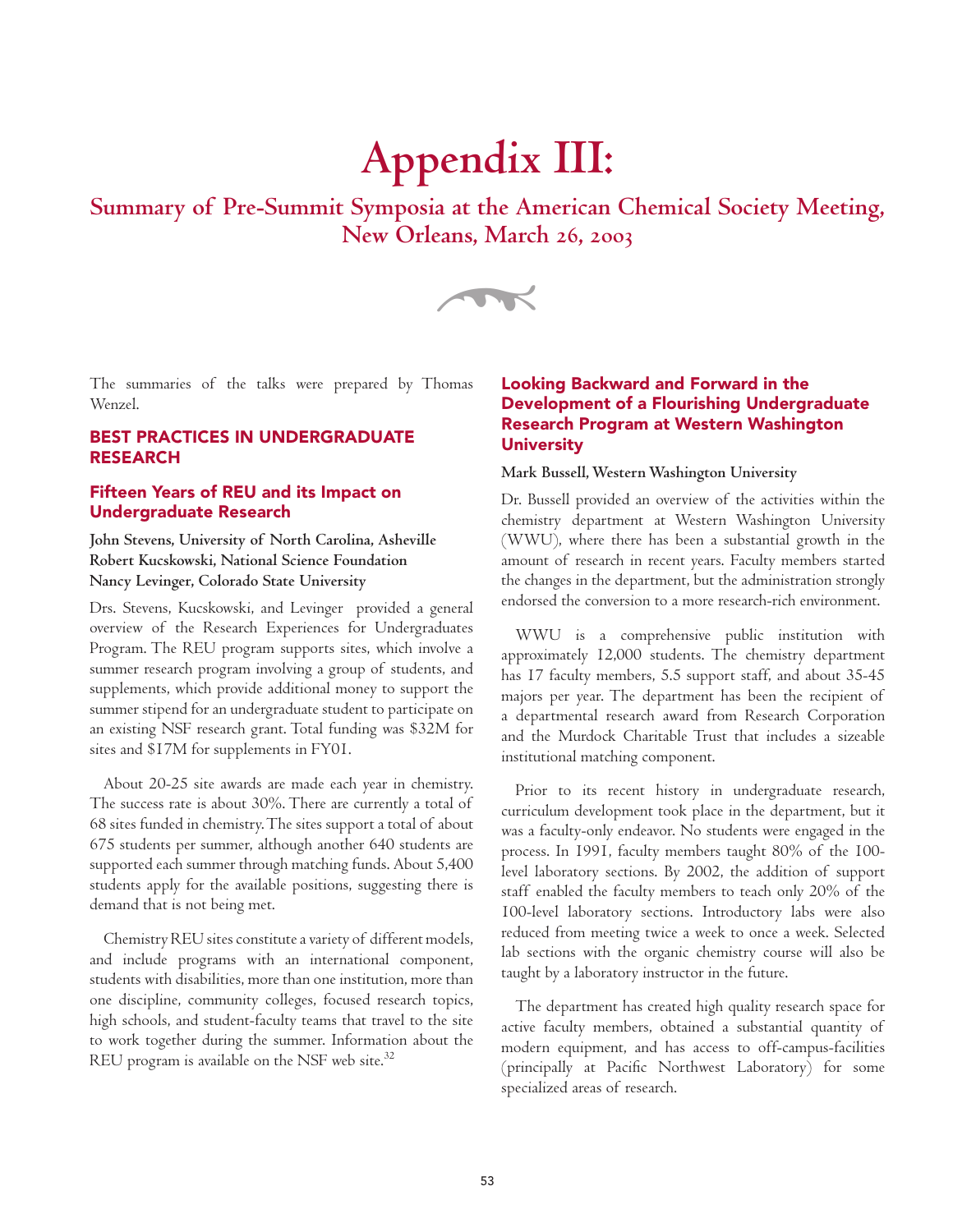# Appendix III:

## Summary of Pre-Summit Symposia at the American Chemical Society Meeting, New Orleans, March 26, 2003

The summaries of the talks were prepared by Thomas Wenzel.

## BEST PRACTICES IN UNDERGRADUATE RESEARCH

### Fifteen Years of REU and its Impact on Undergraduate Research

**John Stevens, University of North Carolina, Asheville**
**Robert Kucskowski, National Science Foundation**
**Nancy Levinger, Colorado State University**

Drs. Stevens, Kucskowski, and Levinger provided a general overview of the Research Experiences for Undergraduates Program. The REU program supports sites, which involve a summer research program involving a group of students, and supplements, which provide additional money to support the summer stipend for an undergraduate student to participate on an existing NSF research grant. Total funding was $32M for sites and $17M for supplements in FY01.

About 20-25 site awards are made each year in chemistry. The success rate is about 30%. There are currently a total of 68 sites funded in chemistry. The sites support a total of about 675 students per summer, although another 640 students are supported each summer through matching funds. About 5,400 students apply for the available positions, suggesting there is demand that is not being met.

Chemistry REU sites constitute a variety of different models, and include programs with an international component, students with disabilities, more than one institution, more than one discipline, community colleges, focused research topics, high schools, and student-faculty teams that travel to the site to work together during the summer. Information about the REU program is available on the NSF web site.[32]

### Looking Backward and Forward in the Development of a Flourishing Undergraduate Research Program at Western Washington University

**Mark Bussell, Western Washington University**

Dr. Bussell provided an overview of the activities within the chemistry department at Western Washington University (WWU), where there has been a substantial growth in the amount of research in recent years. Faculty members started the changes in the department, but the administration strongly endorsed the conversion to a more research-rich environment.

WWU is a comprehensive public institution with approximately 12,000 students. The chemistry department has 17 faculty members, 5.5 support staff, and about 35-45 majors per year. The department has been the recipient of a departmental research award from Research Corporation and the Murdock Charitable Trust that includes a sizeable institutional matching component.

Prior to its recent history in undergraduate research, curriculum development took place in the department, but it was a faculty-only endeavor. No students were engaged in the process. In 1991, faculty members taught 80% of the 100-level laboratory sections. By 2002, the addition of support staff enabled the faculty members to teach only 20% of the 100-level laboratory sections. Introductory labs were also reduced from meeting twice a week to once a week. Selected lab sections with the organic chemistry course will also be taught by a laboratory instructor in the future.

The department has created high quality research space for active faculty members, obtained a substantial quantity of modern equipment, and has access to off-campus-facilities (principally at Pacific Northwest Laboratory) for some specialized areas of research.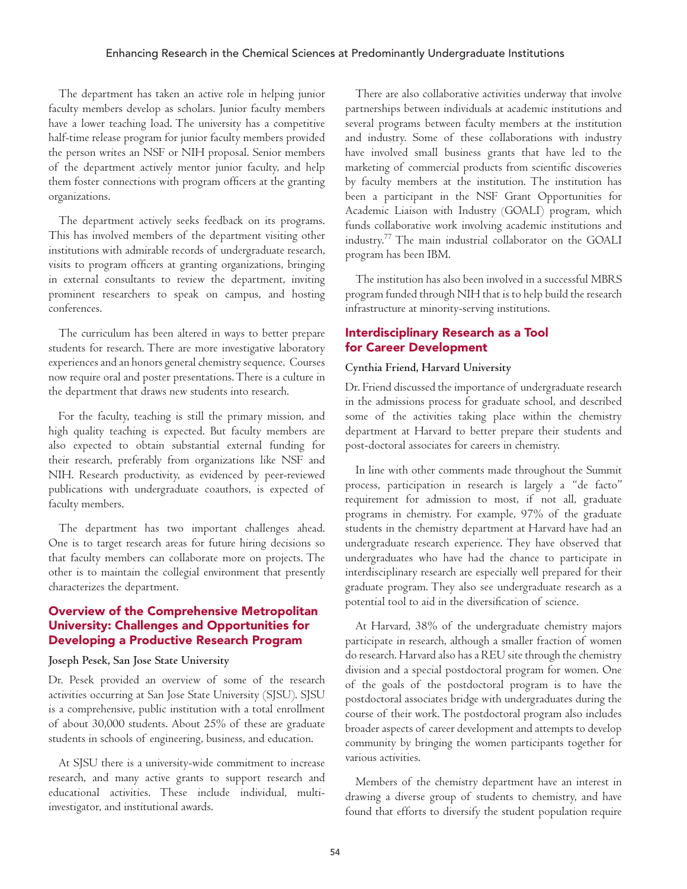The department has taken an active role in helping junior faculty members develop as scholars. Junior faculty members have a lower teaching load. The university has a competitive half-time release program for junior faculty members provided the person writes an NSF or NIH proposal. Senior members of the department actively mentor junior faculty, and help them foster connections with program officers at the granting organizations.

The department actively seeks feedback on its programs. This has involved members of the department visiting other institutions with admirable records of undergraduate research, visits to program officers at granting organizations, bringing in external consultants to review the department, inviting prominent researchers to speak on campus, and hosting conferences.

The curriculum has been altered in ways to better prepare students for research. There are more investigative laboratory experiences and an honors general chemistry sequence. Courses now require oral and poster presentations. There is a culture in the department that draws new students into research.

For the faculty, teaching is still the primary mission, and high quality teaching is expected. But faculty members are also expected to obtain substantial external funding for their research, preferably from organizations like NSF and NIH. Research productivity, as evidenced by peer-reviewed publications with undergraduate coauthors, is expected of faculty members.

The department has two important challenges ahead. One is to target research areas for future hiring decisions so that faculty members can collaborate more on projects. The other is to maintain the collegial environment that presently characterizes the department.

## Overview of the Comprehensive Metropolitan University: Challenges and Opportunities for Developing a Productive Research Program

**Joseph Pesek, San Jose State University**

Dr. Pesek provided an overview of some of the research activities occurring at San Jose State University (SJSU). SJSU is a comprehensive, public institution with a total enrollment of about 30,000 students. About 25% of these are graduate students in schools of engineering, business, and education.

At SJSU there is a university-wide commitment to increase research, and many active grants to support research and educational activities. These include individual, multi-investigator, and institutional awards.

There are also collaborative activities underway that involve partnerships between individuals at academic institutions and several programs between faculty members at the institution and industry. Some of these collaborations with industry have involved small business grants that have led to the marketing of commercial products from scientific discoveries by faculty members at the institution. The institution has been a participant in the NSF Grant Opportunities for Academic Liaison with Industry (GOALI) program, which funds collaborative work involving academic institutions and industry.[77] The main industrial collaborator on the GOALI program has been IBM.

The institution has also been involved in a successful MBRS program funded through NIH that is to help build the research infrastructure at minority-serving institutions.

## Interdisciplinary Research as a Tool for Career Development

**Cynthia Friend, Harvard University**

Dr. Friend discussed the importance of undergraduate research in the admissions process for graduate school, and described some of the activities taking place within the chemistry department at Harvard to better prepare their students and post-doctoral associates for careers in chemistry.

In line with other comments made throughout the Summit process, participation in research is largely a "de facto" requirement for admission to most, if not all, graduate programs in chemistry. For example, 97% of the graduate students in the chemistry department at Harvard have had an undergraduate research experience. They have observed that undergraduates who have had the chance to participate in interdisciplinary research are especially well prepared for their graduate program. They also see undergraduate research as a potential tool to aid in the diversification of science.

At Harvard, 38% of the undergraduate chemistry majors participate in research, although a smaller fraction of women do research. Harvard also has a REU site through the chemistry division and a special postdoctoral program for women. One of the goals of the postdoctoral program is to have the postdoctoral associates bridge with undergraduates during the course of their work. The postdoctoral program also includes broader aspects of career development and attempts to develop community by bringing the women participants together for various activities.

Members of the chemistry department have an interest in drawing a diverse group of students to chemistry, and have found that efforts to diversify the student population require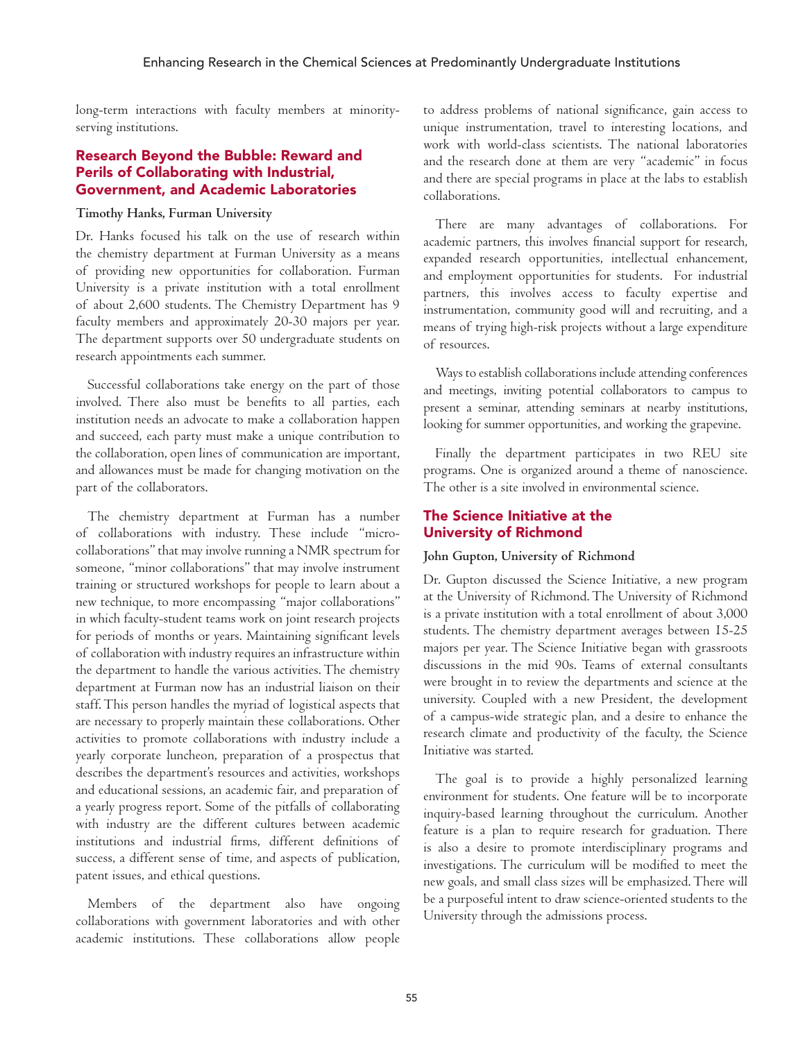long-term interactions with faculty members at minority-serving institutions.

## Research Beyond the Bubble: Reward and Perils of Collaborating with Industrial, Government, and Academic Laboratories

**Timothy Hanks, Furman University**

Dr. Hanks focused his talk on the use of research within the chemistry department at Furman University as a means of providing new opportunities for collaboration. Furman University is a private institution with a total enrollment of about 2,600 students. The Chemistry Department has 9 faculty members and approximately 20-30 majors per year. The department supports over 50 undergraduate students on research appointments each summer.

Successful collaborations take energy on the part of those involved. There also must be benefits to all parties, each institution needs an advocate to make a collaboration happen and succeed, each party must make a unique contribution to the collaboration, open lines of communication are important, and allowances must be made for changing motivation on the part of the collaborators.

The chemistry department at Furman has a number of collaborations with industry. These include "micro-collaborations" that may involve running a NMR spectrum for someone, "minor collaborations" that may involve instrument training or structured workshops for people to learn about a new technique, to more encompassing "major collaborations" in which faculty-student teams work on joint research projects for periods of months or years. Maintaining significant levels of collaboration with industry requires an infrastructure within the department to handle the various activities. The chemistry department at Furman now has an industrial liaison on their staff. This person handles the myriad of logistical aspects that are necessary to properly maintain these collaborations. Other activities to promote collaborations with industry include a yearly corporate luncheon, preparation of a prospectus that describes the department's resources and activities, workshops and educational sessions, an academic fair, and preparation of a yearly progress report. Some of the pitfalls of collaborating with industry are the different cultures between academic institutions and industrial firms, different definitions of success, a different sense of time, and aspects of publication, patent issues, and ethical questions.

Members of the department also have ongoing collaborations with government laboratories and with other academic institutions. These collaborations allow people to address problems of national significance, gain access to unique instrumentation, travel to interesting locations, and work with world-class scientists. The national laboratories and the research done at them are very "academic" in focus and there are special programs in place at the labs to establish collaborations.

There are many advantages of collaborations. For academic partners, this involves financial support for research, expanded research opportunities, intellectual enhancement, and employment opportunities for students. For industrial partners, this involves access to faculty expertise and instrumentation, community good will and recruiting, and a means of trying high-risk projects without a large expenditure of resources.

Ways to establish collaborations include attending conferences and meetings, inviting potential collaborators to campus to present a seminar, attending seminars at nearby institutions, looking for summer opportunities, and working the grapevine.

Finally the department participates in two REU site programs. One is organized around a theme of nanoscience. The other is a site involved in environmental science.

## The Science Initiative at the University of Richmond

**John Gupton, University of Richmond**

Dr. Gupton discussed the Science Initiative, a new program at the University of Richmond. The University of Richmond is a private institution with a total enrollment of about 3,000 students. The chemistry department averages between 15-25 majors per year. The Science Initiative began with grassroots discussions in the mid 90s. Teams of external consultants were brought in to review the departments and science at the university. Coupled with a new President, the development of a campus-wide strategic plan, and a desire to enhance the research climate and productivity of the faculty, the Science Initiative was started.

The goal is to provide a highly personalized learning environment for students. One feature will be to incorporate inquiry-based learning throughout the curriculum. Another feature is a plan to require research for graduation. There is also a desire to promote interdisciplinary programs and investigations. The curriculum will be modified to meet the new goals, and small class sizes will be emphasized. There will be a purposeful intent to draw science-oriented students to the University through the admissions process.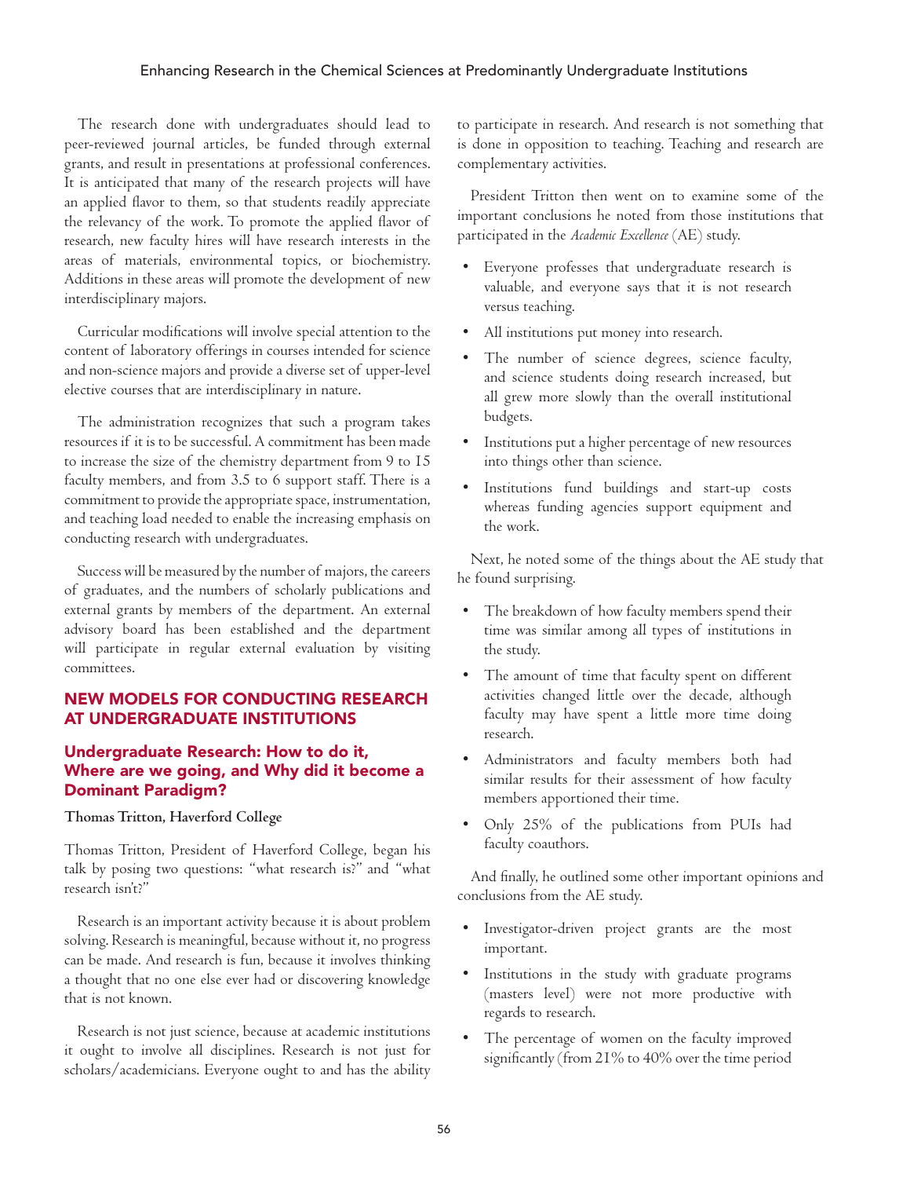The research done with undergraduates should lead to peer-reviewed journal articles, be funded through external grants, and result in presentations at professional conferences. It is anticipated that many of the research projects will have an applied flavor to them, so that students readily appreciate the relevancy of the work. To promote the applied flavor of research, new faculty hires will have research interests in the areas of materials, environmental topics, or biochemistry. Additions in these areas will promote the development of new interdisciplinary majors.

Curricular modifications will involve special attention to the content of laboratory offerings in courses intended for science and non-science majors and provide a diverse set of upper-level elective courses that are interdisciplinary in nature.

The administration recognizes that such a program takes resources if it is to be successful. A commitment has been made to increase the size of the chemistry department from 9 to 15 faculty members, and from 3.5 to 6 support staff. There is a commitment to provide the appropriate space, instrumentation, and teaching load needed to enable the increasing emphasis on conducting research with undergraduates.

Success will be measured by the number of majors, the careers of graduates, and the numbers of scholarly publications and external grants by members of the department. An external advisory board has been established and the department will participate in regular external evaluation by visiting committees.

## NEW MODELS FOR CONDUCTING RESEARCH AT UNDERGRADUATE INSTITUTIONS

### Undergraduate Research: How to do it, Where are we going, and Why did it become a Dominant Paradigm?

**Thomas Tritton, Haverford College**

Thomas Tritton, President of Haverford College, began his talk by posing two questions: "what research is?" and "what research isn't?"

Research is an important activity because it is about problem solving. Research is meaningful, because without it, no progress can be made. And research is fun, because it involves thinking a thought that no one else ever had or discovering knowledge that is not known.

Research is not just science, because at academic institutions it ought to involve all disciplines. Research is not just for scholars/academicians. Everyone ought to and has the ability to participate in research. And research is not something that is done in opposition to teaching. Teaching and research are complementary activities.

President Tritton then went on to examine some of the important conclusions he noted from those institutions that participated in the *Academic Excellence* (AE) study.

- Everyone professes that undergraduate research is valuable, and everyone says that it is not research versus teaching.
- All institutions put money into research.
- The number of science degrees, science faculty, and science students doing research increased, but all grew more slowly than the overall institutional budgets.
- Institutions put a higher percentage of new resources into things other than science.
- Institutions fund buildings and start-up costs whereas funding agencies support equipment and the work.

Next, he noted some of the things about the AE study that he found surprising.

- The breakdown of how faculty members spend their time was similar among all types of institutions in the study.
- The amount of time that faculty spent on different activities changed little over the decade, although faculty may have spent a little more time doing research.
- Administrators and faculty members both had similar results for their assessment of how faculty members apportioned their time.
- Only 25% of the publications from PUIs had faculty coauthors.

And finally, he outlined some other important opinions and conclusions from the AE study.

- Investigator-driven project grants are the most important.
- Institutions in the study with graduate programs (masters level) were not more productive with regards to research.
- The percentage of women on the faculty improved significantly (from 21% to 40% over the time period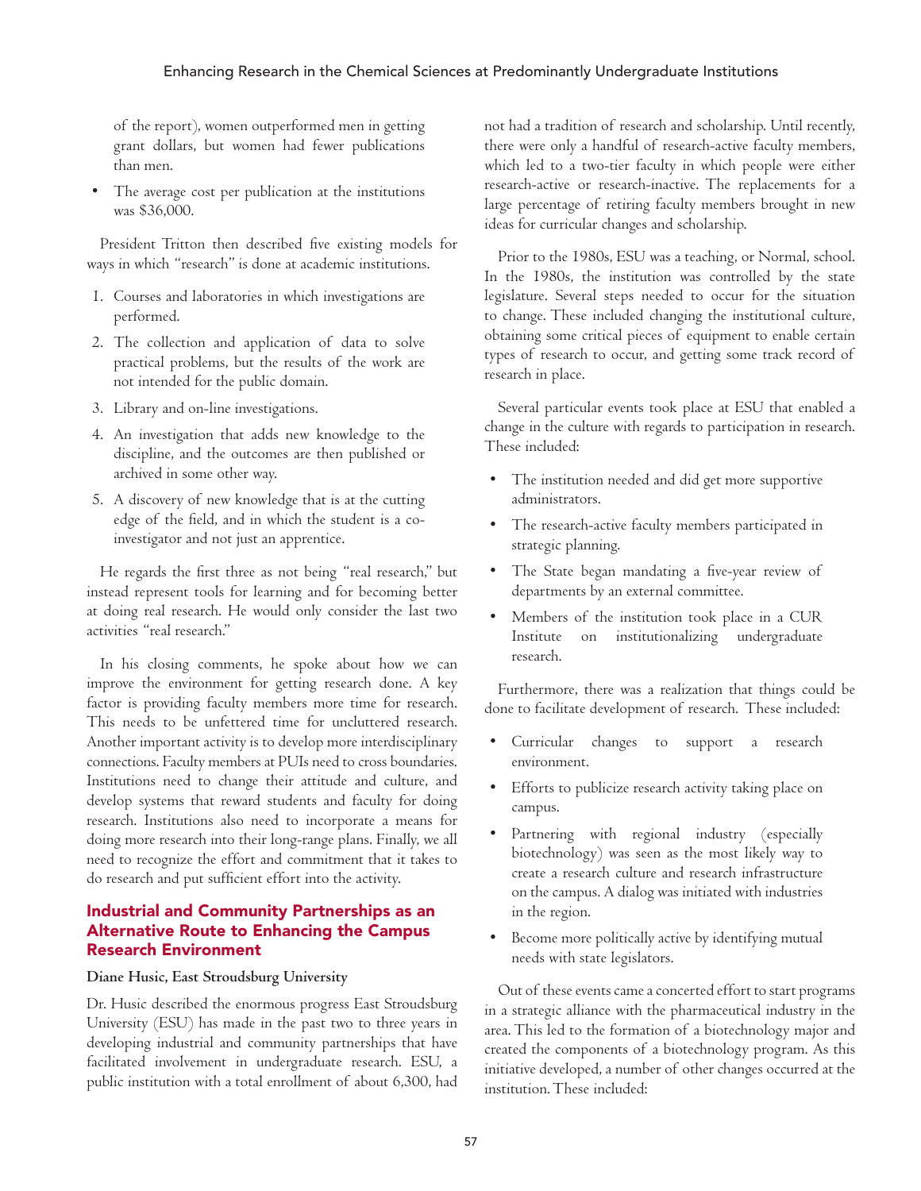of the report), women outperformed men in getting grant dollars, but women had fewer publications than men.

- The average cost per publication at the institutions was $36,000.

President Tritton then described five existing models for ways in which "research" is done at academic institutions.

1. Courses and laboratories in which investigations are performed.
2. The collection and application of data to solve practical problems, but the results of the work are not intended for the public domain.
3. Library and on-line investigations.
4. An investigation that adds new knowledge to the discipline, and the outcomes are then published or archived in some other way.
5. A discovery of new knowledge that is at the cutting edge of the field, and in which the student is a co-investigator and not just an apprentice.

He regards the first three as not being "real research," but instead represent tools for learning and for becoming better at doing real research. He would only consider the last two activities "real research."

In his closing comments, he spoke about how we can improve the environment for getting research done. A key factor is providing faculty members more time for research. This needs to be unfettered time for uncluttered research. Another important activity is to develop more interdisciplinary connections. Faculty members at PUIs need to cross boundaries. Institutions need to change their attitude and culture, and develop systems that reward students and faculty for doing research. Institutions also need to incorporate a means for doing more research into their long-range plans. Finally, we all need to recognize the effort and commitment that it takes to do research and put sufficient effort into the activity.

## Industrial and Community Partnerships as an Alternative Route to Enhancing the Campus Research Environment

**Diane Husic, East Stroudsburg University**

Dr. Husic described the enormous progress East Stroudsburg University (ESU) has made in the past two to three years in developing industrial and community partnerships that have facilitated involvement in undergraduate research. ESU, a public institution with a total enrollment of about 6,300, had not had a tradition of research and scholarship. Until recently, there were only a handful of research-active faculty members, which led to a two-tier faculty in which people were either research-active or research-inactive. The replacements for a large percentage of retiring faculty members brought in new ideas for curricular changes and scholarship.

Prior to the 1980s, ESU was a teaching, or Normal, school. In the 1980s, the institution was controlled by the state legislature. Several steps needed to occur for the situation to change. These included changing the institutional culture, obtaining some critical pieces of equipment to enable certain types of research to occur, and getting some track record of research in place.

Several particular events took place at ESU that enabled a change in the culture with regards to participation in research. These included:

- The institution needed and did get more supportive administrators.
- The research-active faculty members participated in strategic planning.
- The State began mandating a five-year review of departments by an external committee.
- Members of the institution took place in a CUR Institute on institutionalizing undergraduate research.

Furthermore, there was a realization that things could be done to facilitate development of research. These included:

- Curricular changes to support a research environment.
- Efforts to publicize research activity taking place on campus.
- Partnering with regional industry (especially biotechnology) was seen as the most likely way to create a research culture and research infrastructure on the campus. A dialog was initiated with industries in the region.
- Become more politically active by identifying mutual needs with state legislators.

Out of these events came a concerted effort to start programs in a strategic alliance with the pharmaceutical industry in the area. This led to the formation of a biotechnology major and created the components of a biotechnology program. As this initiative developed, a number of other changes occurred at the institution. These included: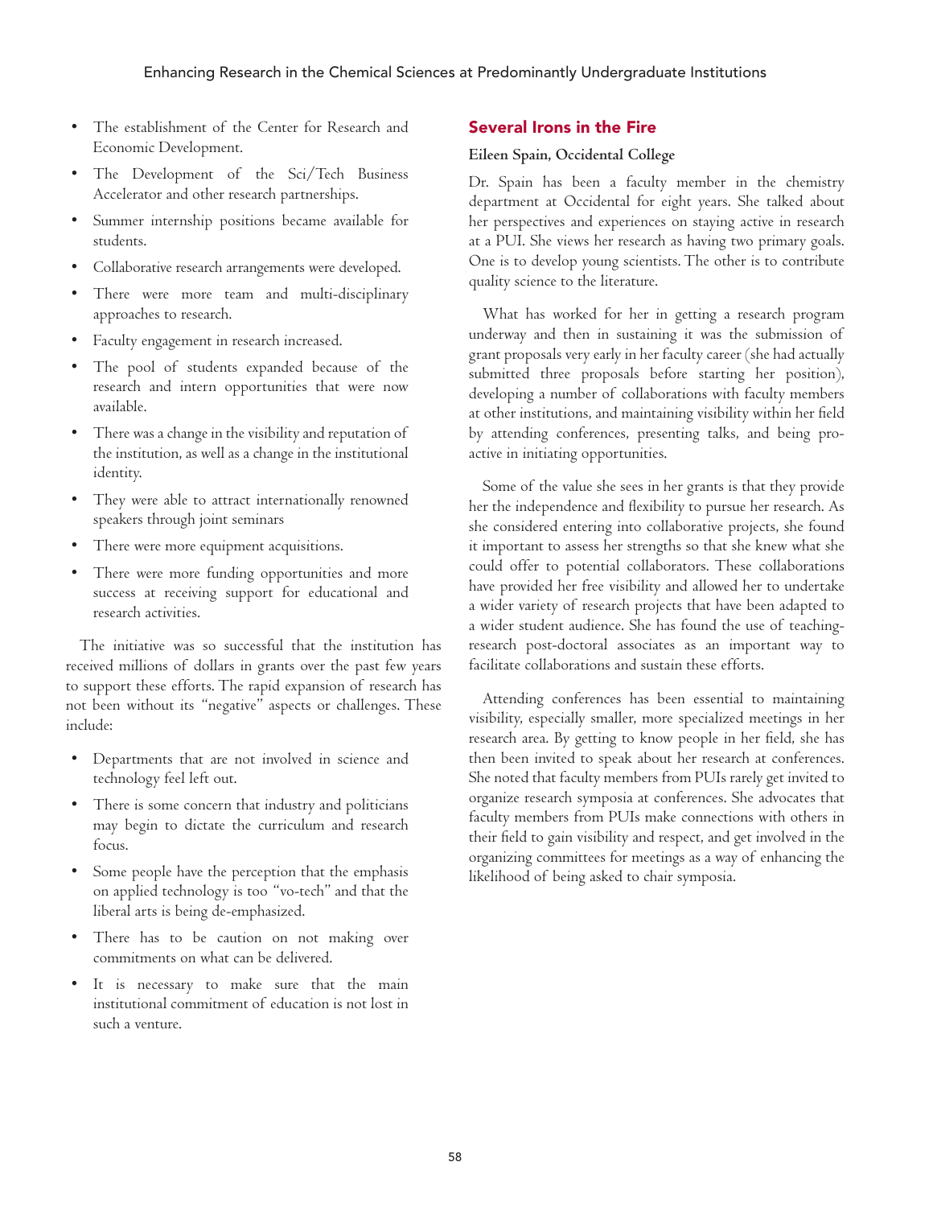- The establishment of the Center for Research and Economic Development.
- The Development of the Sci/Tech Business Accelerator and other research partnerships.
- Summer internship positions became available for students.
- Collaborative research arrangements were developed.
- There were more team and multi-disciplinary approaches to research.
- Faculty engagement in research increased.
- The pool of students expanded because of the research and intern opportunities that were now available.
- There was a change in the visibility and reputation of the institution, as well as a change in the institutional identity.
- They were able to attract internationally renowned speakers through joint seminars
- There were more equipment acquisitions.
- There were more funding opportunities and more success at receiving support for educational and research activities.

The initiative was so successful that the institution has received millions of dollars in grants over the past few years to support these efforts. The rapid expansion of research has not been without its "negative" aspects or challenges. These include:

- Departments that are not involved in science and technology feel left out.
- There is some concern that industry and politicians may begin to dictate the curriculum and research focus.
- Some people have the perception that the emphasis on applied technology is too "vo-tech" and that the liberal arts is being de-emphasized.
- There has to be caution on not making over commitments on what can be delivered.
- It is necessary to make sure that the main institutional commitment of education is not lost in such a venture.

## Several Irons in the Fire

**Eileen Spain, Occidental College**

Dr. Spain has been a faculty member in the chemistry department at Occidental for eight years. She talked about her perspectives and experiences on staying active in research at a PUI. She views her research as having two primary goals. One is to develop young scientists. The other is to contribute quality science to the literature.

What has worked for her in getting a research program underway and then in sustaining it was the submission of grant proposals very early in her faculty career (she had actually submitted three proposals before starting her position), developing a number of collaborations with faculty members at other institutions, and maintaining visibility within her field by attending conferences, presenting talks, and being pro-active in initiating opportunities.

Some of the value she sees in her grants is that they provide her the independence and flexibility to pursue her research. As she considered entering into collaborative projects, she found it important to assess her strengths so that she knew what she could offer to potential collaborators. These collaborations have provided her free visibility and allowed her to undertake a wider variety of research projects that have been adapted to a wider student audience. She has found the use of teaching-research post-doctoral associates as an important way to facilitate collaborations and sustain these efforts.

Attending conferences has been essential to maintaining visibility, especially smaller, more specialized meetings in her research area. By getting to know people in her field, she has then been invited to speak about her research at conferences. She noted that faculty members from PUIs rarely get invited to organize research symposia at conferences. She advocates that faculty members from PUIs make connections with others in their field to gain visibility and respect, and get involved in the organizing committees for meetings as a way of enhancing the likelihood of being asked to chair symposia.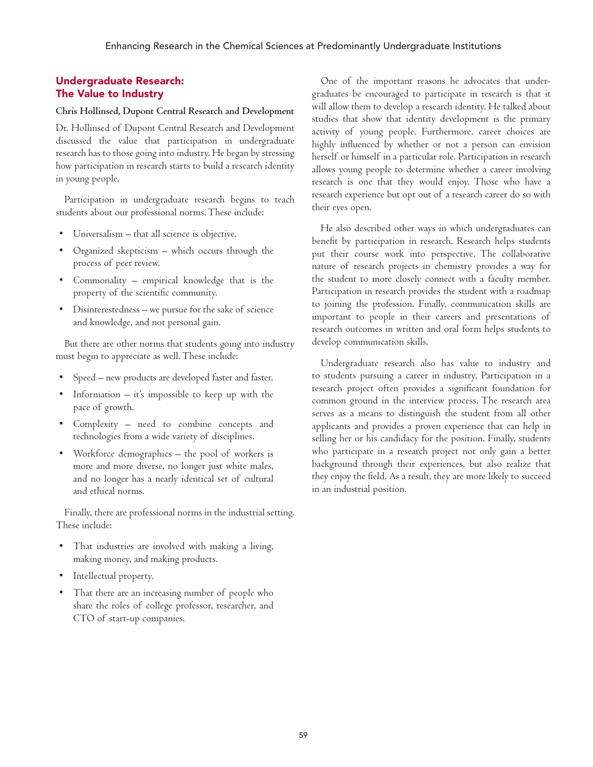## Undergraduate Research: The Value to Industry

**Chris Hollinsed, Dupont Central Research and Development**

Dr. Hollinsed of Dupont Central Research and Development discussed the value that participation in undergraduate research has to those going into industry. He began by stressing how participation in research starts to build a research identity in young people.

Participation in undergraduate research begins to teach students about our professional norms. These include:

- Universalism – that all science is objective.
- Organized skepticism – which occurs through the process of peer review.
- Commonality – empirical knowledge that is the property of the scientific community.
- Disinterestedness – we pursue for the sake of science and knowledge, and not personal gain.

But there are other norms that students going into industry must begin to appreciate as well. These include:

- Speed – new products are developed faster and faster.
- Information – it's impossible to keep up with the pace of growth.
- Complexity – need to combine concepts and technologies from a wide variety of disciplines.
- Workforce demographics – the pool of workers is more and more diverse, no longer just white males, and no longer has a nearly identical set of cultural and ethical norms.

Finally, there are professional norms in the industrial setting. These include:

- That industries are involved with making a living, making money, and making products.
- Intellectual property.
- That there are an increasing number of people who share the roles of college professor, researcher, and CTO of start-up companies.

One of the important reasons he advocates that undergraduates be encouraged to participate in research is that it will allow them to develop a research identity. He talked about studies that show that identity development is the primary activity of young people. Furthermore, career choices are highly influenced by whether or not a person can envision herself or himself in a particular role. Participation in research allows young people to determine whether a career involving research is one that they would enjoy. Those who have a research experience but opt out of a research career do so with their eyes open.

He also described other ways in which undergraduates can benefit by participation in research. Research helps students put their course work into perspective. The collaborative nature of research projects in chemistry provides a way for the student to more closely connect with a faculty member. Participation in research provides the student with a roadmap to joining the profession. Finally, communication skills are important to people in their careers and presentations of research outcomes in written and oral form helps students to develop communication skills.

Undergraduate research also has value to industry and to students pursuing a career in industry. Participation in a research project often provides a significant foundation for common ground in the interview process. The research area serves as a means to distinguish the student from all other applicants and provides a proven experience that can help in selling her or his candidacy for the position. Finally, students who participate in a research project not only gain a better background through their experiences, but also realize that they enjoy the field. As a result, they are more likely to succeed in an industrial position.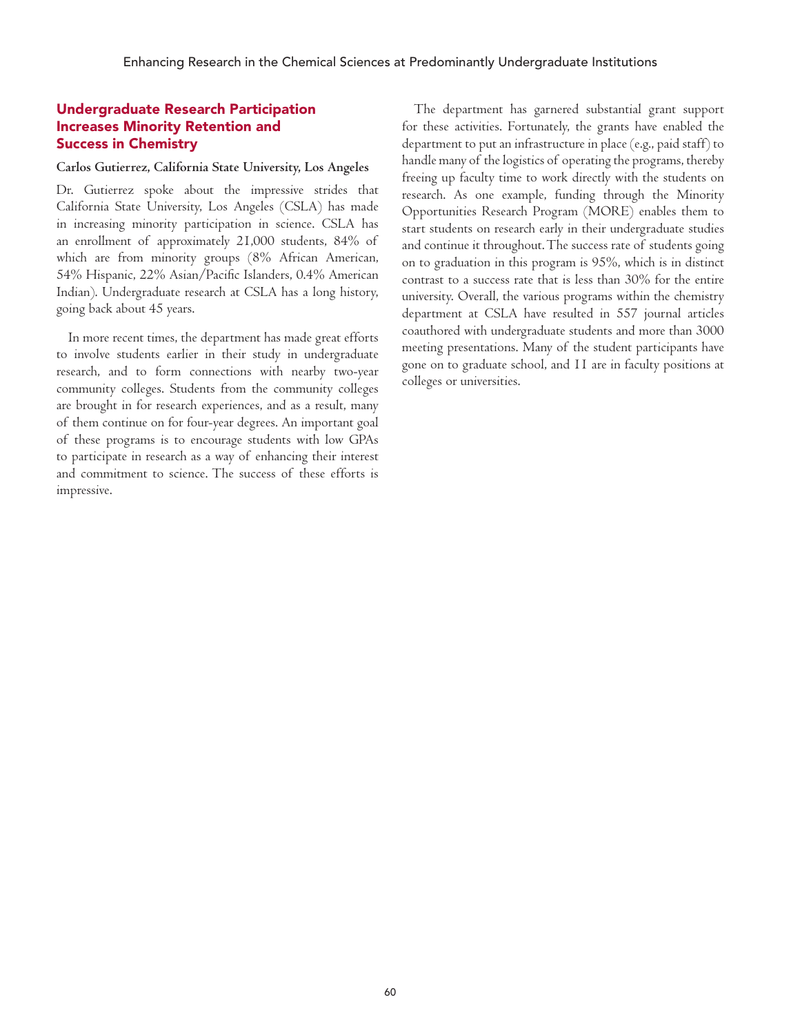## Undergraduate Research Participation Increases Minority Retention and Success in Chemistry

**Carlos Gutierrez, California State University, Los Angeles**

Dr. Gutierrez spoke about the impressive strides that California State University, Los Angeles (CSLA) has made in increasing minority participation in science. CSLA has an enrollment of approximately 21,000 students, 84% of which are from minority groups (8% African American, 54% Hispanic, 22% Asian/Pacific Islanders, 0.4% American Indian). Undergraduate research at CSLA has a long history, going back about 45 years.

In more recent times, the department has made great efforts to involve students earlier in their study in undergraduate research, and to form connections with nearby two-year community colleges. Students from the community colleges are brought in for research experiences, and as a result, many of them continue on for four-year degrees. An important goal of these programs is to encourage students with low GPAs to participate in research as a way of enhancing their interest and commitment to science. The success of these efforts is impressive.

The department has garnered substantial grant support for these activities. Fortunately, the grants have enabled the department to put an infrastructure in place (e.g., paid staff) to handle many of the logistics of operating the programs, thereby freeing up faculty time to work directly with the students on research. As one example, funding through the Minority Opportunities Research Program (MORE) enables them to start students on research early in their undergraduate studies and continue it throughout. The success rate of students going on to graduation in this program is 95%, which is in distinct contrast to a success rate that is less than 30% for the entire university. Overall, the various programs within the chemistry department at CSLA have resulted in 557 journal articles coauthored with undergraduate students and more than 3000 meeting presentations. Many of the student participants have gone on to graduate school, and 11 are in faculty positions at colleges or universities.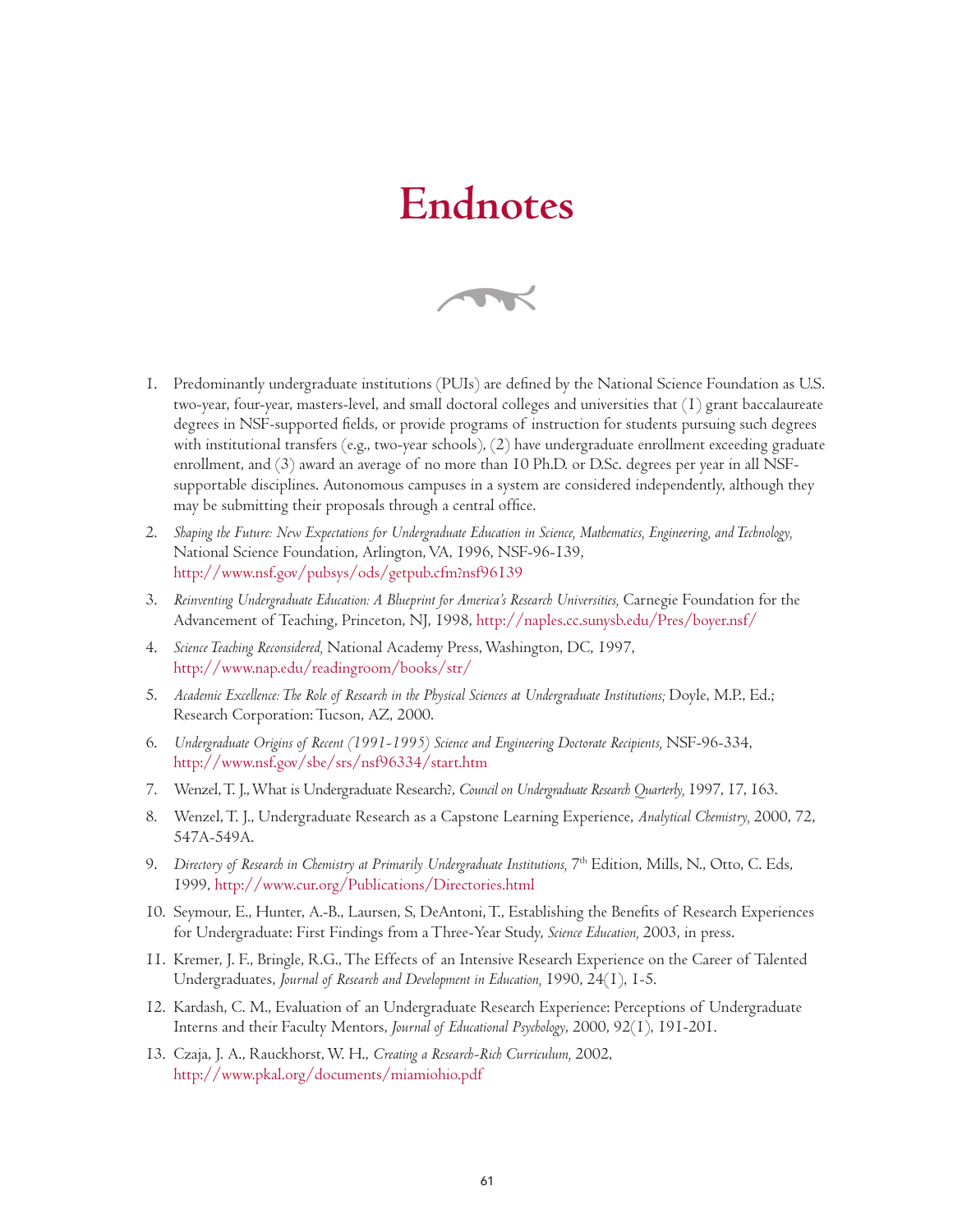# Endnotes

1. Predominantly undergraduate institutions (PUIs) are defined by the National Science Foundation as U.S. two-year, four-year, masters-level, and small doctoral colleges and universities that (1) grant baccalaureate degrees in NSF-supported fields, or provide programs of instruction for students pursuing such degrees with institutional transfers (e.g., two-year schools), (2) have undergraduate enrollment exceeding graduate enrollment, and (3) award an average of no more than 10 Ph.D. or D.Sc. degrees per year in all NSF-supportable disciplines. Autonomous campuses in a system are considered independently, although they may be submitting their proposals through a central office.
2. *Shaping the Future: New Expectations for Undergraduate Education in Science, Mathematics, Engineering, and Technology,* National Science Foundation, Arlington, VA, 1996, NSF-96-139, http://www.nsf.gov/pubsys/ods/getpub.cfm?nsf96139
3. *Reinventing Undergraduate Education: A Blueprint for America's Research Universities,* Carnegie Foundation for the Advancement of Teaching, Princeton, NJ, 1998, http://naples.cc.sunysb.edu/Pres/boyer.nsf/
4. *Science Teaching Reconsidered,* National Academy Press, Washington, DC, 1997, http://www.nap.edu/readingroom/books/str/
5. *Academic Excellence: The Role of Research in the Physical Sciences at Undergraduate Institutions;* Doyle, M.P., Ed.; Research Corporation: Tucson, AZ, 2000.
6. *Undergraduate Origins of Recent (1991-1995) Science and Engineering Doctorate Recipients,* NSF-96-334, http://www.nsf.gov/sbe/srs/nsf96334/start.htm
7. Wenzel, T. J., What is Undergraduate Research?, *Council on Undergraduate Research Quarterly,* 1997, 17, 163.
8. Wenzel, T. J., Undergraduate Research as a Capstone Learning Experience, *Analytical Chemistry,* 2000, 72, 547A-549A.
9. *Directory of Research in Chemistry at Primarily Undergraduate Institutions,* 7th Edition, Mills, N., Otto, C. Eds, 1999, http://www.cur.org/Publications/Directories.html
10. Seymour, E., Hunter, A.-B., Laursen, S, DeAntoni, T., Establishing the Benefits of Research Experiences for Undergraduate: First Findings from a Three-Year Study, *Science Education,* 2003, in press.
11. Kremer, J. F., Bringle, R.G., The Effects of an Intensive Research Experience on the Career of Talented Undergraduates, *Journal of Research and Development in Education,* 1990, 24(1), 1-5.
12. Kardash, C. M., Evaluation of an Undergraduate Research Experience: Perceptions of Undergraduate Interns and their Faculty Mentors, *Journal of Educational Psychology*, 2000, 92(1), 191-201.
13. Czaja, J. A., Rauckhorst, W. H., *Creating a Research-Rich Curriculum,* 2002, http://www.pkal.org/documents/miamiohio.pdf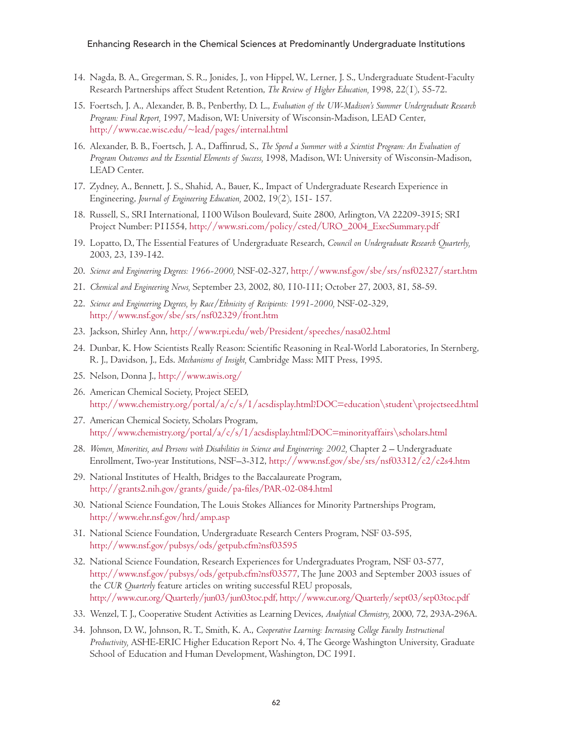14. Nagda, B. A., Gregerman, S. R., Jonides, J., von Hippel, W., Lerner, J. S., Undergraduate Student-Faculty Research Partnerships affect Student Retention, *The Review of Higher Education,* 1998, 22(1), 55-72.
15. Foertsch, J. A., Alexander, B. B., Penberthy, D. L., *Evaluation of the UW-Madison's Summer Undergraduate Research Program: Final Report,* 1997, Madison, WI: University of Wisconsin-Madison, LEAD Center, http://www.cae.wisc.edu/~lead/pages/internal.html
16. Alexander, B. B., Foertsch, J. A., Daffinrud, S., *The Spend a Summer with a Scientist Program: An Evaluation of Program Outcomes and the Essential Elements of Success,* 1998, Madison, WI: University of Wisconsin-Madison, LEAD Center.
17. Zydney, A., Bennett, J. S., Shahid, A., Bauer, K., Impact of Undergraduate Research Experience in Engineering, *Journal of Engineering Education,* 2002, 19(2), 151- 157.
18. Russell, S., SRI International, 1100 Wilson Boulevard, Suite 2800, Arlington, VA 22209-3915; SRI Project Number: P11554, http://www.sri.com/policy/csted/URO_2004_ExecSummary.pdf
19. Lopatto, D., The Essential Features of Undergraduate Research, *Council on Undergraduate Research Quarterly,* 2003, 23, 139-142.
20. *Science and Engineering Degrees: 1966-2000,* NSF-02-327, http://www.nsf.gov/sbe/srs/nsf02327/start.htm
21. *Chemical and Engineering News,* September 23, 2002, 80, 110-111; October 27, 2003, 81, 58-59.
22. *Science and Engineering Degrees, by Race/Ethnicity of Recipients: 1991-2000,* NSF-02-329, http://www.nsf.gov/sbe/srs/nsf02329/front.htm
23. Jackson, Shirley Ann, http://www.rpi.edu/web/President/speeches/nasa02.html
24. Dunbar, K. How Scientists Really Reason: Scientific Reasoning in Real-World Laboratories, In Sternberg, R. J., Davidson, J., Eds. *Mechanisms of Insight,* Cambridge Mass: MIT Press, 1995.
25. Nelson, Donna J., http://www.awis.org/
26. American Chemical Society, Project SEED, http://www.chemistry.org/portal/a/c/s/1/acsdisplay.html?DOC=education\student\projectseed.html
27. American Chemical Society, Scholars Program, http://www.chemistry.org/portal/a/c/s/1/acsdisplay.html?DOC=minorityaffairs\scholars.html
28. *Women, Minorities, and Persons with Disabilities in Science and Engineering: 2002,* Chapter 2 – Undergraduate Enrollment, Two-year Institutions, NSF–3-312, http://www.nsf.gov/sbe/srs/nsf03312/c2/c2s4.htm
29. National Institutes of Health, Bridges to the Baccalaureate Program, http://grants2.nih.gov/grants/guide/pa-files/PAR-02-084.html
30. National Science Foundation, The Louis Stokes Alliances for Minority Partnerships Program, http://www.ehr.nsf.gov/hrd/amp.asp
31. National Science Foundation, Undergraduate Research Centers Program, NSF 03-595, http://www.nsf.gov/pubsys/ods/getpub.cfm?nsf03595
32. National Science Foundation, Research Experiences for Undergraduates Program, NSF 03-577, http://www.nsf.gov/pubsys/ods/getpub.cfm?nsf03577, The June 2003 and September 2003 issues of the *CUR Quarterly* feature articles on writing successful REU proposals, http://www.cur.org/Quarterly/jun03/jun03toc.pdf, http://www.cur.org/Quarterly/sept03/sep03toc.pdf
33. Wenzel, T. J., Cooperative Student Activities as Learning Devices, *Analytical Chemistry,* 2000, 72, 293A-296A.
34. Johnson, D. W., Johnson, R. T., Smith, K. A., *Cooperative Learning: Increasing College Faculty Instructional Productivity,* ASHE-ERIC Higher Education Report No. 4, The George Washington University, Graduate School of Education and Human Development, Washington, DC 1991.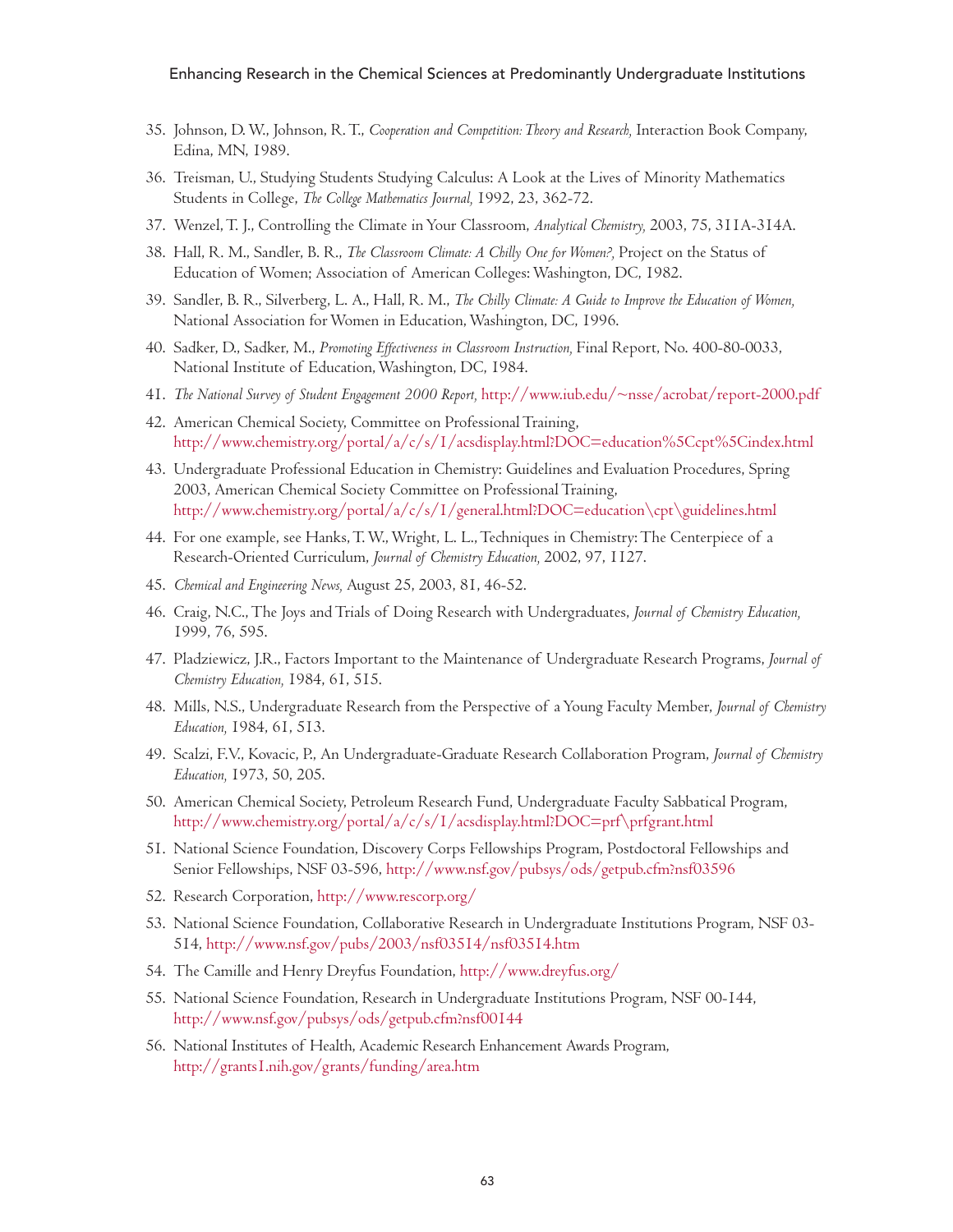35. Johnson, D. W., Johnson, R. T., *Cooperation and Competition: Theory and Research,* Interaction Book Company, Edina, MN, 1989.
36. Treisman, U., Studying Students Studying Calculus: A Look at the Lives of Minority Mathematics Students in College, *The College Mathematics Journal,* 1992, 23, 362-72.
37. Wenzel, T. J., Controlling the Climate in Your Classroom, *Analytical Chemistry,* 2003, 75, 311A-314A.
38. Hall, R. M., Sandler, B. R., *The Classroom Climate: A Chilly One for Women?,* Project on the Status of Education of Women; Association of American Colleges: Washington, DC, 1982.
39. Sandler, B. R., Silverberg, L. A., Hall, R. M., *The Chilly Climate: A Guide to Improve the Education of Women,* National Association for Women in Education, Washington, DC, 1996.
40. Sadker, D., Sadker, M., *Promoting Effectiveness in Classroom Instruction,* Final Report, No. 400-80-0033, National Institute of Education, Washington, DC, 1984.
41. *The National Survey of Student Engagement 2000 Report,* http://www.iub.edu/~nsse/acrobat/report-2000.pdf
42. American Chemical Society, Committee on Professional Training, http://www.chemistry.org/portal/a/c/s/1/acsdisplay.html?DOC=education%5Ccpt%5Cindex.html
43. Undergraduate Professional Education in Chemistry: Guidelines and Evaluation Procedures, Spring 2003, American Chemical Society Committee on Professional Training, http://www.chemistry.org/portal/a/c/s/1/general.html?DOC=education\cpt\guidelines.html
44. For one example, see Hanks, T. W., Wright, L. L., Techniques in Chemistry: The Centerpiece of a Research-Oriented Curriculum, *Journal of Chemistry Education,* 2002, 97, 1127.
45. *Chemical and Engineering News,* August 25, 2003, 81, 46-52.
46. Craig, N.C., The Joys and Trials of Doing Research with Undergraduates, *Journal of Chemistry Education,* 1999, 76, 595.
47. Pladziewicz, J.R., Factors Important to the Maintenance of Undergraduate Research Programs, *Journal of Chemistry Education,* 1984, 61, 515.
48. Mills, N.S., Undergraduate Research from the Perspective of a Young Faculty Member, *Journal of Chemistry Education,* 1984, 61, 513.
49. Scalzi, F.V., Kovacic, P., An Undergraduate-Graduate Research Collaboration Program, *Journal of Chemistry Education,* 1973, 50, 205.
50. American Chemical Society, Petroleum Research Fund, Undergraduate Faculty Sabbatical Program, http://www.chemistry.org/portal/a/c/s/1/acsdisplay.html?DOC=prf\prfgrant.html
51. National Science Foundation, Discovery Corps Fellowships Program, Postdoctoral Fellowships and Senior Fellowships, NSF 03-596, http://www.nsf.gov/pubsys/ods/getpub.cfm?nsf03596
52. Research Corporation, http://www.rescorp.org/
53. National Science Foundation, Collaborative Research in Undergraduate Institutions Program, NSF 03-514, http://www.nsf.gov/pubs/2003/nsf03514/nsf03514.htm
54. The Camille and Henry Dreyfus Foundation, http://www.dreyfus.org/
55. National Science Foundation, Research in Undergraduate Institutions Program, NSF 00-144, http://www.nsf.gov/pubsys/ods/getpub.cfm?nsf00144
56. National Institutes of Health, Academic Research Enhancement Awards Program, http://grants1.nih.gov/grants/funding/area.htm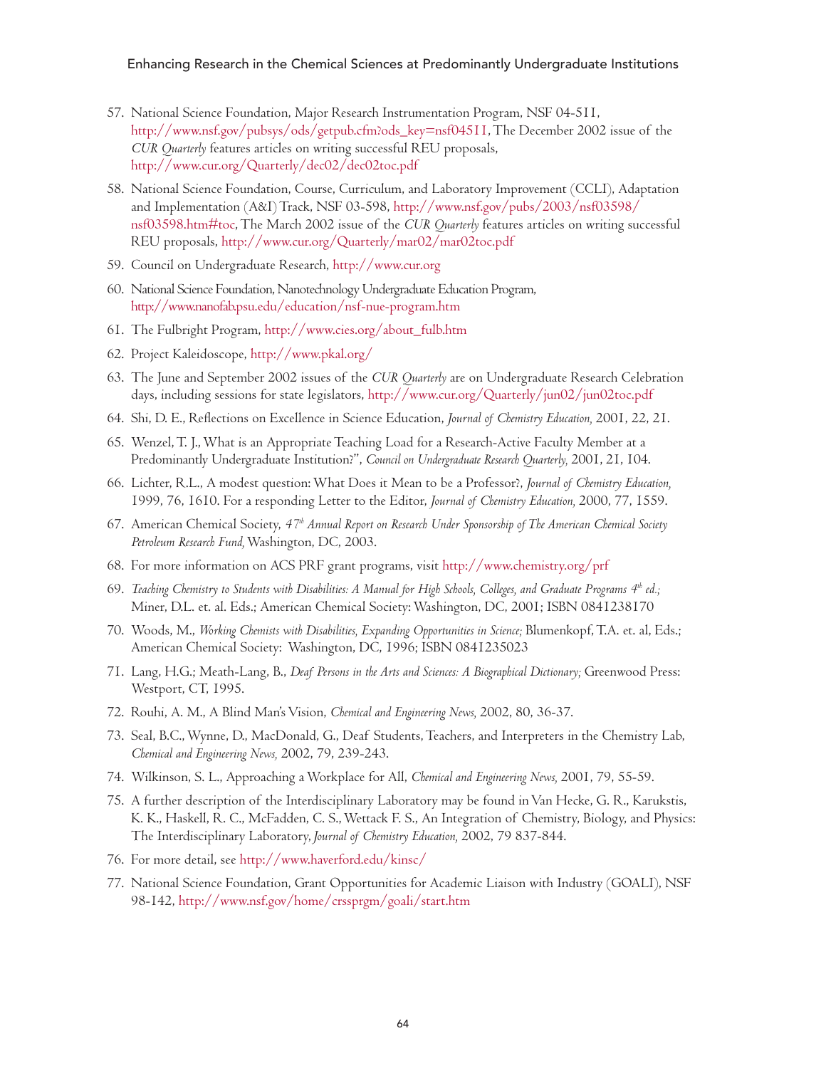57. National Science Foundation, Major Research Instrumentation Program, NSF 04-511, http://www.nsf.gov/pubsys/ods/getpub.cfm?ods_key=nsf04511, The December 2002 issue of the *CUR Quarterly* features articles on writing successful REU proposals, http://www.cur.org/Quarterly/dec02/dec02toc.pdf

58. National Science Foundation, Course, Curriculum, and Laboratory Improvement (CCLI), Adaptation and Implementation (A&I) Track, NSF 03-598, http://www.nsf.gov/pubs/2003/nsf03598/nsf03598.htm#toc, The March 2002 issue of the *CUR Quarterly* features articles on writing successful REU proposals, http://www.cur.org/Quarterly/mar02/mar02toc.pdf

59. Council on Undergraduate Research, http://www.cur.org

60. National Science Foundation, Nanotechnology Undergraduate Education Program, http://www.nanofab.psu.edu/education/nsf-nue-program.htm

61. The Fulbright Program, http://www.cies.org/about_fulb.htm

62. Project Kaleidoscope, http://www.pkal.org/

63. The June and September 2002 issues of the *CUR Quarterly* are on Undergraduate Research Celebration days, including sessions for state legislators, http://www.cur.org/Quarterly/jun02/jun02toc.pdf

64. Shi, D. E., Reflections on Excellence in Science Education, *Journal of Chemistry Education,* 2001, 22, 21.

65. Wenzel, T. J., What is an Appropriate Teaching Load for a Research-Active Faculty Member at a Predominantly Undergraduate Institution?", *Council on Undergraduate Research Quarterly,* 2001, 21, 104.

66. Lichter, R.L., A modest question: What Does it Mean to be a Professor?, *Journal of Chemistry Education,* 1999, 76, 1610. For a responding Letter to the Editor, *Journal of Chemistry Education,* 2000, 77, 1559.

67. American Chemical Society, *47th Annual Report on Research Under Sponsorship of The American Chemical Society Petroleum Research Fund,* Washington, DC, 2003.

68. For more information on ACS PRF grant programs, visit http://www.chemistry.org/prf

69. *Teaching Chemistry to Students with Disabilities: A Manual for High Schools, Colleges, and Graduate Programs 4th ed.;* Miner, D.L. et. al. Eds.; American Chemical Society: Washington, DC, 2001; ISBN 0841238170

70. Woods, M., *Working Chemists with Disabilities, Expanding Opportunities in Science;* Blumenkopf, T.A. et. al, Eds.; American Chemical Society: Washington, DC, 1996; ISBN 0841235023

71. Lang, H.G.; Meath-Lang, B., *Deaf Persons in the Arts and Sciences: A Biographical Dictionary;* Greenwood Press: Westport, CT, 1995.

72. Rouhi, A. M., A Blind Man's Vision, *Chemical and Engineering News,* 2002, 80, 36-37.

73. Seal, B.C., Wynne, D., MacDonald, G., Deaf Students, Teachers, and Interpreters in the Chemistry Lab, *Chemical and Engineering News,* 2002, 79, 239-243.

74. Wilkinson, S. L., Approaching a Workplace for All, *Chemical and Engineering News,* 2001, 79, 55-59.

75. A further description of the Interdisciplinary Laboratory may be found in Van Hecke, G. R., Karukstis, K. K., Haskell, R. C., McFadden, C. S., Wettack F. S., An Integration of Chemistry, Biology, and Physics: The Interdisciplinary Laboratory, *Journal of Chemistry Education,* 2002, 79 837-844.

76. For more detail, see http://www.haverford.edu/kinsc/

77. National Science Foundation, Grant Opportunities for Academic Liaison with Industry (GOALI), NSF 98-142, http://www.nsf.gov/home/crssprgm/goali/start.htm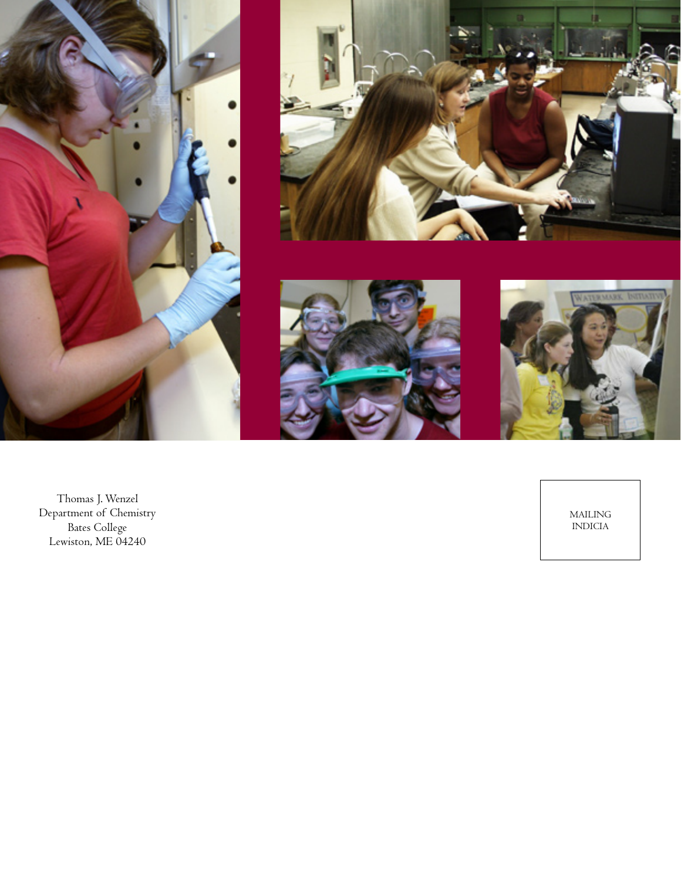Thomas J. Wenzel
Department of Chemistry
Bates College
Lewiston, ME 04240

MAILING
INDICIA